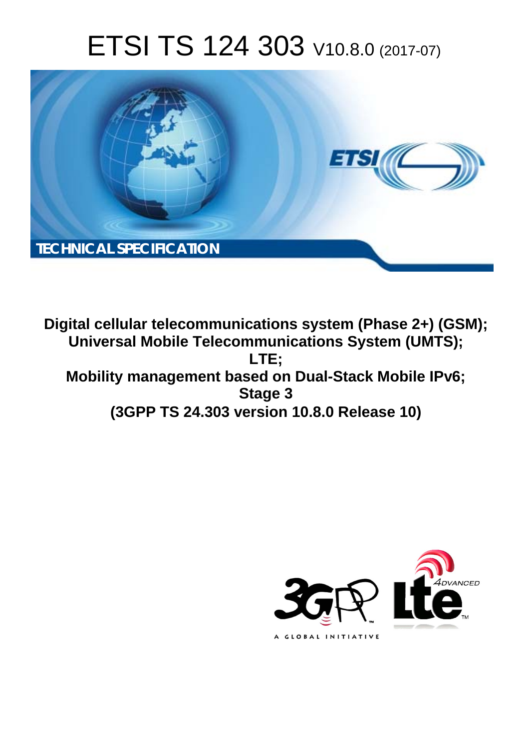# ETSI TS 124 303 V10.8.0 (2017-07)

TECHNICAL SPECIFICATION

**Digital cellular telecommunications system (Phase 2+) (GSM);**
**Universal Mobile Telecommunications System (UMTS);**
**LTE;**
**Mobility management based on Dual-Stack Mobile IPv6;**
**Stage 3**
**(3GPP TS 24.303 version 10.8.0 Release 10)**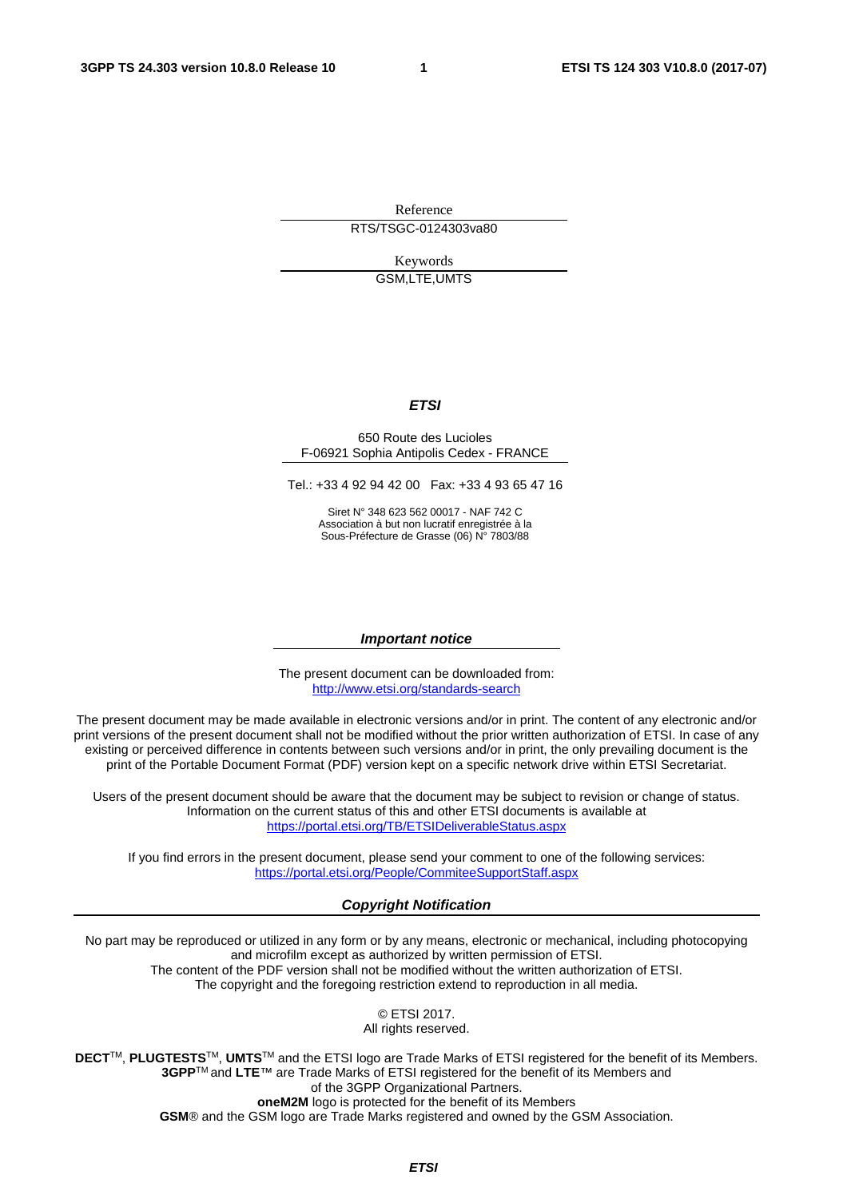Reference

RTS/TSGC-0124303va80

Keywords

GSM,LTE,UMTS

***ETSI***

650 Route des Lucioles
F-06921 Sophia Antipolis Cedex - FRANCE

Tel.: +33 4 92 94 42 00 Fax: +33 4 93 65 47 16

Siret N° 348 623 562 00017 - NAF 742 C
Association à but non lucratif enregistrée à la
Sous-Préfecture de Grasse (06) N° 7803/88

***Important notice***

The present document can be downloaded from:
http://www.etsi.org/standards-search

The present document may be made available in electronic versions and/or in print. The content of any electronic and/or print versions of the present document shall not be modified without the prior written authorization of ETSI. In case of any existing or perceived difference in contents between such versions and/or in print, the only prevailing document is the print of the Portable Document Format (PDF) version kept on a specific network drive within ETSI Secretariat.

Users of the present document should be aware that the document may be subject to revision or change of status. Information on the current status of this and other ETSI documents is available at
https://portal.etsi.org/TB/ETSIDeliverableStatus.aspx

If you find errors in the present document, please send your comment to one of the following services:
https://portal.etsi.org/People/CommiteeSupportStaff.aspx

***Copyright Notification***

No part may be reproduced or utilized in any form or by any means, electronic or mechanical, including photocopying and microfilm except as authorized by written permission of ETSI.
The content of the PDF version shall not be modified without the written authorization of ETSI.
The copyright and the foregoing restriction extend to reproduction in all media.

© ETSI 2017.
All rights reserved.

**DECT**™, **PLUGTESTS**™, **UMTS**™ and the ETSI logo are Trade Marks of ETSI registered for the benefit of its Members.
**3GPP**™ and **LTE**™ are Trade Marks of ETSI registered for the benefit of its Members and of the 3GPP Organizational Partners.
**oneM2M** logo is protected for the benefit of its Members
**GSM**® and the GSM logo are Trade Marks registered and owned by the GSM Association.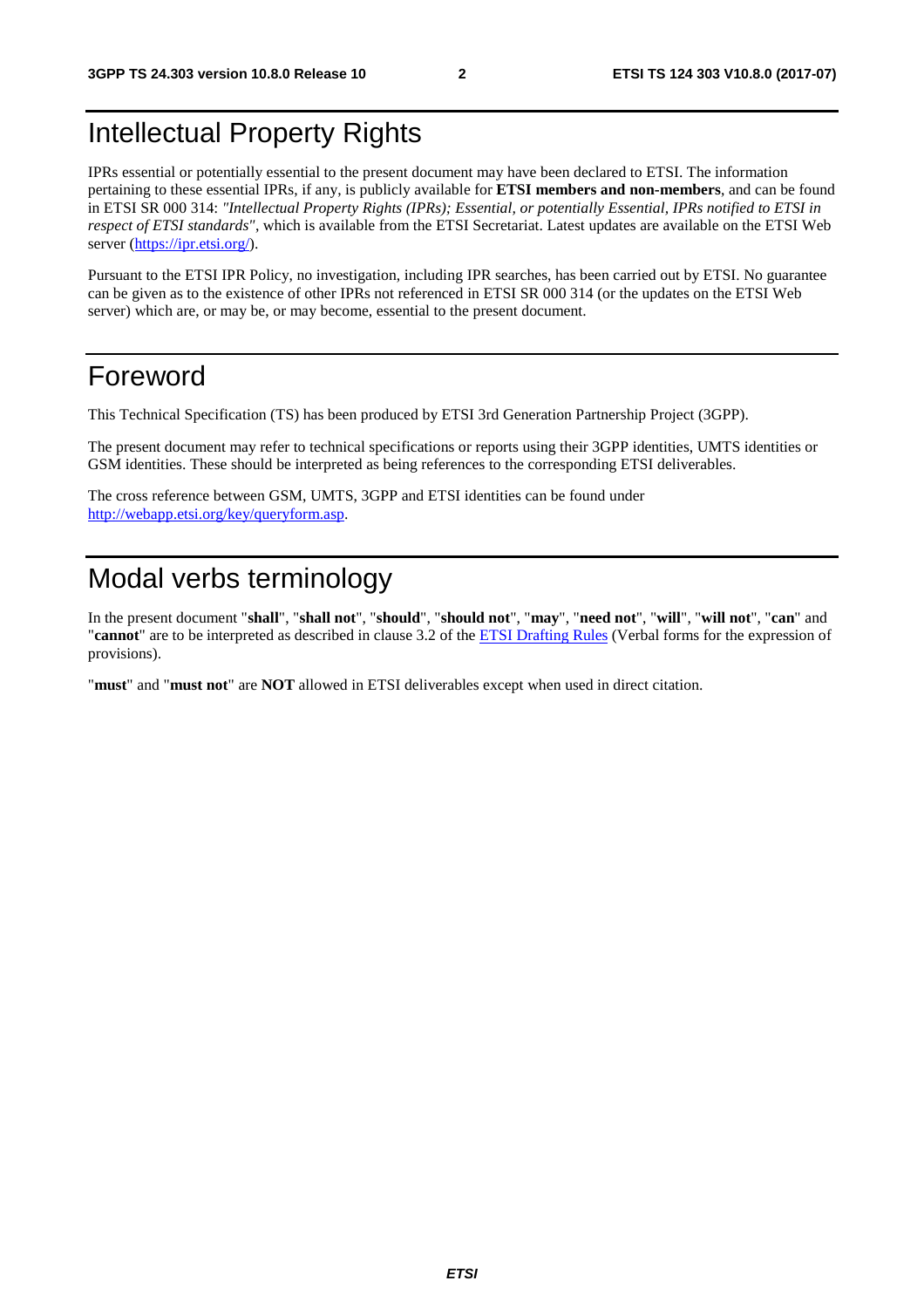# Intellectual Property Rights

IPRs essential or potentially essential to the present document may have been declared to ETSI. The information pertaining to these essential IPRs, if any, is publicly available for **ETSI members and non-members**, and can be found in ETSI SR 000 314: *"Intellectual Property Rights (IPRs); Essential, or potentially Essential, IPRs notified to ETSI in respect of ETSI standards"*, which is available from the ETSI Secretariat. Latest updates are available on the ETSI Web server (https://ipr.etsi.org/).

Pursuant to the ETSI IPR Policy, no investigation, including IPR searches, has been carried out by ETSI. No guarantee can be given as to the existence of other IPRs not referenced in ETSI SR 000 314 (or the updates on the ETSI Web server) which are, or may be, or may become, essential to the present document.

# Foreword

This Technical Specification (TS) has been produced by ETSI 3rd Generation Partnership Project (3GPP).

The present document may refer to technical specifications or reports using their 3GPP identities, UMTS identities or GSM identities. These should be interpreted as being references to the corresponding ETSI deliverables.

The cross reference between GSM, UMTS, 3GPP and ETSI identities can be found under http://webapp.etsi.org/key/queryform.asp.

# Modal verbs terminology

In the present document "**shall**", "**shall not**", "**should**", "**should not**", "**may**", "**need not**", "**will**", "**will not**", "**can**" and "**cannot**" are to be interpreted as described in clause 3.2 of the ETSI Drafting Rules (Verbal forms for the expression of provisions).

"**must**" and "**must not**" are **NOT** allowed in ETSI deliverables except when used in direct citation.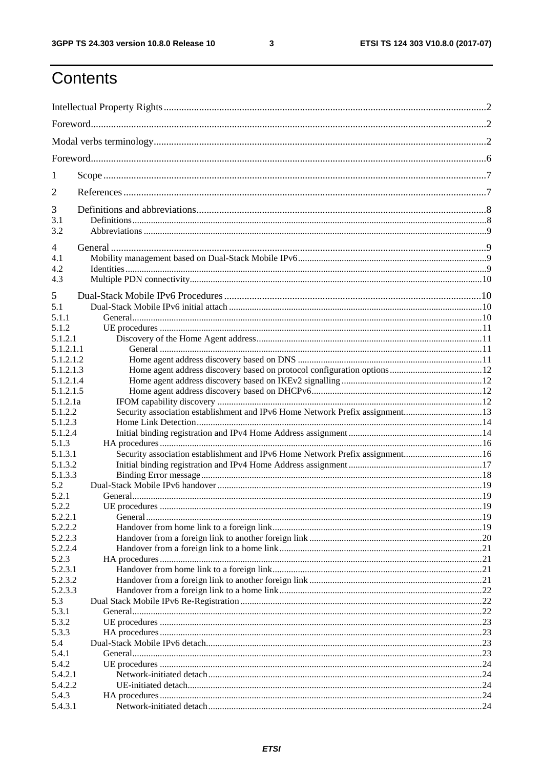# Contents

Intellectual Property Rights ..... 2
Foreword ..... 2
Modal verbs terminology ..... 2
Foreword ..... 6
1 Scope ..... 7
2 References ..... 7
3 Definitions and abbreviations ..... 8
3.1 Definitions ..... 8
3.2 Abbreviations ..... 9
4 General ..... 9
4.1 Mobility management based on Dual-Stack Mobile IPv6 ..... 9
4.2 Identities ..... 9
4.3 Multiple PDN connectivity ..... 10
5 Dual-Stack Mobile IPv6 Procedures ..... 10
5.1 Dual-Stack Mobile IPv6 initial attach ..... 10
5.1.1 General ..... 10
5.1.2 UE procedures ..... 11
5.1.2.1 Discovery of the Home Agent address ..... 11
5.1.2.1.1 General ..... 11
5.1.2.1.2 Home agent address discovery based on DNS ..... 11
5.1.2.1.3 Home agent address discovery based on protocol configuration options ..... 12
5.1.2.1.4 Home agent address discovery based on IKEv2 signalling ..... 12
5.1.2.1.5 Home agent address discovery based on DHCPv6 ..... 12
5.1.2.1a IFOM capability discovery ..... 12
5.1.2.2 Security association establishment and IPv6 Home Network Prefix assignment ..... 13
5.1.2.3 Home Link Detection ..... 14
5.1.2.4 Initial binding registration and IPv4 Home Address assignment ..... 14
5.1.3 HA procedures ..... 16
5.1.3.1 Security association establishment and IPv6 Home Network Prefix assignment ..... 16
5.1.3.2 Initial binding registration and IPv4 Home Address assignment ..... 17
5.1.3.3 Binding Error message ..... 18
5.2 Dual-Stack Mobile IPv6 handover ..... 19
5.2.1 General ..... 19
5.2.2 UE procedures ..... 19
5.2.2.1 General ..... 19
5.2.2.2 Handover from home link to a foreign link ..... 19
5.2.2.3 Handover from a foreign link to another foreign link ..... 20
5.2.2.4 Handover from a foreign link to a home link ..... 21
5.2.3 HA procedures ..... 21
5.2.3.1 Handover from home link to a foreign link ..... 21
5.2.3.2 Handover from a foreign link to another foreign link ..... 21
5.2.3.3 Handover from a foreign link to a home link ..... 22
5.3 Dual Stack Mobile IPv6 Re-Registration ..... 22
5.3.1 General ..... 22
5.3.2 UE procedures ..... 23
5.3.3 HA procedures ..... 23
5.4 Dual-Stack Mobile IPv6 detach ..... 23
5.4.1 General ..... 23
5.4.2 UE procedures ..... 24
5.4.2.1 Network-initiated detach ..... 24
5.4.2.2 UE-initiated detach ..... 24
5.4.3 HA procedures ..... 24
5.4.3.1 Network-initiated detach ..... 24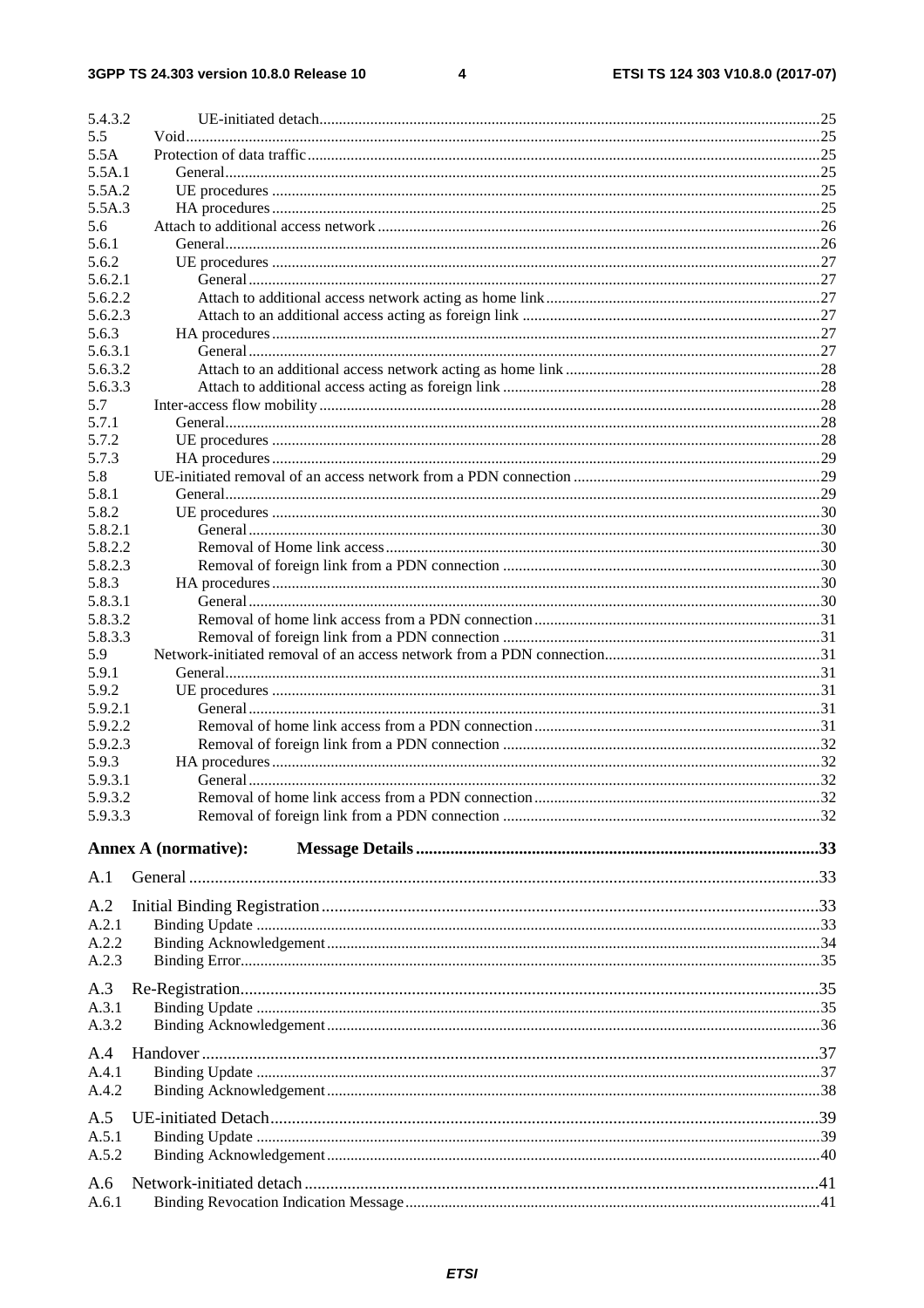5.4.3.2 UE-initiated detach ....................................................................................................................................25
5.5 Void ...................................................................................................................................................................25
5.5A Protection of data traffic ...................................................................................................................................25
5.5A.1 General .........................................................................................................................................................25
5.5A.2 UE procedures ..............................................................................................................................................25
5.5A.3 HA procedures ..............................................................................................................................................25
5.6 Attach to additional access network .................................................................................................................26
5.6.1 General .........................................................................................................................................................26
5.6.2 UE procedures ..............................................................................................................................................27
5.6.2.1 General ....................................................................................................................................................27
5.6.2.2 Attach to additional access network acting as home link ........................................................................27
5.6.2.3 Attach to an additional access acting as foreign link ...............................................................................27
5.6.3 HA procedures ..............................................................................................................................................27
5.6.3.1 General ....................................................................................................................................................27
5.6.3.2 Attach to an additional access network acting as home link ...................................................................28
5.6.3.3 Attach to additional access acting as foreign link ...................................................................................28
5.7 Inter-access flow mobility ................................................................................................................................28
5.7.1 General .........................................................................................................................................................28
5.7.2 UE procedures ..............................................................................................................................................28
5.7.3 HA procedures ..............................................................................................................................................29
5.8 UE-initiated removal of an access network from a PDN connection ...............................................................29
5.8.1 General .........................................................................................................................................................29
5.8.2 UE procedures ..............................................................................................................................................30
5.8.2.1 General ....................................................................................................................................................30
5.8.2.2 Removal of Home link access .................................................................................................................30
5.8.2.3 Removal of foreign link from a PDN connection ....................................................................................30
5.8.3 HA procedures ..............................................................................................................................................30
5.8.3.1 General ....................................................................................................................................................30
5.8.3.2 Removal of home link access from a PDN connection ...........................................................................31
5.8.3.3 Removal of foreign link from a PDN connection ....................................................................................31
5.9 Network-initiated removal of an access network from a PDN connection .......................................................31
5.9.1 General .........................................................................................................................................................31
5.9.2 UE procedures ..............................................................................................................................................31
5.9.2.1 General ....................................................................................................................................................31
5.9.2.2 Removal of home link access from a PDN connection ...........................................................................31
5.9.2.3 Removal of foreign link from a PDN connection ....................................................................................32
5.9.3 HA procedures ..............................................................................................................................................32
5.9.3.1 General ....................................................................................................................................................32
5.9.3.2 Removal of home link access from a PDN connection ...........................................................................32
5.9.3.3 Removal of foreign link from a PDN connection ....................................................................................32

**Annex A (normative): Message Details ....................................................................................33**

A.1 General ..................................................................................................................................................33

A.2 Initial Binding Registration ...................................................................................................................33
A.2.1 Binding Update ..................................................................................................................................................33
A.2.2 Binding Acknowledgement ...............................................................................................................................34
A.2.3 Binding Error .....................................................................................................................................................35

A.3 Re-Registration .....................................................................................................................................35
A.3.1 Binding Update ..................................................................................................................................................35
A.3.2 Binding Acknowledgement ...............................................................................................................................36

A.4 Handover ...............................................................................................................................................37
A.4.1 Binding Update ..................................................................................................................................................37
A.4.2 Binding Acknowledgement ...............................................................................................................................38

A.5 UE-initiated Detach ...............................................................................................................................39
A.5.1 Binding Update ..................................................................................................................................................39
A.5.2 Binding Acknowledgement ...............................................................................................................................40

A.6 Network-initiated detach .......................................................................................................................41
A.6.1 Binding Revocation Indication Message ...........................................................................................................41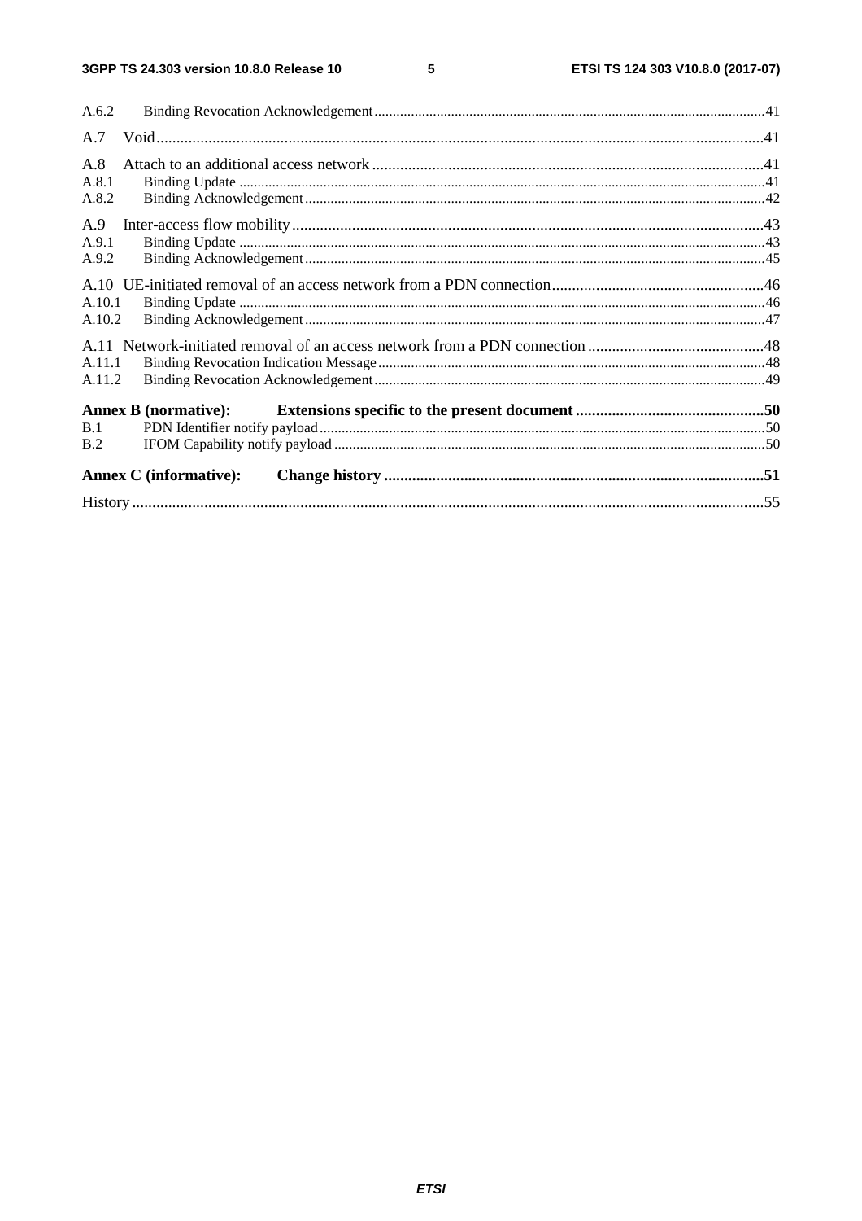A.6.2 Binding Revocation Acknowledgement .....41

A.7 Void .....41

A.8 Attach to an additional access network .....41
A.8.1 Binding Update .....41
A.8.2 Binding Acknowledgement .....42

A.9 Inter-access flow mobility .....43
A.9.1 Binding Update .....43
A.9.2 Binding Acknowledgement .....45

A.10 UE-initiated removal of an access network from a PDN connection .....46
A.10.1 Binding Update .....46
A.10.2 Binding Acknowledgement .....47

A.11 Network-initiated removal of an access network from a PDN connection .....48
A.11.1 Binding Revocation Indication Message .....48
A.11.2 Binding Revocation Acknowledgement .....49

**Annex B (normative): Extensions specific to the present document .....50**
B.1 PDN Identifier notify payload .....50
B.2 IFOM Capability notify payload .....50

**Annex C (informative): Change history .....51**

History .....55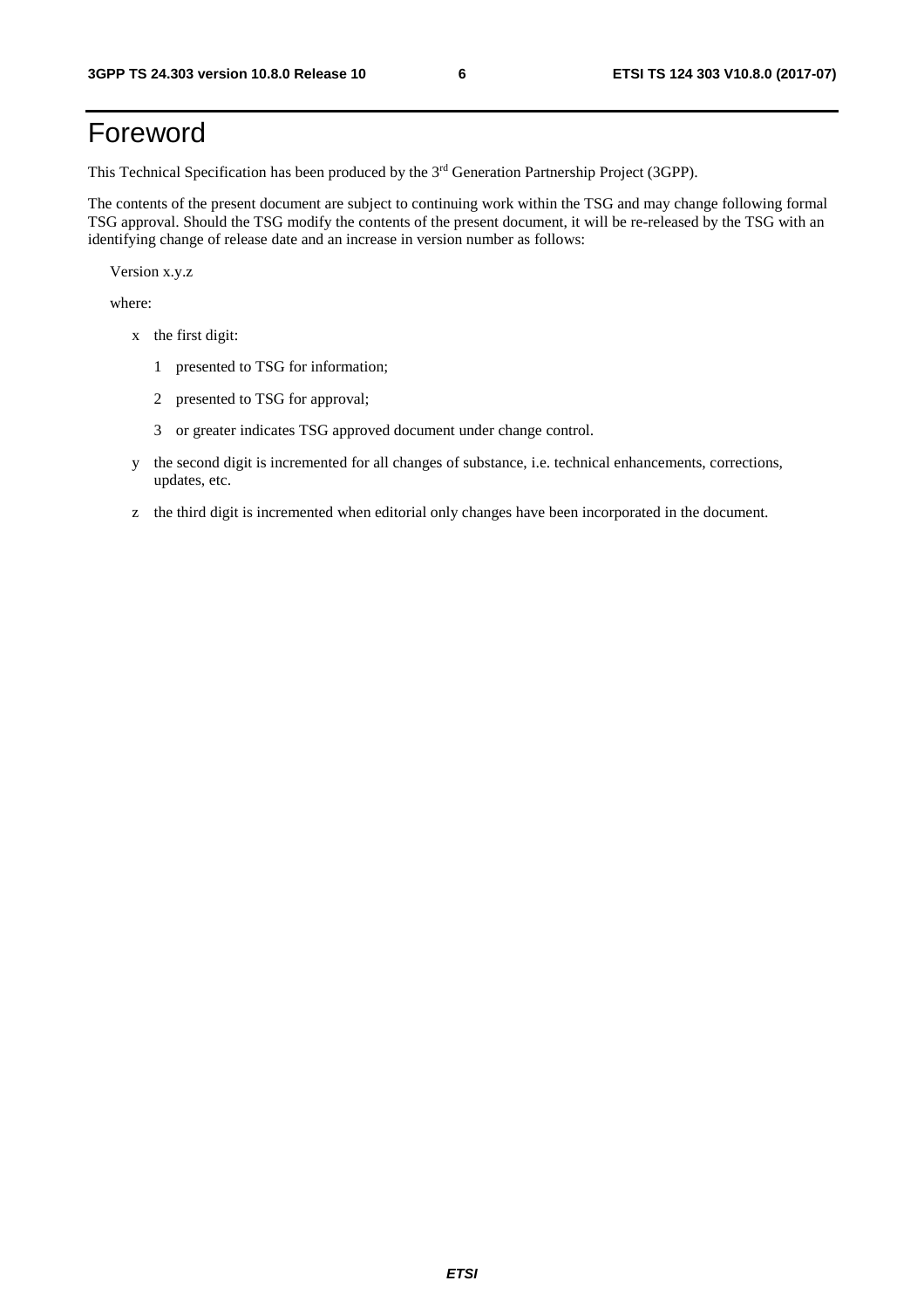# Foreword

This Technical Specification has been produced by the 3rd Generation Partnership Project (3GPP).

The contents of the present document are subject to continuing work within the TSG and may change following formal TSG approval. Should the TSG modify the contents of the present document, it will be re-released by the TSG with an identifying change of release date and an increase in version number as follows:

Version x.y.z

where:

- x the first digit:
  - 1 presented to TSG for information;
  - 2 presented to TSG for approval;
  - 3 or greater indicates TSG approved document under change control.
- y the second digit is incremented for all changes of substance, i.e. technical enhancements, corrections, updates, etc.
- z the third digit is incremented when editorial only changes have been incorporated in the document.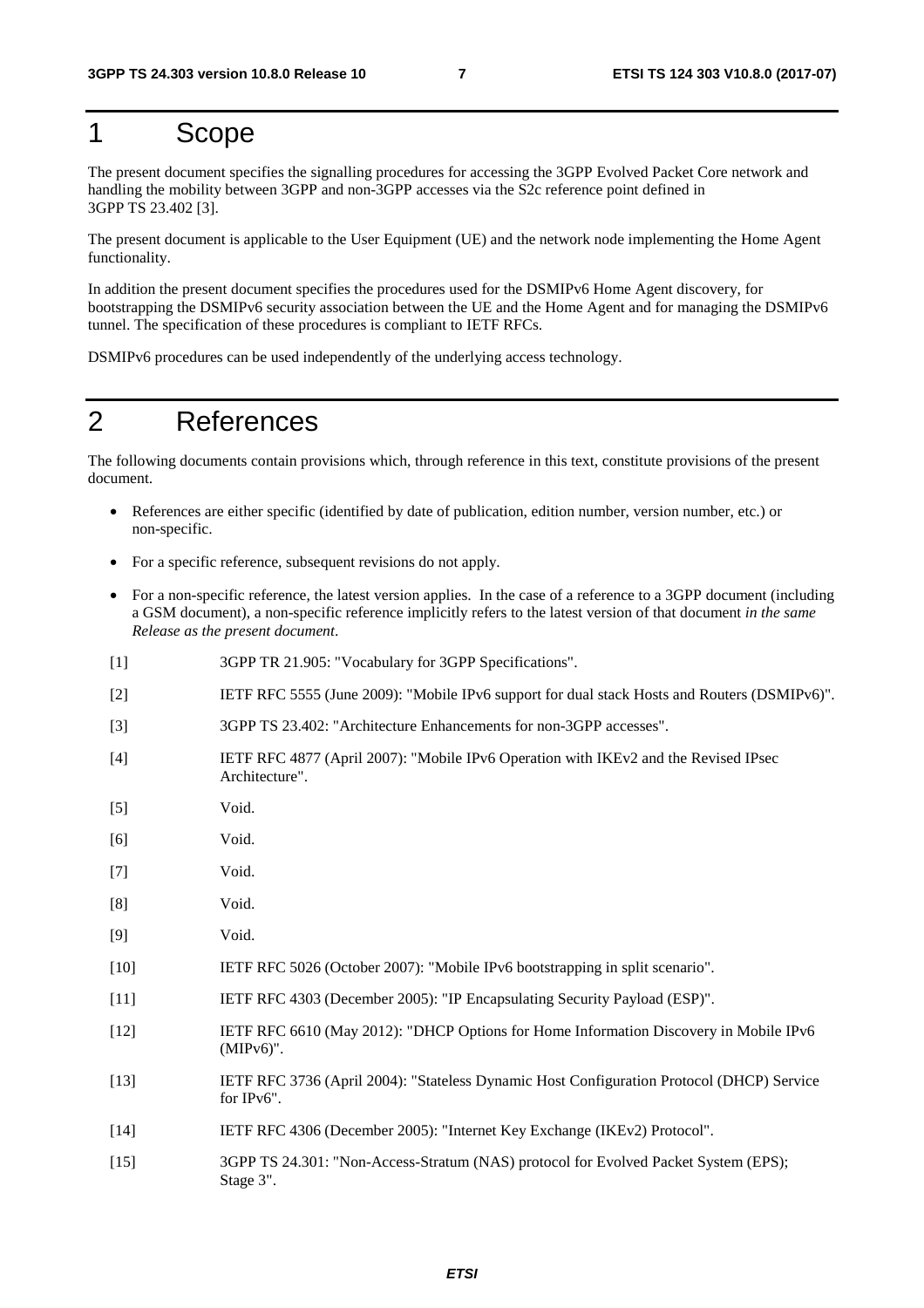# 1 Scope

The present document specifies the signalling procedures for accessing the 3GPP Evolved Packet Core network and handling the mobility between 3GPP and non-3GPP accesses via the S2c reference point defined in 3GPP TS 23.402 [3].

The present document is applicable to the User Equipment (UE) and the network node implementing the Home Agent functionality.

In addition the present document specifies the procedures used for the DSMIPv6 Home Agent discovery, for bootstrapping the DSMIPv6 security association between the UE and the Home Agent and for managing the DSMIPv6 tunnel. The specification of these procedures is compliant to IETF RFCs.

DSMIPv6 procedures can be used independently of the underlying access technology.

# 2 References

The following documents contain provisions which, through reference in this text, constitute provisions of the present document.

- References are either specific (identified by date of publication, edition number, version number, etc.) or non-specific.
- For a specific reference, subsequent revisions do not apply.
- For a non-specific reference, the latest version applies. In the case of a reference to a 3GPP document (including a GSM document), a non-specific reference implicitly refers to the latest version of that document *in the same Release as the present document*.

[1] 3GPP TR 21.905: "Vocabulary for 3GPP Specifications".

[2] IETF RFC 5555 (June 2009): "Mobile IPv6 support for dual stack Hosts and Routers (DSMIPv6)".

[3] 3GPP TS 23.402: "Architecture Enhancements for non-3GPP accesses".

[4] IETF RFC 4877 (April 2007): "Mobile IPv6 Operation with IKEv2 and the Revised IPsec Architecture".

[5] Void.

[6] Void.

[7] Void.

[8] Void.

[9] Void.

[10] IETF RFC 5026 (October 2007): "Mobile IPv6 bootstrapping in split scenario".

[11] IETF RFC 4303 (December 2005): "IP Encapsulating Security Payload (ESP)".

[12] IETF RFC 6610 (May 2012): "DHCP Options for Home Information Discovery in Mobile IPv6 (MIPv6)".

[13] IETF RFC 3736 (April 2004): "Stateless Dynamic Host Configuration Protocol (DHCP) Service for IPv6".

[14] IETF RFC 4306 (December 2005): "Internet Key Exchange (IKEv2) Protocol".

[15] 3GPP TS 24.301: "Non-Access-Stratum (NAS) protocol for Evolved Packet System (EPS); Stage 3".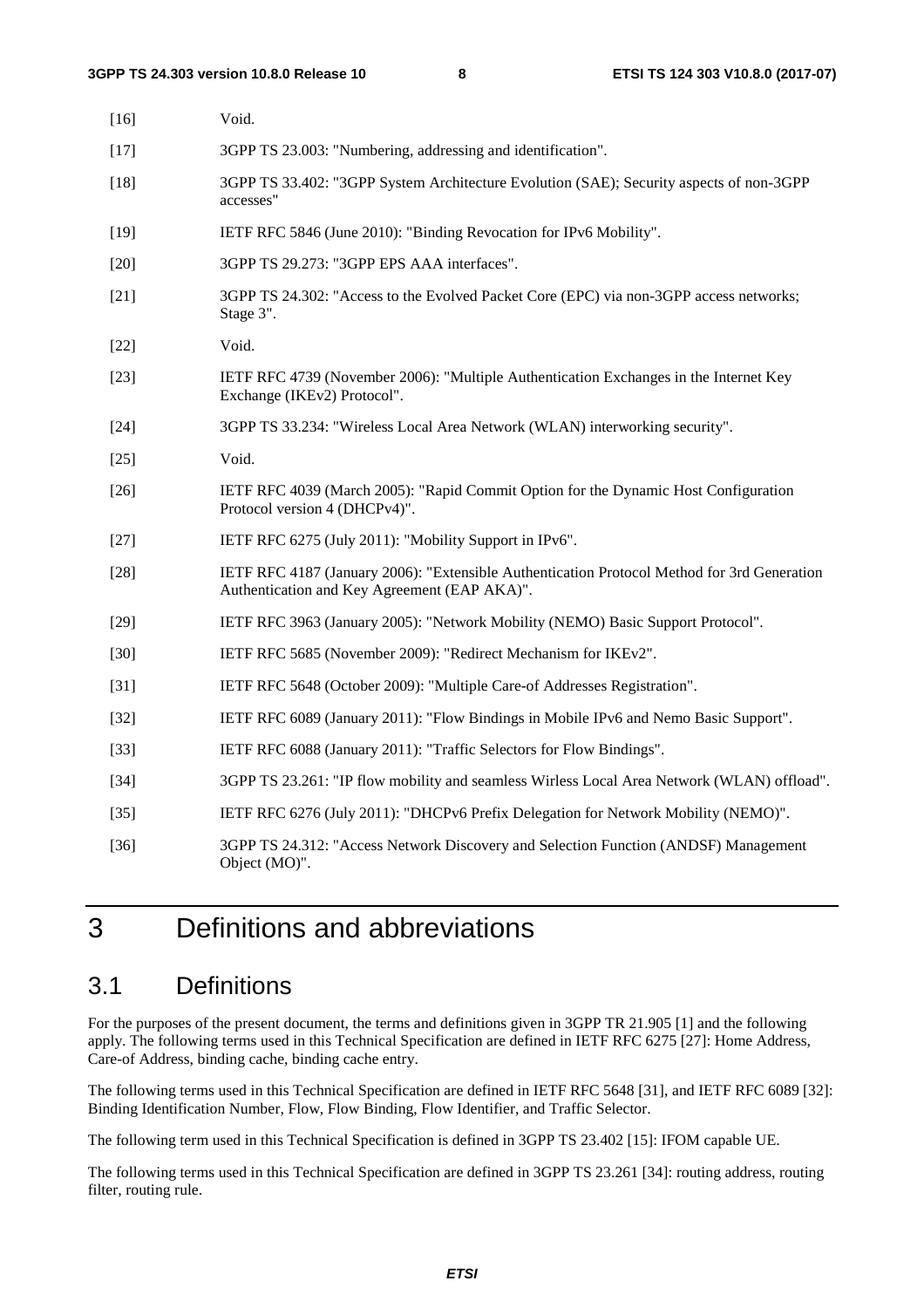[16] Void.

[17] 3GPP TS 23.003: "Numbering, addressing and identification".

[18] 3GPP TS 33.402: "3GPP System Architecture Evolution (SAE); Security aspects of non-3GPP accesses"

[19] IETF RFC 5846 (June 2010): "Binding Revocation for IPv6 Mobility".

[20] 3GPP TS 29.273: "3GPP EPS AAA interfaces".

[21] 3GPP TS 24.302: "Access to the Evolved Packet Core (EPC) via non-3GPP access networks; Stage 3".

[22] Void.

[23] IETF RFC 4739 (November 2006): "Multiple Authentication Exchanges in the Internet Key Exchange (IKEv2) Protocol".

[24] 3GPP TS 33.234: "Wireless Local Area Network (WLAN) interworking security".

[25] Void.

[26] IETF RFC 4039 (March 2005): "Rapid Commit Option for the Dynamic Host Configuration Protocol version 4 (DHCPv4)".

[27] IETF RFC 6275 (July 2011): "Mobility Support in IPv6".

[28] IETF RFC 4187 (January 2006): "Extensible Authentication Protocol Method for 3rd Generation Authentication and Key Agreement (EAP AKA)".

[29] IETF RFC 3963 (January 2005): "Network Mobility (NEMO) Basic Support Protocol".

[30] IETF RFC 5685 (November 2009): "Redirect Mechanism for IKEv2".

[31] IETF RFC 5648 (October 2009): "Multiple Care-of Addresses Registration".

[32] IETF RFC 6089 (January 2011): "Flow Bindings in Mobile IPv6 and Nemo Basic Support".

[33] IETF RFC 6088 (January 2011): "Traffic Selectors for Flow Bindings".

[34] 3GPP TS 23.261: "IP flow mobility and seamless Wirless Local Area Network (WLAN) offload".

[35] IETF RFC 6276 (July 2011): "DHCPv6 Prefix Delegation for Network Mobility (NEMO)".

[36] 3GPP TS 24.312: "Access Network Discovery and Selection Function (ANDSF) Management Object (MO)".

# 3 Definitions and abbreviations

## 3.1 Definitions

For the purposes of the present document, the terms and definitions given in 3GPP TR 21.905 [1] and the following apply. The following terms used in this Technical Specification are defined in IETF RFC 6275 [27]: Home Address, Care-of Address, binding cache, binding cache entry.

The following terms used in this Technical Specification are defined in IETF RFC 5648 [31], and IETF RFC 6089 [32]: Binding Identification Number, Flow, Flow Binding, Flow Identifier, and Traffic Selector.

The following term used in this Technical Specification is defined in 3GPP TS 23.402 [15]: IFOM capable UE.

The following terms used in this Technical Specification are defined in 3GPP TS 23.261 [34]: routing address, routing filter, routing rule.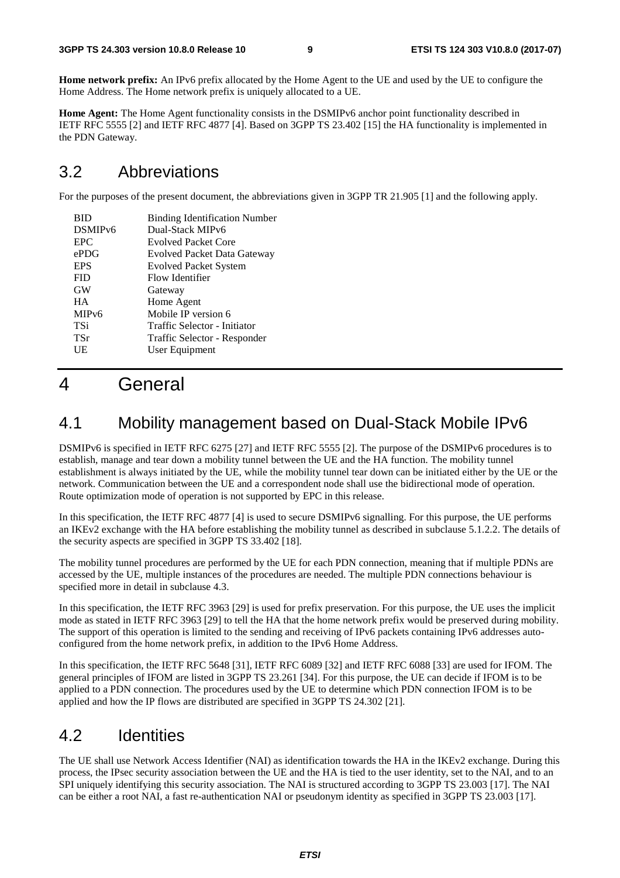**Home network prefix:** An IPv6 prefix allocated by the Home Agent to the UE and used by the UE to configure the Home Address. The Home network prefix is uniquely allocated to a UE.

**Home Agent:** The Home Agent functionality consists in the DSMIPv6 anchor point functionality described in IETF RFC 5555 [2] and IETF RFC 4877 [4]. Based on 3GPP TS 23.402 [15] the HA functionality is implemented in the PDN Gateway.

## 3.2 Abbreviations

For the purposes of the present document, the abbreviations given in 3GPP TR 21.905 [1] and the following apply.

| | |
|---|---|
| BID | Binding Identification Number |
| DSMIPv6 | Dual-Stack MIPv6 |
| EPC | Evolved Packet Core |
| ePDG | Evolved Packet Data Gateway |
| EPS | Evolved Packet System |
| FID | Flow Identifier |
| GW | Gateway |
| HA | Home Agent |
| MIPv6 | Mobile IP version 6 |
| TSi | Traffic Selector - Initiator |
| TSr | Traffic Selector - Responder |
| UE | User Equipment |

# 4 General

## 4.1 Mobility management based on Dual-Stack Mobile IPv6

DSMIPv6 is specified in IETF RFC 6275 [27] and IETF RFC 5555 [2]. The purpose of the DSMIPv6 procedures is to establish, manage and tear down a mobility tunnel between the UE and the HA function. The mobility tunnel establishment is always initiated by the UE, while the mobility tunnel tear down can be initiated either by the UE or the network. Communication between the UE and a correspondent node shall use the bidirectional mode of operation. Route optimization mode of operation is not supported by EPC in this release.

In this specification, the IETF RFC 4877 [4] is used to secure DSMIPv6 signalling. For this purpose, the UE performs an IKEv2 exchange with the HA before establishing the mobility tunnel as described in subclause 5.1.2.2. The details of the security aspects are specified in 3GPP TS 33.402 [18].

The mobility tunnel procedures are performed by the UE for each PDN connection, meaning that if multiple PDNs are accessed by the UE, multiple instances of the procedures are needed. The multiple PDN connections behaviour is specified more in detail in subclause 4.3.

In this specification, the IETF RFC 3963 [29] is used for prefix preservation. For this purpose, the UE uses the implicit mode as stated in IETF RFC 3963 [29] to tell the HA that the home network prefix would be preserved during mobility. The support of this operation is limited to the sending and receiving of IPv6 packets containing IPv6 addresses auto-configured from the home network prefix, in addition to the IPv6 Home Address.

In this specification, the IETF RFC 5648 [31], IETF RFC 6089 [32] and IETF RFC 6088 [33] are used for IFOM. The general principles of IFOM are listed in 3GPP TS 23.261 [34]. For this purpose, the UE can decide if IFOM is to be applied to a PDN connection. The procedures used by the UE to determine which PDN connection IFOM is to be applied and how the IP flows are distributed are specified in 3GPP TS 24.302 [21].

## 4.2 Identities

The UE shall use Network Access Identifier (NAI) as identification towards the HA in the IKEv2 exchange. During this process, the IPsec security association between the UE and the HA is tied to the user identity, set to the NAI, and to an SPI uniquely identifying this security association. The NAI is structured according to 3GPP TS 23.003 [17]. The NAI can be either a root NAI, a fast re-authentication NAI or pseudonym identity as specified in 3GPP TS 23.003 [17].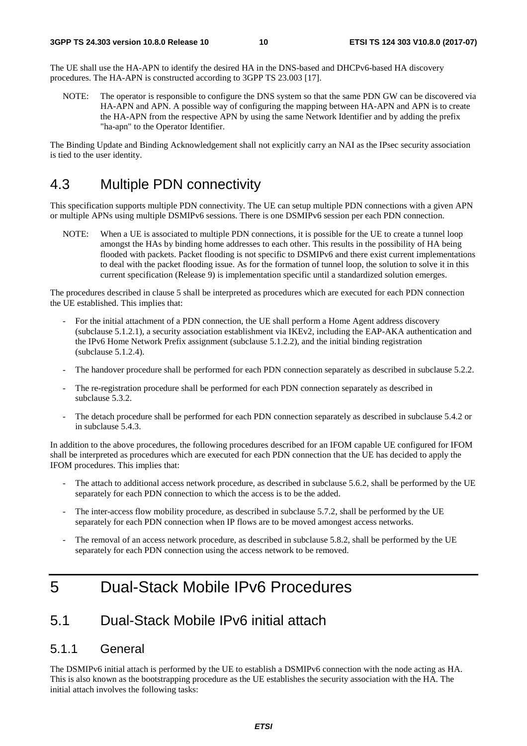The UE shall use the HA-APN to identify the desired HA in the DNS-based and DHCPv6-based HA discovery procedures. The HA-APN is constructed according to 3GPP TS 23.003 [17].

NOTE: The operator is responsible to configure the DNS system so that the same PDN GW can be discovered via HA-APN and APN. A possible way of configuring the mapping between HA-APN and APN is to create the HA-APN from the respective APN by using the same Network Identifier and by adding the prefix "ha-apn" to the Operator Identifier.

The Binding Update and Binding Acknowledgement shall not explicitly carry an NAI as the IPsec security association is tied to the user identity.

## 4.3 Multiple PDN connectivity

This specification supports multiple PDN connectivity. The UE can setup multiple PDN connections with a given APN or multiple APNs using multiple DSMIPv6 sessions. There is one DSMIPv6 session per each PDN connection.

NOTE: When a UE is associated to multiple PDN connections, it is possible for the UE to create a tunnel loop amongst the HAs by binding home addresses to each other. This results in the possibility of HA being flooded with packets. Packet flooding is not specific to DSMIPv6 and there exist current implementations to deal with the packet flooding issue. As for the formation of tunnel loop, the solution to solve it in this current specification (Release 9) is implementation specific until a standardized solution emerges.

The procedures described in clause 5 shall be interpreted as procedures which are executed for each PDN connection the UE established. This implies that:

- For the initial attachment of a PDN connection, the UE shall perform a Home Agent address discovery (subclause 5.1.2.1), a security association establishment via IKEv2, including the EAP-AKA authentication and the IPv6 Home Network Prefix assignment (subclause 5.1.2.2), and the initial binding registration (subclause 5.1.2.4).
- The handover procedure shall be performed for each PDN connection separately as described in subclause 5.2.2.
- The re-registration procedure shall be performed for each PDN connection separately as described in subclause 5.3.2.
- The detach procedure shall be performed for each PDN connection separately as described in subclause 5.4.2 or in subclause 5.4.3.

In addition to the above procedures, the following procedures described for an IFOM capable UE configured for IFOM shall be interpreted as procedures which are executed for each PDN connection that the UE has decided to apply the IFOM procedures. This implies that:

- The attach to additional access network procedure, as described in subclause 5.6.2, shall be performed by the UE separately for each PDN connection to which the access is to be the added.
- The inter-access flow mobility procedure, as described in subclause 5.7.2, shall be performed by the UE separately for each PDN connection when IP flows are to be moved amongest access networks.
- The removal of an access network procedure, as described in subclause 5.8.2, shall be performed by the UE separately for each PDN connection using the access network to be removed.

# 5 Dual-Stack Mobile IPv6 Procedures

## 5.1 Dual-Stack Mobile IPv6 initial attach

### 5.1.1 General

The DSMIPv6 initial attach is performed by the UE to establish a DSMIPv6 connection with the node acting as HA. This is also known as the bootstrapping procedure as the UE establishes the security association with the HA. The initial attach involves the following tasks: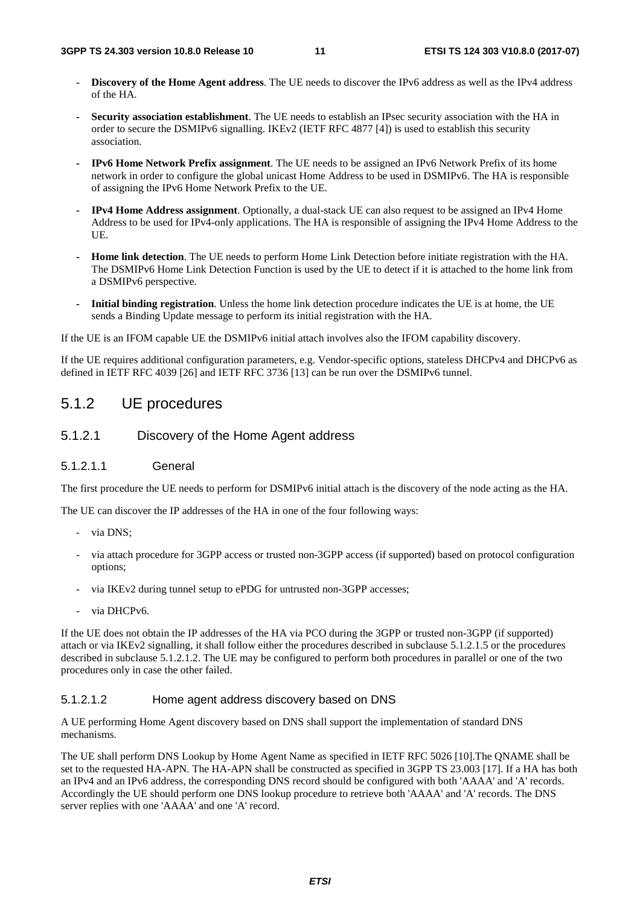- **Discovery of the Home Agent address**. The UE needs to discover the IPv6 address as well as the IPv4 address of the HA.

- **Security association establishment**. The UE needs to establish an IPsec security association with the HA in order to secure the DSMIPv6 signalling. IKEv2 (IETF RFC 4877 [4]) is used to establish this security association.

- **IPv6 Home Network Prefix assignment**. The UE needs to be assigned an IPv6 Network Prefix of its home network in order to configure the global unicast Home Address to be used in DSMIPv6. The HA is responsible of assigning the IPv6 Home Network Prefix to the UE.

- **IPv4 Home Address assignment**. Optionally, a dual-stack UE can also request to be assigned an IPv4 Home Address to be used for IPv4-only applications. The HA is responsible of assigning the IPv4 Home Address to the UE.

- **Home link detection**. The UE needs to perform Home Link Detection before initiate registration with the HA. The DSMIPv6 Home Link Detection Function is used by the UE to detect if it is attached to the home link from a DSMIPv6 perspective.

- **Initial binding registration**. Unless the home link detection procedure indicates the UE is at home, the UE sends a Binding Update message to perform its initial registration with the HA.

If the UE is an IFOM capable UE the DSMIPv6 initial attach involves also the IFOM capability discovery.

If the UE requires additional configuration parameters, e.g. Vendor-specific options, stateless DHCPv4 and DHCPv6 as defined in IETF RFC 4039 [26] and IETF RFC 3736 [13] can be run over the DSMIPv6 tunnel.

### 5.1.2 UE procedures

#### 5.1.2.1 Discovery of the Home Agent address

##### 5.1.2.1.1 General

The first procedure the UE needs to perform for DSMIPv6 initial attach is the discovery of the node acting as the HA.

The UE can discover the IP addresses of the HA in one of the four following ways:

- via DNS;

- via attach procedure for 3GPP access or trusted non-3GPP access (if supported) based on protocol configuration options;

- via IKEv2 during tunnel setup to ePDG for untrusted non-3GPP accesses;

- via DHCPv6.

If the UE does not obtain the IP addresses of the HA via PCO during the 3GPP or trusted non-3GPP (if supported) attach or via IKEv2 signalling, it shall follow either the procedures described in subclause 5.1.2.1.5 or the procedures described in subclause 5.1.2.1.2. The UE may be configured to perform both procedures in parallel or one of the two procedures only in case the other failed.

##### 5.1.2.1.2 Home agent address discovery based on DNS

A UE performing Home Agent discovery based on DNS shall support the implementation of standard DNS mechanisms.

The UE shall perform DNS Lookup by Home Agent Name as specified in IETF RFC 5026 [10].The QNAME shall be set to the requested HA-APN. The HA-APN shall be constructed as specified in 3GPP TS 23.003 [17]. If a HA has both an IPv4 and an IPv6 address, the corresponding DNS record should be configured with both 'AAAA' and 'A' records. Accordingly the UE should perform one DNS lookup procedure to retrieve both 'AAAA' and 'A' records. The DNS server replies with one 'AAAA' and one 'A' record.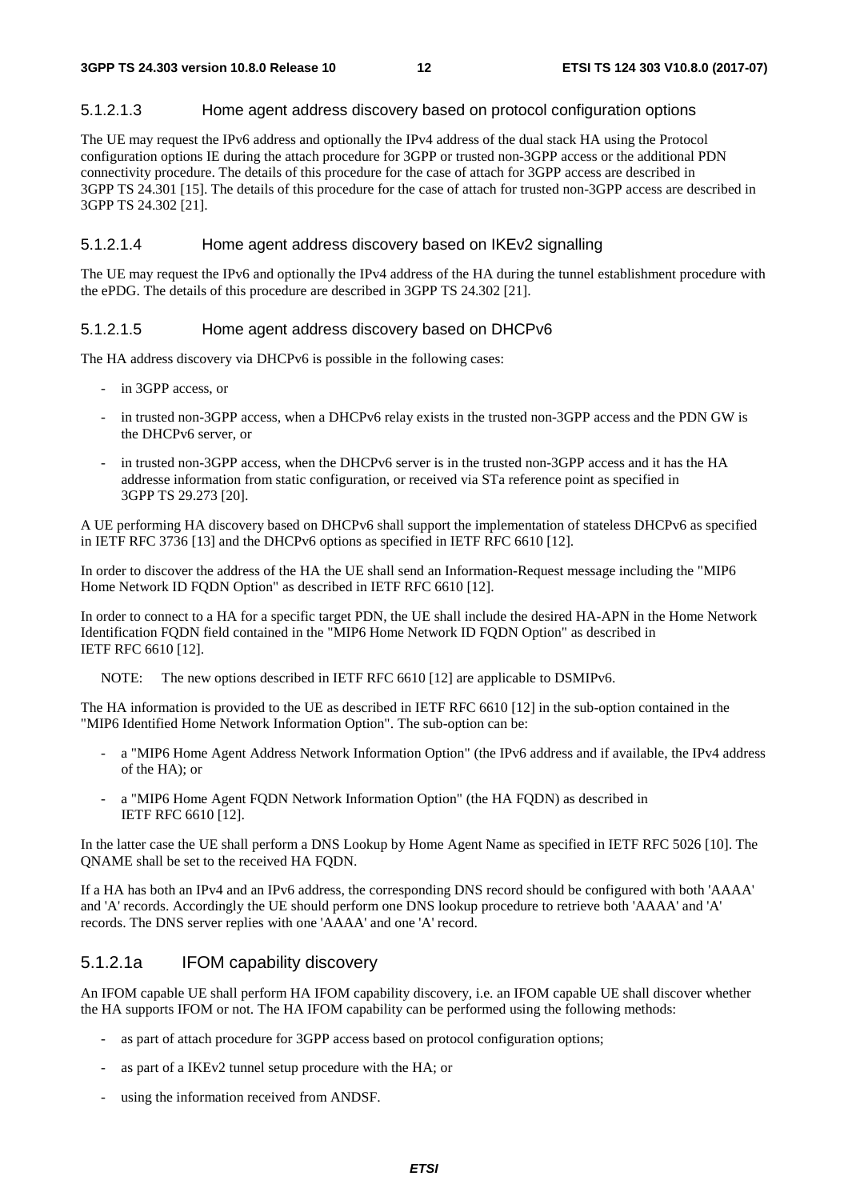#### 5.1.2.1.3 Home agent address discovery based on protocol configuration options

The UE may request the IPv6 address and optionally the IPv4 address of the dual stack HA using the Protocol configuration options IE during the attach procedure for 3GPP or trusted non-3GPP access or the additional PDN connectivity procedure. The details of this procedure for the case of attach for 3GPP access are described in 3GPP TS 24.301 [15]. The details of this procedure for the case of attach for trusted non-3GPP access are described in 3GPP TS 24.302 [21].

#### 5.1.2.1.4 Home agent address discovery based on IKEv2 signalling

The UE may request the IPv6 and optionally the IPv4 address of the HA during the tunnel establishment procedure with the ePDG. The details of this procedure are described in 3GPP TS 24.302 [21].

#### 5.1.2.1.5 Home agent address discovery based on DHCPv6

The HA address discovery via DHCPv6 is possible in the following cases:

- in 3GPP access, or
- in trusted non-3GPP access, when a DHCPv6 relay exists in the trusted non-3GPP access and the PDN GW is the DHCPv6 server, or
- in trusted non-3GPP access, when the DHCPv6 server is in the trusted non-3GPP access and it has the HA addresse information from static configuration, or received via STa reference point as specified in 3GPP TS 29.273 [20].

A UE performing HA discovery based on DHCPv6 shall support the implementation of stateless DHCPv6 as specified in IETF RFC 3736 [13] and the DHCPv6 options as specified in IETF RFC 6610 [12].

In order to discover the address of the HA the UE shall send an Information-Request message including the "MIP6 Home Network ID FQDN Option" as described in IETF RFC 6610 [12].

In order to connect to a HA for a specific target PDN, the UE shall include the desired HA-APN in the Home Network Identification FQDN field contained in the "MIP6 Home Network ID FQDN Option" as described in IETF RFC 6610 [12].

NOTE: The new options described in IETF RFC 6610 [12] are applicable to DSMIPv6.

The HA information is provided to the UE as described in IETF RFC 6610 [12] in the sub-option contained in the "MIP6 Identified Home Network Information Option". The sub-option can be:

- a "MIP6 Home Agent Address Network Information Option" (the IPv6 address and if available, the IPv4 address of the HA); or
- a "MIP6 Home Agent FQDN Network Information Option" (the HA FQDN) as described in IETF RFC 6610 [12].

In the latter case the UE shall perform a DNS Lookup by Home Agent Name as specified in IETF RFC 5026 [10]. The QNAME shall be set to the received HA FQDN.

If a HA has both an IPv4 and an IPv6 address, the corresponding DNS record should be configured with both 'AAAA' and 'A' records. Accordingly the UE should perform one DNS lookup procedure to retrieve both 'AAAA' and 'A' records. The DNS server replies with one 'AAAA' and one 'A' record.

### 5.1.2.1a IFOM capability discovery

An IFOM capable UE shall perform HA IFOM capability discovery, i.e. an IFOM capable UE shall discover whether the HA supports IFOM or not. The HA IFOM capability can be performed using the following methods:

- as part of attach procedure for 3GPP access based on protocol configuration options;
- as part of a IKEv2 tunnel setup procedure with the HA; or
- using the information received from ANDSF.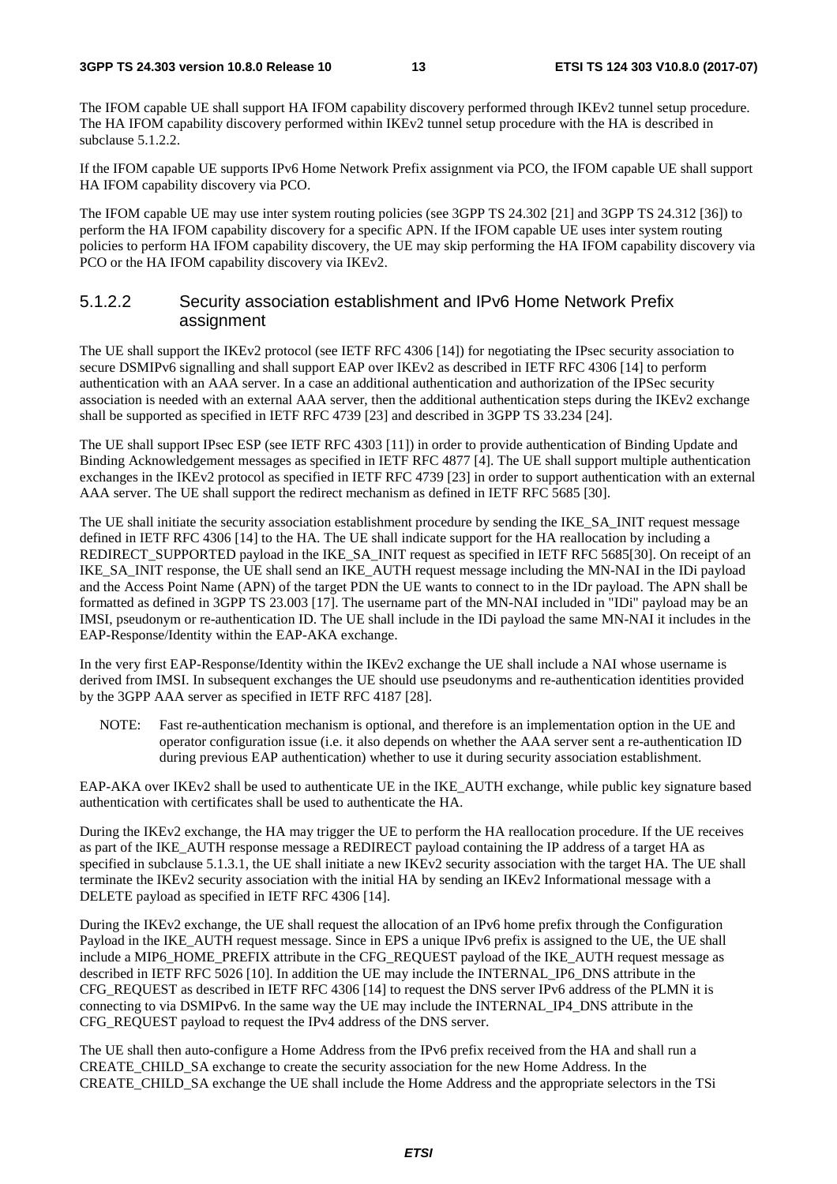The IFOM capable UE shall support HA IFOM capability discovery performed through IKEv2 tunnel setup procedure. The HA IFOM capability discovery performed within IKEv2 tunnel setup procedure with the HA is described in subclause 5.1.2.2.

If the IFOM capable UE supports IPv6 Home Network Prefix assignment via PCO, the IFOM capable UE shall support HA IFOM capability discovery via PCO.

The IFOM capable UE may use inter system routing policies (see 3GPP TS 24.302 [21] and 3GPP TS 24.312 [36]) to perform the HA IFOM capability discovery for a specific APN. If the IFOM capable UE uses inter system routing policies to perform HA IFOM capability discovery, the UE may skip performing the HA IFOM capability discovery via PCO or the HA IFOM capability discovery via IKEv2.

#### 5.1.2.2 Security association establishment and IPv6 Home Network Prefix assignment

The UE shall support the IKEv2 protocol (see IETF RFC 4306 [14]) for negotiating the IPsec security association to secure DSMIPv6 signalling and shall support EAP over IKEv2 as described in IETF RFC 4306 [14] to perform authentication with an AAA server. In a case an additional authentication and authorization of the IPSec security association is needed with an external AAA server, then the additional authentication steps during the IKEv2 exchange shall be supported as specified in IETF RFC 4739 [23] and described in 3GPP TS 33.234 [24].

The UE shall support IPsec ESP (see IETF RFC 4303 [11]) in order to provide authentication of Binding Update and Binding Acknowledgement messages as specified in IETF RFC 4877 [4]. The UE shall support multiple authentication exchanges in the IKEv2 protocol as specified in IETF RFC 4739 [23] in order to support authentication with an external AAA server. The UE shall support the redirect mechanism as defined in IETF RFC 5685 [30].

The UE shall initiate the security association establishment procedure by sending the IKE_SA_INIT request message defined in IETF RFC 4306 [14] to the HA. The UE shall indicate support for the HA reallocation by including a REDIRECT_SUPPORTED payload in the IKE_SA_INIT request as specified in IETF RFC 5685[30]. On receipt of an IKE_SA_INIT response, the UE shall send an IKE_AUTH request message including the MN-NAI in the IDi payload and the Access Point Name (APN) of the target PDN the UE wants to connect to in the IDr payload. The APN shall be formatted as defined in 3GPP TS 23.003 [17]. The username part of the MN-NAI included in "IDi" payload may be an IMSI, pseudonym or re-authentication ID. The UE shall include in the IDi payload the same MN-NAI it includes in the EAP-Response/Identity within the EAP-AKA exchange.

In the very first EAP-Response/Identity within the IKEv2 exchange the UE shall include a NAI whose username is derived from IMSI. In subsequent exchanges the UE should use pseudonyms and re-authentication identities provided by the 3GPP AAA server as specified in IETF RFC 4187 [28].

NOTE: Fast re-authentication mechanism is optional, and therefore is an implementation option in the UE and operator configuration issue (i.e. it also depends on whether the AAA server sent a re-authentication ID during previous EAP authentication) whether to use it during security association establishment.

EAP-AKA over IKEv2 shall be used to authenticate UE in the IKE_AUTH exchange, while public key signature based authentication with certificates shall be used to authenticate the HA.

During the IKEv2 exchange, the HA may trigger the UE to perform the HA reallocation procedure. If the UE receives as part of the IKE_AUTH response message a REDIRECT payload containing the IP address of a target HA as specified in subclause 5.1.3.1, the UE shall initiate a new IKEv2 security association with the target HA. The UE shall terminate the IKEv2 security association with the initial HA by sending an IKEv2 Informational message with a DELETE payload as specified in IETF RFC 4306 [14].

During the IKEv2 exchange, the UE shall request the allocation of an IPv6 home prefix through the Configuration Payload in the IKE_AUTH request message. Since in EPS a unique IPv6 prefix is assigned to the UE, the UE shall include a MIP6_HOME_PREFIX attribute in the CFG_REQUEST payload of the IKE_AUTH request message as described in IETF RFC 5026 [10]. In addition the UE may include the INTERNAL_IP6_DNS attribute in the CFG_REQUEST as described in IETF RFC 4306 [14] to request the DNS server IPv6 address of the PLMN it is connecting to via DSMIPv6. In the same way the UE may include the INTERNAL_IP4_DNS attribute in the CFG_REQUEST payload to request the IPv4 address of the DNS server.

The UE shall then auto-configure a Home Address from the IPv6 prefix received from the HA and shall run a CREATE_CHILD_SA exchange to create the security association for the new Home Address. In the CREATE_CHILD_SA exchange the UE shall include the Home Address and the appropriate selectors in the TSi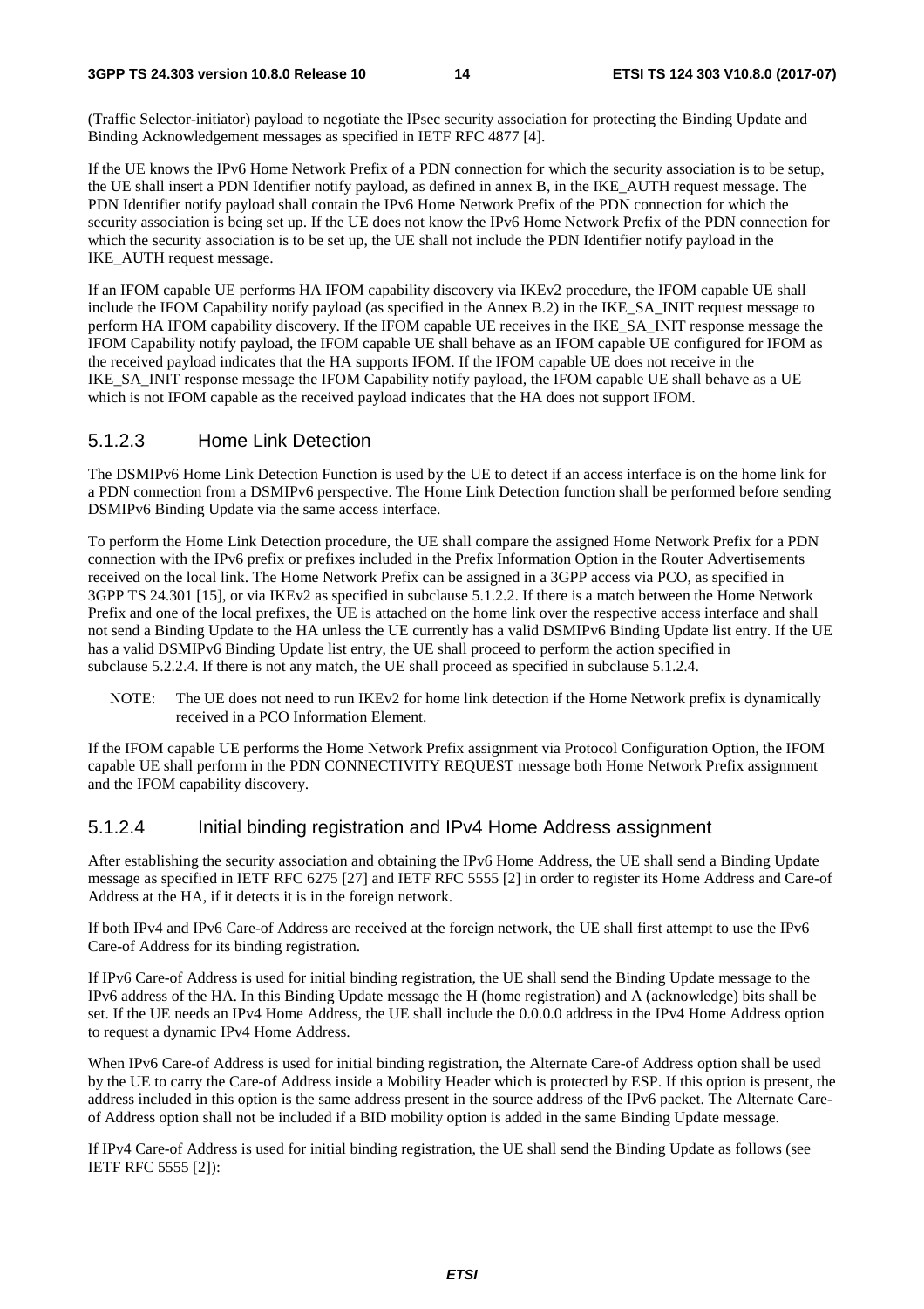(Traffic Selector-initiator) payload to negotiate the IPsec security association for protecting the Binding Update and Binding Acknowledgement messages as specified in IETF RFC 4877 [4].

If the UE knows the IPv6 Home Network Prefix of a PDN connection for which the security association is to be setup, the UE shall insert a PDN Identifier notify payload, as defined in annex B, in the IKE_AUTH request message. The PDN Identifier notify payload shall contain the IPv6 Home Network Prefix of the PDN connection for which the security association is being set up. If the UE does not know the IPv6 Home Network Prefix of the PDN connection for which the security association is to be set up, the UE shall not include the PDN Identifier notify payload in the IKE_AUTH request message.

If an IFOM capable UE performs HA IFOM capability discovery via IKEv2 procedure, the IFOM capable UE shall include the IFOM Capability notify payload (as specified in the Annex B.2) in the IKE_SA_INIT request message to perform HA IFOM capability discovery. If the IFOM capable UE receives in the IKE_SA_INIT response message the IFOM Capability notify payload, the IFOM capable UE shall behave as an IFOM capable UE configured for IFOM as the received payload indicates that the HA supports IFOM. If the IFOM capable UE does not receive in the IKE_SA_INIT response message the IFOM Capability notify payload, the IFOM capable UE shall behave as a UE which is not IFOM capable as the received payload indicates that the HA does not support IFOM.

### 5.1.2.3 Home Link Detection

The DSMIPv6 Home Link Detection Function is used by the UE to detect if an access interface is on the home link for a PDN connection from a DSMIPv6 perspective. The Home Link Detection function shall be performed before sending DSMIPv6 Binding Update via the same access interface.

To perform the Home Link Detection procedure, the UE shall compare the assigned Home Network Prefix for a PDN connection with the IPv6 prefix or prefixes included in the Prefix Information Option in the Router Advertisements received on the local link. The Home Network Prefix can be assigned in a 3GPP access via PCO, as specified in 3GPP TS 24.301 [15], or via IKEv2 as specified in subclause 5.1.2.2. If there is a match between the Home Network Prefix and one of the local prefixes, the UE is attached on the home link over the respective access interface and shall not send a Binding Update to the HA unless the UE currently has a valid DSMIPv6 Binding Update list entry. If the UE has a valid DSMIPv6 Binding Update list entry, the UE shall proceed to perform the action specified in subclause 5.2.2.4. If there is not any match, the UE shall proceed as specified in subclause 5.1.2.4.

NOTE: The UE does not need to run IKEv2 for home link detection if the Home Network prefix is dynamically received in a PCO Information Element.

If the IFOM capable UE performs the Home Network Prefix assignment via Protocol Configuration Option, the IFOM capable UE shall perform in the PDN CONNECTIVITY REQUEST message both Home Network Prefix assignment and the IFOM capability discovery.

### 5.1.2.4 Initial binding registration and IPv4 Home Address assignment

After establishing the security association and obtaining the IPv6 Home Address, the UE shall send a Binding Update message as specified in IETF RFC 6275 [27] and IETF RFC 5555 [2] in order to register its Home Address and Care-of Address at the HA, if it detects it is in the foreign network.

If both IPv4 and IPv6 Care-of Address are received at the foreign network, the UE shall first attempt to use the IPv6 Care-of Address for its binding registration.

If IPv6 Care-of Address is used for initial binding registration, the UE shall send the Binding Update message to the IPv6 address of the HA. In this Binding Update message the H (home registration) and A (acknowledge) bits shall be set. If the UE needs an IPv4 Home Address, the UE shall include the 0.0.0.0 address in the IPv4 Home Address option to request a dynamic IPv4 Home Address.

When IPv6 Care-of Address is used for initial binding registration, the Alternate Care-of Address option shall be used by the UE to carry the Care-of Address inside a Mobility Header which is protected by ESP. If this option is present, the address included in this option is the same address present in the source address of the IPv6 packet. The Alternate Care-of Address option shall not be included if a BID mobility option is added in the same Binding Update message.

If IPv4 Care-of Address is used for initial binding registration, the UE shall send the Binding Update as follows (see IETF RFC 5555 [2]):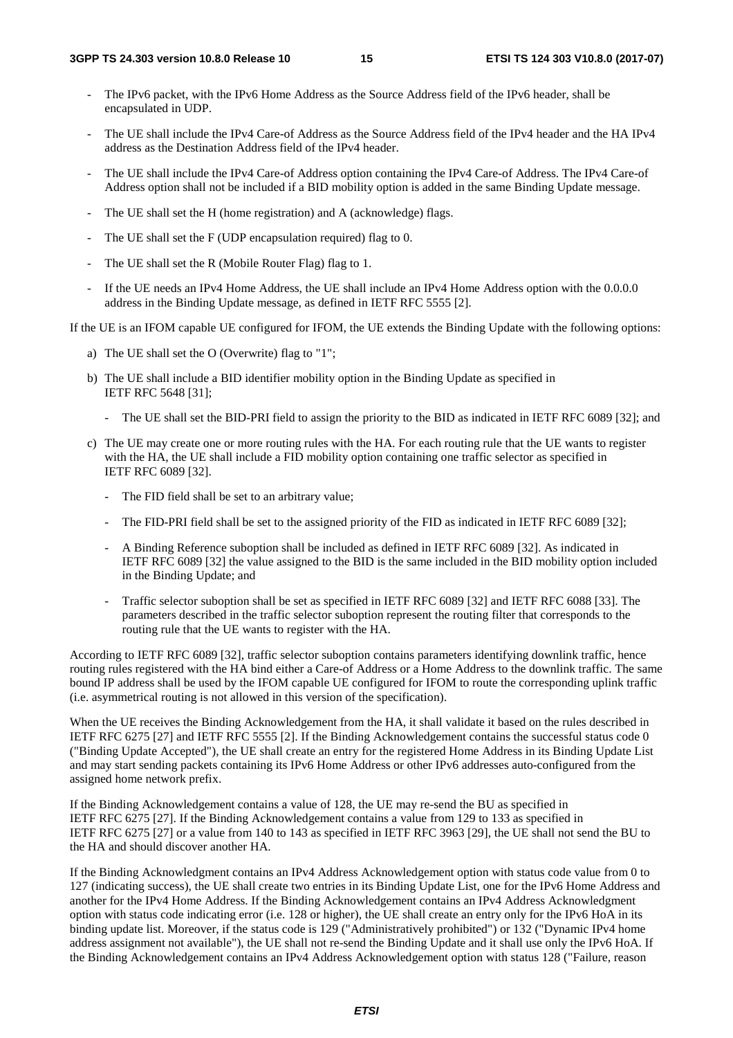- The IPv6 packet, with the IPv6 Home Address as the Source Address field of the IPv6 header, shall be encapsulated in UDP.
- The UE shall include the IPv4 Care-of Address as the Source Address field of the IPv4 header and the HA IPv4 address as the Destination Address field of the IPv4 header.
- The UE shall include the IPv4 Care-of Address option containing the IPv4 Care-of Address. The IPv4 Care-of Address option shall not be included if a BID mobility option is added in the same Binding Update message.
- The UE shall set the H (home registration) and A (acknowledge) flags.
- The UE shall set the F (UDP encapsulation required) flag to 0.
- The UE shall set the R (Mobile Router Flag) flag to 1.
- If the UE needs an IPv4 Home Address, the UE shall include an IPv4 Home Address option with the 0.0.0.0 address in the Binding Update message, as defined in IETF RFC 5555 [2].

If the UE is an IFOM capable UE configured for IFOM, the UE extends the Binding Update with the following options:

a) The UE shall set the O (Overwrite) flag to "1";

b) The UE shall include a BID identifier mobility option in the Binding Update as specified in IETF RFC 5648 [31];

   - The UE shall set the BID-PRI field to assign the priority to the BID as indicated in IETF RFC 6089 [32]; and

c) The UE may create one or more routing rules with the HA. For each routing rule that the UE wants to register with the HA, the UE shall include a FID mobility option containing one traffic selector as specified in IETF RFC 6089 [32].

   - The FID field shall be set to an arbitrary value;
   - The FID-PRI field shall be set to the assigned priority of the FID as indicated in IETF RFC 6089 [32];
   - A Binding Reference suboption shall be included as defined in IETF RFC 6089 [32]. As indicated in IETF RFC 6089 [32] the value assigned to the BID is the same included in the BID mobility option included in the Binding Update; and
   - Traffic selector suboption shall be set as specified in IETF RFC 6089 [32] and IETF RFC 6088 [33]. The parameters described in the traffic selector suboption represent the routing filter that corresponds to the routing rule that the UE wants to register with the HA.

According to IETF RFC 6089 [32], traffic selector suboption contains parameters identifying downlink traffic, hence routing rules registered with the HA bind either a Care-of Address or a Home Address to the downlink traffic. The same bound IP address shall be used by the IFOM capable UE configured for IFOM to route the corresponding uplink traffic (i.e. asymmetrical routing is not allowed in this version of the specification).

When the UE receives the Binding Acknowledgement from the HA, it shall validate it based on the rules described in IETF RFC 6275 [27] and IETF RFC 5555 [2]. If the Binding Acknowledgement contains the successful status code 0 ("Binding Update Accepted"), the UE shall create an entry for the registered Home Address in its Binding Update List and may start sending packets containing its IPv6 Home Address or other IPv6 addresses auto-configured from the assigned home network prefix.

If the Binding Acknowledgement contains a value of 128, the UE may re-send the BU as specified in IETF RFC 6275 [27]. If the Binding Acknowledgement contains a value from 129 to 133 as specified in IETF RFC 6275 [27] or a value from 140 to 143 as specified in IETF RFC 3963 [29], the UE shall not send the BU to the HA and should discover another HA.

If the Binding Acknowledgment contains an IPv4 Address Acknowledgement option with status code value from 0 to 127 (indicating success), the UE shall create two entries in its Binding Update List, one for the IPv6 Home Address and another for the IPv4 Home Address. If the Binding Acknowledgement contains an IPv4 Address Acknowledgment option with status code indicating error (i.e. 128 or higher), the UE shall create an entry only for the IPv6 HoA in its binding update list. Moreover, if the status code is 129 ("Administratively prohibited") or 132 ("Dynamic IPv4 home address assignment not available"), the UE shall not re-send the Binding Update and it shall use only the IPv6 HoA. If the Binding Acknowledgement contains an IPv4 Address Acknowledgement option with status 128 ("Failure, reason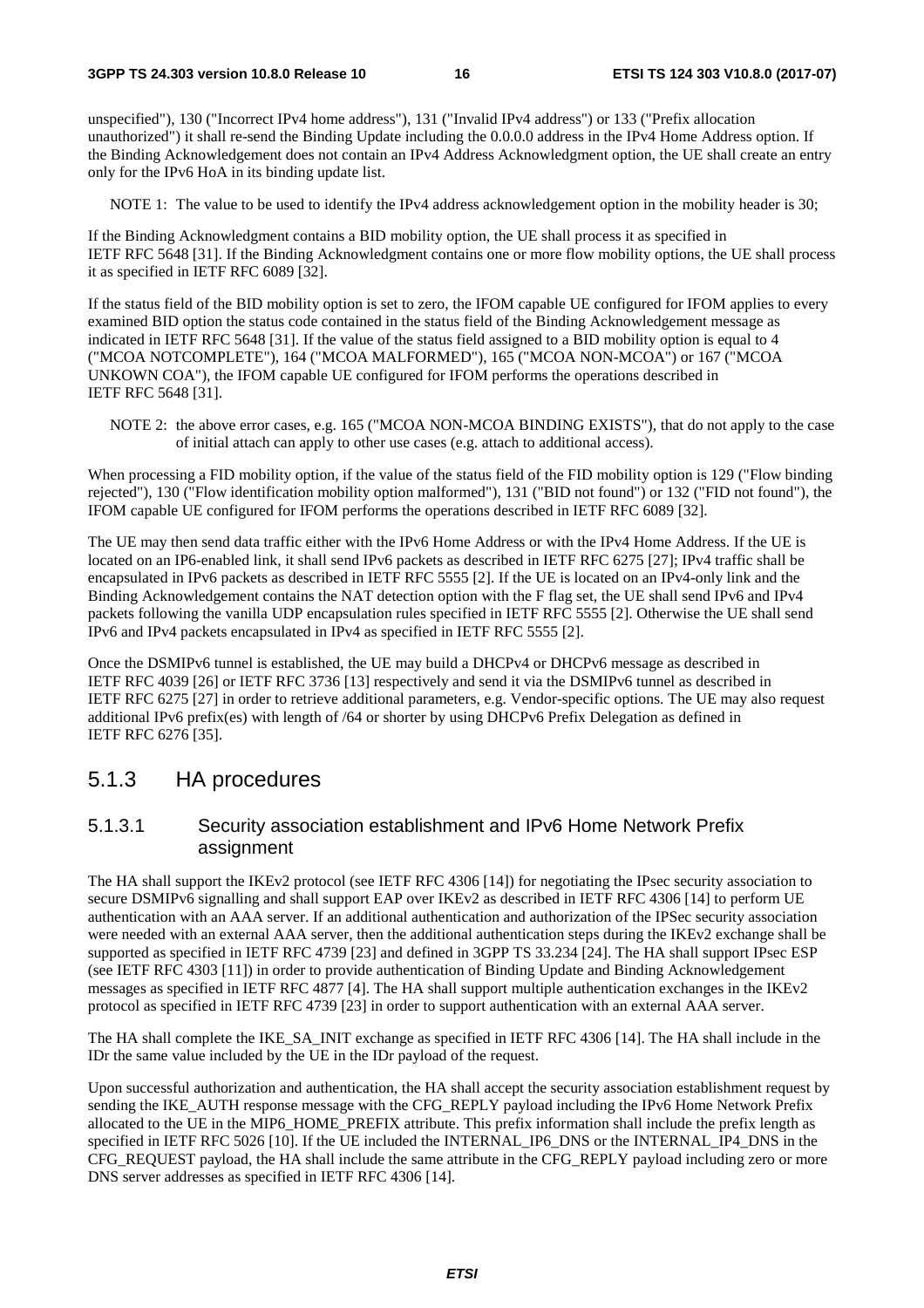unspecified"), 130 ("Incorrect IPv4 home address"), 131 ("Invalid IPv4 address") or 133 ("Prefix allocation unauthorized") it shall re-send the Binding Update including the 0.0.0.0 address in the IPv4 Home Address option. If the Binding Acknowledgement does not contain an IPv4 Address Acknowledgment option, the UE shall create an entry only for the IPv6 HoA in its binding update list.

NOTE 1: The value to be used to identify the IPv4 address acknowledgement option in the mobility header is 30;

If the Binding Acknowledgment contains a BID mobility option, the UE shall process it as specified in IETF RFC 5648 [31]. If the Binding Acknowledgment contains one or more flow mobility options, the UE shall process it as specified in IETF RFC 6089 [32].

If the status field of the BID mobility option is set to zero, the IFOM capable UE configured for IFOM applies to every examined BID option the status code contained in the status field of the Binding Acknowledgement message as indicated in IETF RFC 5648 [31]. If the value of the status field assigned to a BID mobility option is equal to 4 ("MCOA NOTCOMPLETE"), 164 ("MCOA MALFORMED"), 165 ("MCOA NON-MCOA") or 167 ("MCOA UNKOWN COA"), the IFOM capable UE configured for IFOM performs the operations described in IETF RFC 5648 [31].

NOTE 2: the above error cases, e.g. 165 ("MCOA NON-MCOA BINDING EXISTS"), that do not apply to the case of initial attach can apply to other use cases (e.g. attach to additional access).

When processing a FID mobility option, if the value of the status field of the FID mobility option is 129 ("Flow binding rejected"), 130 ("Flow identification mobility option malformed"), 131 ("BID not found") or 132 ("FID not found"), the IFOM capable UE configured for IFOM performs the operations described in IETF RFC 6089 [32].

The UE may then send data traffic either with the IPv6 Home Address or with the IPv4 Home Address. If the UE is located on an IP6-enabled link, it shall send IPv6 packets as described in IETF RFC 6275 [27]; IPv4 traffic shall be encapsulated in IPv6 packets as described in IETF RFC 5555 [2]. If the UE is located on an IPv4-only link and the Binding Acknowledgement contains the NAT detection option with the F flag set, the UE shall send IPv6 and IPv4 packets following the vanilla UDP encapsulation rules specified in IETF RFC 5555 [2]. Otherwise the UE shall send IPv6 and IPv4 packets encapsulated in IPv4 as specified in IETF RFC 5555 [2].

Once the DSMIPv6 tunnel is established, the UE may build a DHCPv4 or DHCPv6 message as described in IETF RFC 4039 [26] or IETF RFC 3736 [13] respectively and send it via the DSMIPv6 tunnel as described in IETF RFC 6275 [27] in order to retrieve additional parameters, e.g. Vendor-specific options. The UE may also request additional IPv6 prefix(es) with length of /64 or shorter by using DHCPv6 Prefix Delegation as defined in IETF RFC 6276 [35].

## 5.1.3 HA procedures

### 5.1.3.1 Security association establishment and IPv6 Home Network Prefix assignment

The HA shall support the IKEv2 protocol (see IETF RFC 4306 [14]) for negotiating the IPsec security association to secure DSMIPv6 signalling and shall support EAP over IKEv2 as described in IETF RFC 4306 [14] to perform UE authentication with an AAA server. If an additional authentication and authorization of the IPSec security association were needed with an external AAA server, then the additional authentication steps during the IKEv2 exchange shall be supported as specified in IETF RFC 4739 [23] and defined in 3GPP TS 33.234 [24]. The HA shall support IPsec ESP (see IETF RFC 4303 [11]) in order to provide authentication of Binding Update and Binding Acknowledgement messages as specified in IETF RFC 4877 [4]. The HA shall support multiple authentication exchanges in the IKEv2 protocol as specified in IETF RFC 4739 [23] in order to support authentication with an external AAA server.

The HA shall complete the IKE_SA_INIT exchange as specified in IETF RFC 4306 [14]. The HA shall include in the IDr the same value included by the UE in the IDr payload of the request.

Upon successful authorization and authentication, the HA shall accept the security association establishment request by sending the IKE_AUTH response message with the CFG_REPLY payload including the IPv6 Home Network Prefix allocated to the UE in the MIP6_HOME_PREFIX attribute. This prefix information shall include the prefix length as specified in IETF RFC 5026 [10]. If the UE included the INTERNAL_IP6_DNS or the INTERNAL_IP4_DNS in the CFG_REQUEST payload, the HA shall include the same attribute in the CFG_REPLY payload including zero or more DNS server addresses as specified in IETF RFC 4306 [14].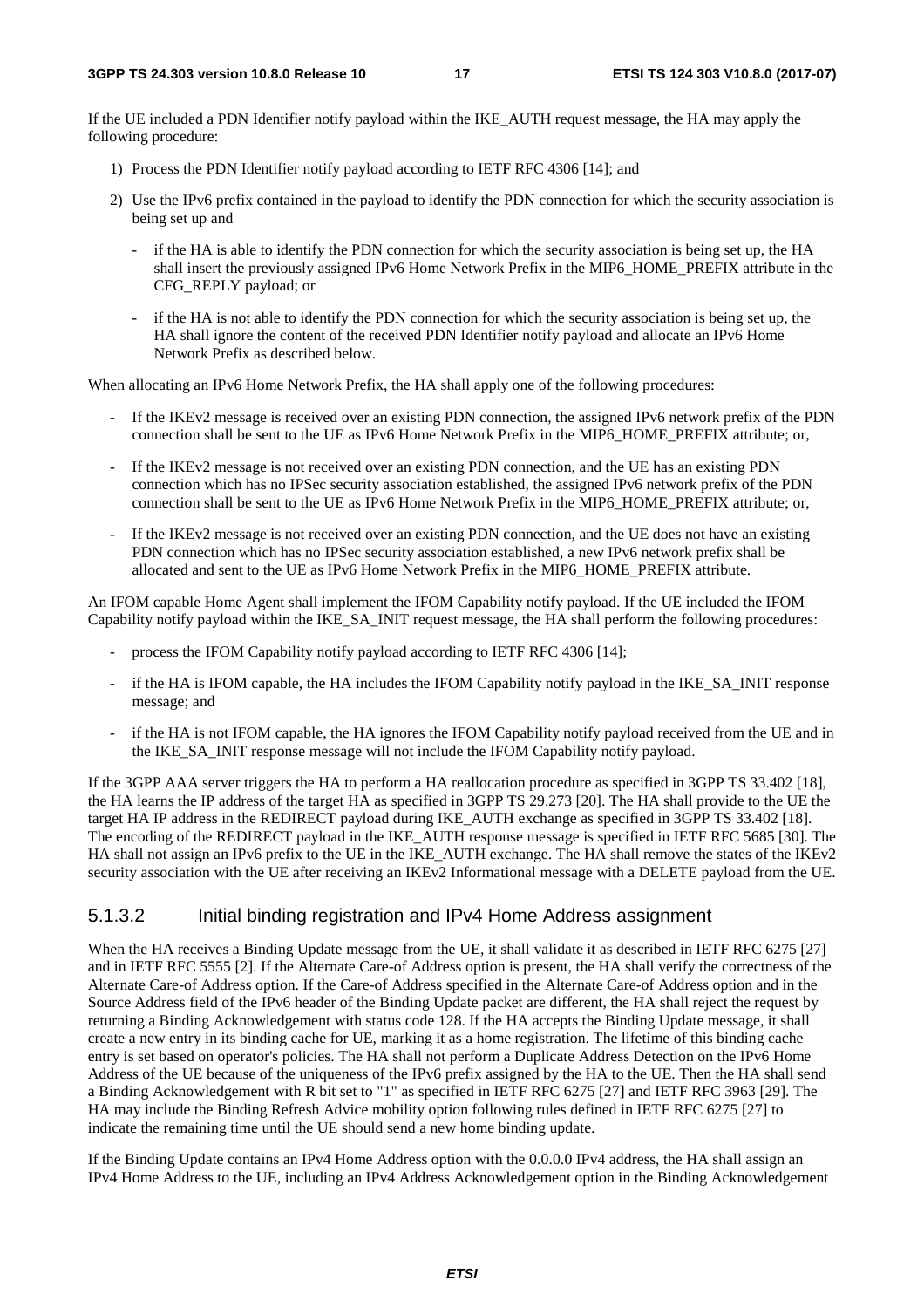If the UE included a PDN Identifier notify payload within the IKE_AUTH request message, the HA may apply the following procedure:

1) Process the PDN Identifier notify payload according to IETF RFC 4306 [14]; and

2) Use the IPv6 prefix contained in the payload to identify the PDN connection for which the security association is being set up and

   - if the HA is able to identify the PDN connection for which the security association is being set up, the HA shall insert the previously assigned IPv6 Home Network Prefix in the MIP6_HOME_PREFIX attribute in the CFG_REPLY payload; or

   - if the HA is not able to identify the PDN connection for which the security association is being set up, the HA shall ignore the content of the received PDN Identifier notify payload and allocate an IPv6 Home Network Prefix as described below.

When allocating an IPv6 Home Network Prefix, the HA shall apply one of the following procedures:

- If the IKEv2 message is received over an existing PDN connection, the assigned IPv6 network prefix of the PDN connection shall be sent to the UE as IPv6 Home Network Prefix in the MIP6_HOME_PREFIX attribute; or,
- If the IKEv2 message is not received over an existing PDN connection, and the UE has an existing PDN connection which has no IPSec security association established, the assigned IPv6 network prefix of the PDN connection shall be sent to the UE as IPv6 Home Network Prefix in the MIP6_HOME_PREFIX attribute; or,
- If the IKEv2 message is not received over an existing PDN connection, and the UE does not have an existing PDN connection which has no IPSec security association established, a new IPv6 network prefix shall be allocated and sent to the UE as IPv6 Home Network Prefix in the MIP6_HOME_PREFIX attribute.

An IFOM capable Home Agent shall implement the IFOM Capability notify payload. If the UE included the IFOM Capability notify payload within the IKE_SA_INIT request message, the HA shall perform the following procedures:

- process the IFOM Capability notify payload according to IETF RFC 4306 [14];
- if the HA is IFOM capable, the HA includes the IFOM Capability notify payload in the IKE_SA_INIT response message; and
- if the HA is not IFOM capable, the HA ignores the IFOM Capability notify payload received from the UE and in the IKE_SA_INIT response message will not include the IFOM Capability notify payload.

If the 3GPP AAA server triggers the HA to perform a HA reallocation procedure as specified in 3GPP TS 33.402 [18], the HA learns the IP address of the target HA as specified in 3GPP TS 29.273 [20]. The HA shall provide to the UE the target HA IP address in the REDIRECT payload during IKE_AUTH exchange as specified in 3GPP TS 33.402 [18]. The encoding of the REDIRECT payload in the IKE_AUTH response message is specified in IETF RFC 5685 [30]. The HA shall not assign an IPv6 prefix to the UE in the IKE_AUTH exchange. The HA shall remove the states of the IKEv2 security association with the UE after receiving an IKEv2 Informational message with a DELETE payload from the UE.

### 5.1.3.2 Initial binding registration and IPv4 Home Address assignment

When the HA receives a Binding Update message from the UE, it shall validate it as described in IETF RFC 6275 [27] and in IETF RFC 5555 [2]. If the Alternate Care-of Address option is present, the HA shall verify the correctness of the Alternate Care-of Address option. If the Care-of Address specified in the Alternate Care-of Address option and in the Source Address field of the IPv6 header of the Binding Update packet are different, the HA shall reject the request by returning a Binding Acknowledgement with status code 128. If the HA accepts the Binding Update message, it shall create a new entry in its binding cache for UE, marking it as a home registration. The lifetime of this binding cache entry is set based on operator's policies. The HA shall not perform a Duplicate Address Detection on the IPv6 Home Address of the UE because of the uniqueness of the IPv6 prefix assigned by the HA to the UE. Then the HA shall send a Binding Acknowledgement with R bit set to "1" as specified in IETF RFC 6275 [27] and IETF RFC 3963 [29]. The HA may include the Binding Refresh Advice mobility option following rules defined in IETF RFC 6275 [27] to indicate the remaining time until the UE should send a new home binding update.

If the Binding Update contains an IPv4 Home Address option with the 0.0.0.0 IPv4 address, the HA shall assign an IPv4 Home Address to the UE, including an IPv4 Address Acknowledgement option in the Binding Acknowledgement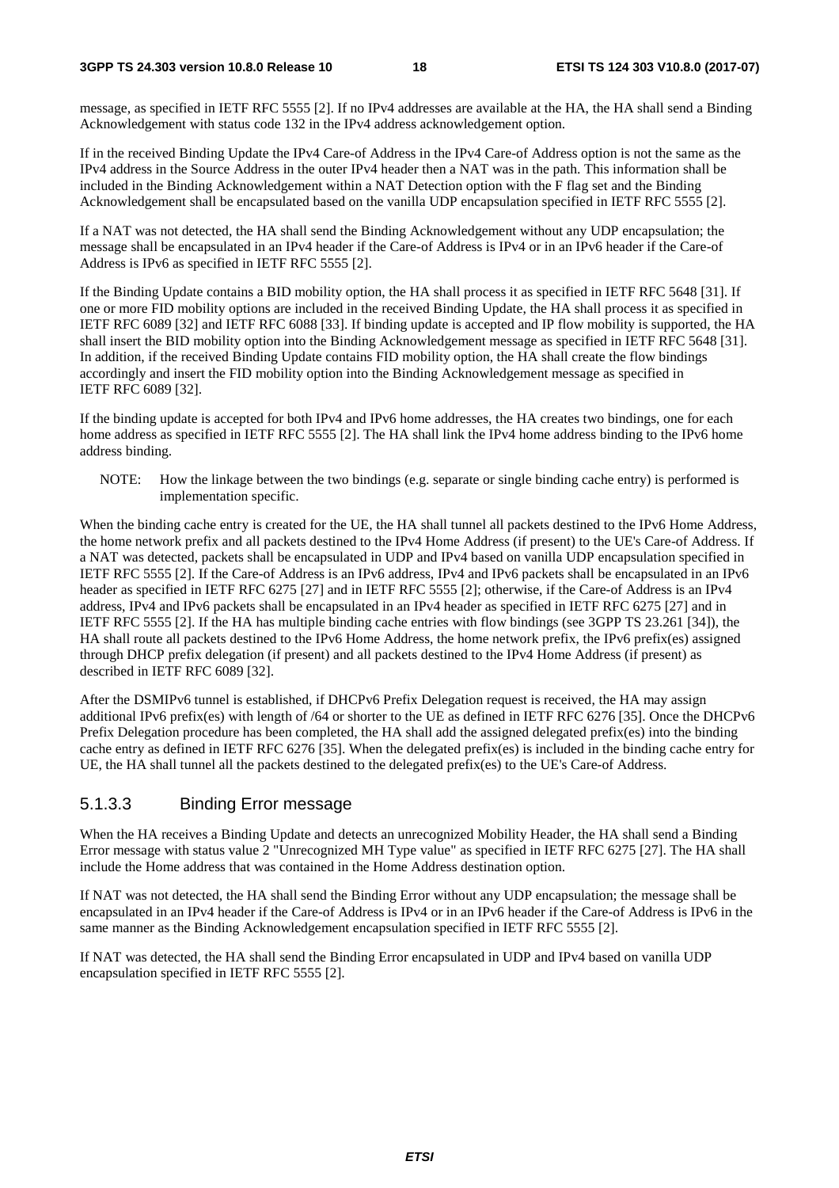message, as specified in IETF RFC 5555 [2]. If no IPv4 addresses are available at the HA, the HA shall send a Binding Acknowledgement with status code 132 in the IPv4 address acknowledgement option.

If in the received Binding Update the IPv4 Care-of Address in the IPv4 Care-of Address option is not the same as the IPv4 address in the Source Address in the outer IPv4 header then a NAT was in the path. This information shall be included in the Binding Acknowledgement within a NAT Detection option with the F flag set and the Binding Acknowledgement shall be encapsulated based on the vanilla UDP encapsulation specified in IETF RFC 5555 [2].

If a NAT was not detected, the HA shall send the Binding Acknowledgement without any UDP encapsulation; the message shall be encapsulated in an IPv4 header if the Care-of Address is IPv4 or in an IPv6 header if the Care-of Address is IPv6 as specified in IETF RFC 5555 [2].

If the Binding Update contains a BID mobility option, the HA shall process it as specified in IETF RFC 5648 [31]. If one or more FID mobility options are included in the received Binding Update, the HA shall process it as specified in IETF RFC 6089 [32] and IETF RFC 6088 [33]. If binding update is accepted and IP flow mobility is supported, the HA shall insert the BID mobility option into the Binding Acknowledgement message as specified in IETF RFC 5648 [31]. In addition, if the received Binding Update contains FID mobility option, the HA shall create the flow bindings accordingly and insert the FID mobility option into the Binding Acknowledgement message as specified in IETF RFC 6089 [32].

If the binding update is accepted for both IPv4 and IPv6 home addresses, the HA creates two bindings, one for each home address as specified in IETF RFC 5555 [2]. The HA shall link the IPv4 home address binding to the IPv6 home address binding.

NOTE: How the linkage between the two bindings (e.g. separate or single binding cache entry) is performed is implementation specific.

When the binding cache entry is created for the UE, the HA shall tunnel all packets destined to the IPv6 Home Address, the home network prefix and all packets destined to the IPv4 Home Address (if present) to the UE's Care-of Address. If a NAT was detected, packets shall be encapsulated in UDP and IPv4 based on vanilla UDP encapsulation specified in IETF RFC 5555 [2]. If the Care-of Address is an IPv6 address, IPv4 and IPv6 packets shall be encapsulated in an IPv6 header as specified in IETF RFC 6275 [27] and in IETF RFC 5555 [2]; otherwise, if the Care-of Address is an IPv4 address, IPv4 and IPv6 packets shall be encapsulated in an IPv4 header as specified in IETF RFC 6275 [27] and in IETF RFC 5555 [2]. If the HA has multiple binding cache entries with flow bindings (see 3GPP TS 23.261 [34]), the HA shall route all packets destined to the IPv6 Home Address, the home network prefix, the IPv6 prefix(es) assigned through DHCP prefix delegation (if present) and all packets destined to the IPv4 Home Address (if present) as described in IETF RFC 6089 [32].

After the DSMIPv6 tunnel is established, if DHCPv6 Prefix Delegation request is received, the HA may assign additional IPv6 prefix(es) with length of /64 or shorter to the UE as defined in IETF RFC 6276 [35]. Once the DHCPv6 Prefix Delegation procedure has been completed, the HA shall add the assigned delegated prefix(es) into the binding cache entry as defined in IETF RFC 6276 [35]. When the delegated prefix(es) is included in the binding cache entry for UE, the HA shall tunnel all the packets destined to the delegated prefix(es) to the UE's Care-of Address.

### 5.1.3.3 Binding Error message

When the HA receives a Binding Update and detects an unrecognized Mobility Header, the HA shall send a Binding Error message with status value 2 "Unrecognized MH Type value" as specified in IETF RFC 6275 [27]. The HA shall include the Home address that was contained in the Home Address destination option.

If NAT was not detected, the HA shall send the Binding Error without any UDP encapsulation; the message shall be encapsulated in an IPv4 header if the Care-of Address is IPv4 or in an IPv6 header if the Care-of Address is IPv6 in the same manner as the Binding Acknowledgement encapsulation specified in IETF RFC 5555 [2].

If NAT was detected, the HA shall send the Binding Error encapsulated in UDP and IPv4 based on vanilla UDP encapsulation specified in IETF RFC 5555 [2].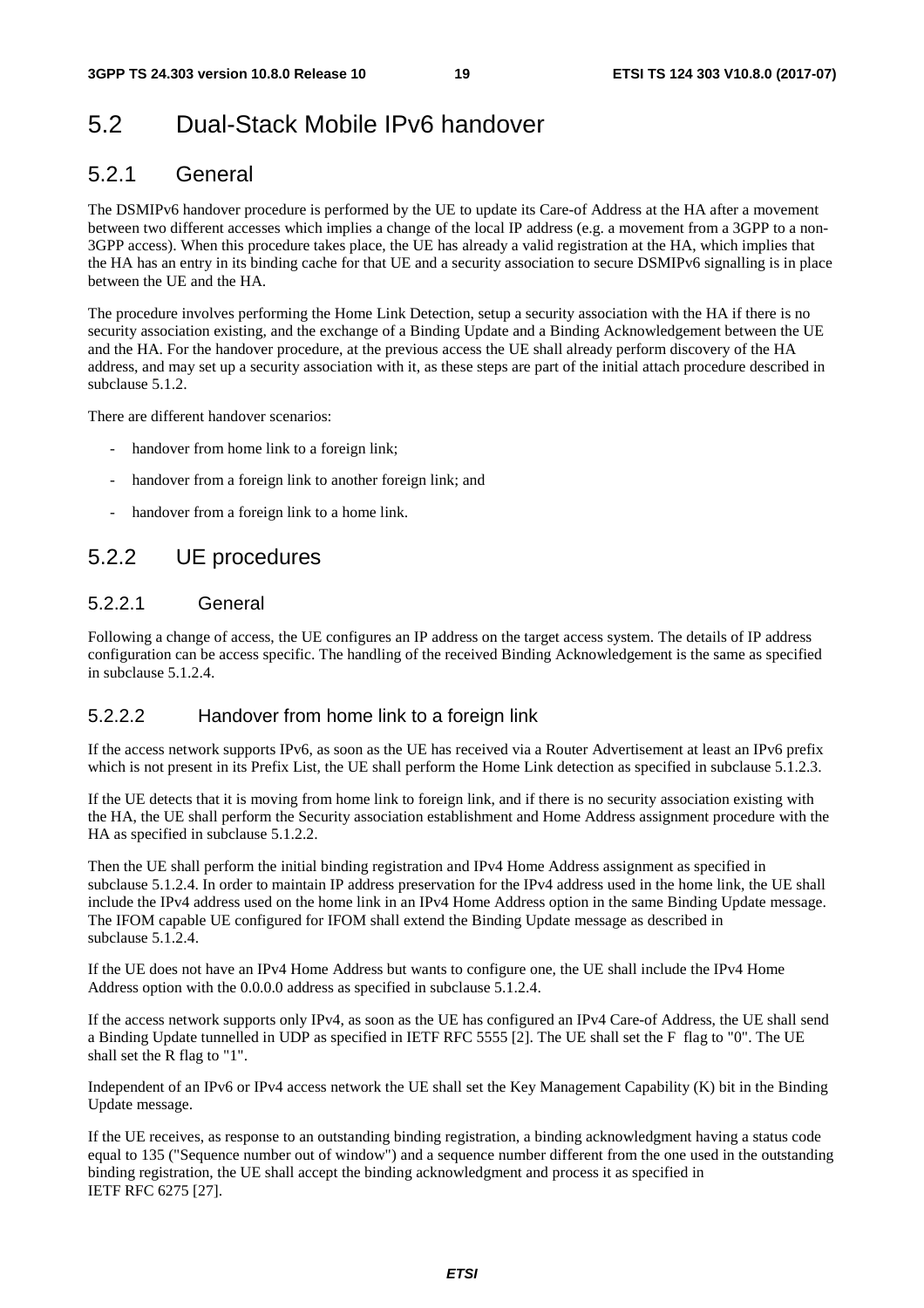# 5.2 Dual-Stack Mobile IPv6 handover

## 5.2.1 General

The DSMIPv6 handover procedure is performed by the UE to update its Care-of Address at the HA after a movement between two different accesses which implies a change of the local IP address (e.g. a movement from a 3GPP to a non-3GPP access). When this procedure takes place, the UE has already a valid registration at the HA, which implies that the HA has an entry in its binding cache for that UE and a security association to secure DSMIPv6 signalling is in place between the UE and the HA.

The procedure involves performing the Home Link Detection, setup a security association with the HA if there is no security association existing, and the exchange of a Binding Update and a Binding Acknowledgement between the UE and the HA. For the handover procedure, at the previous access the UE shall already perform discovery of the HA address, and may set up a security association with it, as these steps are part of the initial attach procedure described in subclause 5.1.2.

There are different handover scenarios:

- handover from home link to a foreign link;
- handover from a foreign link to another foreign link; and
- handover from a foreign link to a home link.

## 5.2.2 UE procedures

### 5.2.2.1 General

Following a change of access, the UE configures an IP address on the target access system. The details of IP address configuration can be access specific. The handling of the received Binding Acknowledgement is the same as specified in subclause 5.1.2.4.

### 5.2.2.2 Handover from home link to a foreign link

If the access network supports IPv6, as soon as the UE has received via a Router Advertisement at least an IPv6 prefix which is not present in its Prefix List, the UE shall perform the Home Link detection as specified in subclause 5.1.2.3.

If the UE detects that it is moving from home link to foreign link, and if there is no security association existing with the HA, the UE shall perform the Security association establishment and Home Address assignment procedure with the HA as specified in subclause 5.1.2.2.

Then the UE shall perform the initial binding registration and IPv4 Home Address assignment as specified in subclause 5.1.2.4. In order to maintain IP address preservation for the IPv4 address used in the home link, the UE shall include the IPv4 address used on the home link in an IPv4 Home Address option in the same Binding Update message. The IFOM capable UE configured for IFOM shall extend the Binding Update message as described in subclause 5.1.2.4.

If the UE does not have an IPv4 Home Address but wants to configure one, the UE shall include the IPv4 Home Address option with the 0.0.0.0 address as specified in subclause 5.1.2.4.

If the access network supports only IPv4, as soon as the UE has configured an IPv4 Care-of Address, the UE shall send a Binding Update tunnelled in UDP as specified in IETF RFC 5555 [2]. The UE shall set the F flag to "0". The UE shall set the R flag to "1".

Independent of an IPv6 or IPv4 access network the UE shall set the Key Management Capability (K) bit in the Binding Update message.

If the UE receives, as response to an outstanding binding registration, a binding acknowledgment having a status code equal to 135 ("Sequence number out of window") and a sequence number different from the one used in the outstanding binding registration, the UE shall accept the binding acknowledgment and process it as specified in IETF RFC 6275 [27].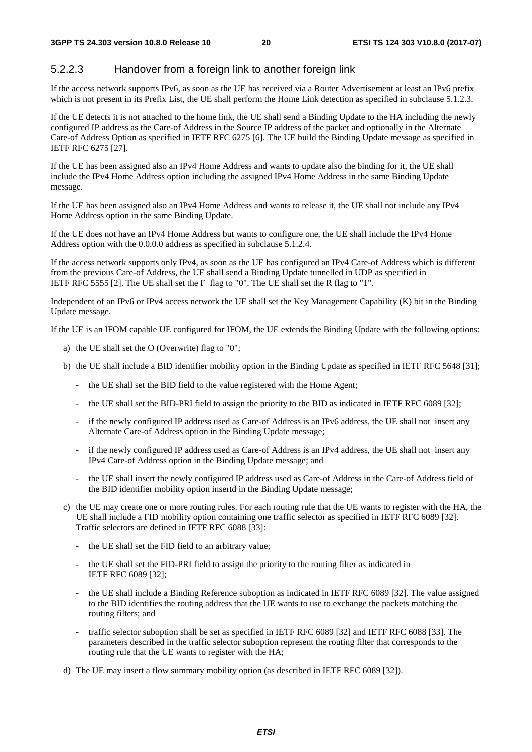### 5.2.2.3 Handover from a foreign link to another foreign link

If the access network supports IPv6, as soon as the UE has received via a Router Advertisement at least an IPv6 prefix which is not present in its Prefix List, the UE shall perform the Home Link detection as specified in subclause 5.1.2.3.

If the UE detects it is not attached to the home link, the UE shall send a Binding Update to the HA including the newly configured IP address as the Care-of Address in the Source IP address of the packet and optionally in the Alternate Care-of Address Option as specified in IETF RFC 6275 [6]. The UE build the Binding Update message as specified in IETF RFC 6275 [27].

If the UE has been assigned also an IPv4 Home Address and wants to update also the binding for it, the UE shall include the IPv4 Home Address option including the assigned IPv4 Home Address in the same Binding Update message.

If the UE has been assigned also an IPv4 Home Address and wants to release it, the UE shall not include any IPv4 Home Address option in the same Binding Update.

If the UE does not have an IPv4 Home Address but wants to configure one, the UE shall include the IPv4 Home Address option with the 0.0.0.0 address as specified in subclause 5.1.2.4.

If the access network supports only IPv4, as soon as the UE has configured an IPv4 Care-of Address which is different from the previous Care-of Address, the UE shall send a Binding Update tunnelled in UDP as specified in IETF RFC 5555 [2]. The UE shall set the F flag to "0". The UE shall set the R flag to "1".

Independent of an IPv6 or IPv4 access network the UE shall set the Key Management Capability (K) bit in the Binding Update message.

If the UE is an IFOM capable UE configured for IFOM, the UE extends the Binding Update with the following options:

a) the UE shall set the O (Overwrite) flag to "0";

b) the UE shall include a BID identifier mobility option in the Binding Update as specified in IETF RFC 5648 [31];
   - the UE shall set the BID field to the value registered with the Home Agent;
   - the UE shall set the BID-PRI field to assign the priority to the BID as indicated in IETF RFC 6089 [32];
   - if the newly configured IP address used as Care-of Address is an IPv6 address, the UE shall not insert any Alternate Care-of Address option in the Binding Update message;
   - if the newly configured IP address used as Care-of Address is an IPv4 address, the UE shall not insert any IPv4 Care-of Address option in the Binding Update message; and
   - the UE shall insert the newly configured IP address used as Care-of Address in the Care-of Address field of the BID identifier mobility option insertd in the Binding Update message;

c) the UE may create one or more routing rules. For each routing rule that the UE wants to register with the HA, the UE shall include a FID mobility option containing one traffic selector as specified in IETF RFC 6089 [32]. Traffic selectors are defined in IETF RFC 6088 [33]:
   - the UE shall set the FID field to an arbitrary value;
   - the UE shall set the FID-PRI field to assign the priority to the routing filter as indicated in IETF RFC 6089 [32];
   - the UE shall include a Binding Reference suboption as indicated in IETF RFC 6089 [32]. The value assigned to the BID identifies the routing address that the UE wants to use to exchange the packets matching the routing filters; and
   - traffic selector suboption shall be set as specified in IETF RFC 6089 [32] and IETF RFC 6088 [33]. The parameters described in the traffic selector suboption represent the routing filter that corresponds to the routing rule that the UE wants to register with the HA;

d) The UE may insert a flow summary mobility option (as described in IETF RFC 6089 [32]).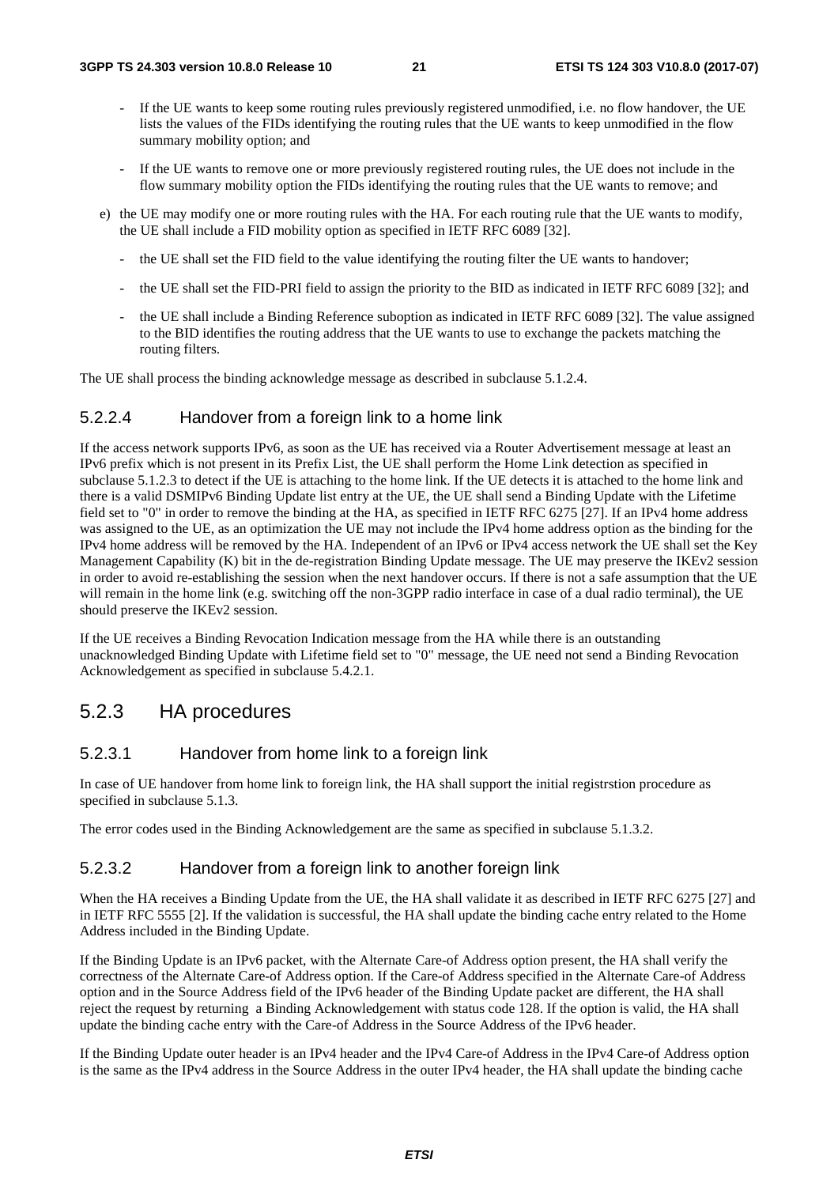- If the UE wants to keep some routing rules previously registered unmodified, i.e. no flow handover, the UE lists the values of the FIDs identifying the routing rules that the UE wants to keep unmodified in the flow summary mobility option; and
- If the UE wants to remove one or more previously registered routing rules, the UE does not include in the flow summary mobility option the FIDs identifying the routing rules that the UE wants to remove; and

e) the UE may modify one or more routing rules with the HA. For each routing rule that the UE wants to modify, the UE shall include a FID mobility option as specified in IETF RFC 6089 [32].

- the UE shall set the FID field to the value identifying the routing filter the UE wants to handover;
- the UE shall set the FID-PRI field to assign the priority to the BID as indicated in IETF RFC 6089 [32]; and
- the UE shall include a Binding Reference suboption as indicated in IETF RFC 6089 [32]. The value assigned to the BID identifies the routing address that the UE wants to use to exchange the packets matching the routing filters.

The UE shall process the binding acknowledge message as described in subclause 5.1.2.4.

#### 5.2.2.4 Handover from a foreign link to a home link

If the access network supports IPv6, as soon as the UE has received via a Router Advertisement message at least an IPv6 prefix which is not present in its Prefix List, the UE shall perform the Home Link detection as specified in subclause 5.1.2.3 to detect if the UE is attaching to the home link. If the UE detects it is attached to the home link and there is a valid DSMIPv6 Binding Update list entry at the UE, the UE shall send a Binding Update with the Lifetime field set to "0" in order to remove the binding at the HA, as specified in IETF RFC 6275 [27]. If an IPv4 home address was assigned to the UE, as an optimization the UE may not include the IPv4 home address option as the binding for the IPv4 home address will be removed by the HA. Independent of an IPv6 or IPv4 access network the UE shall set the Key Management Capability (K) bit in the de-registration Binding Update message. The UE may preserve the IKEv2 session in order to avoid re-establishing the session when the next handover occurs. If there is not a safe assumption that the UE will remain in the home link (e.g. switching off the non-3GPP radio interface in case of a dual radio terminal), the UE should preserve the IKEv2 session.

If the UE receives a Binding Revocation Indication message from the HA while there is an outstanding unacknowledged Binding Update with Lifetime field set to "0" message, the UE need not send a Binding Revocation Acknowledgement as specified in subclause 5.4.2.1.

### 5.2.3 HA procedures

#### 5.2.3.1 Handover from home link to a foreign link

In case of UE handover from home link to foreign link, the HA shall support the initial registrstion procedure as specified in subclause 5.1.3.

The error codes used in the Binding Acknowledgement are the same as specified in subclause 5.1.3.2.

#### 5.2.3.2 Handover from a foreign link to another foreign link

When the HA receives a Binding Update from the UE, the HA shall validate it as described in IETF RFC 6275 [27] and in IETF RFC 5555 [2]. If the validation is successful, the HA shall update the binding cache entry related to the Home Address included in the Binding Update.

If the Binding Update is an IPv6 packet, with the Alternate Care-of Address option present, the HA shall verify the correctness of the Alternate Care-of Address option. If the Care-of Address specified in the Alternate Care-of Address option and in the Source Address field of the IPv6 header of the Binding Update packet are different, the HA shall reject the request by returning a Binding Acknowledgement with status code 128. If the option is valid, the HA shall update the binding cache entry with the Care-of Address in the Source Address of the IPv6 header.

If the Binding Update outer header is an IPv4 header and the IPv4 Care-of Address in the IPv4 Care-of Address option is the same as the IPv4 address in the Source Address in the outer IPv4 header, the HA shall update the binding cache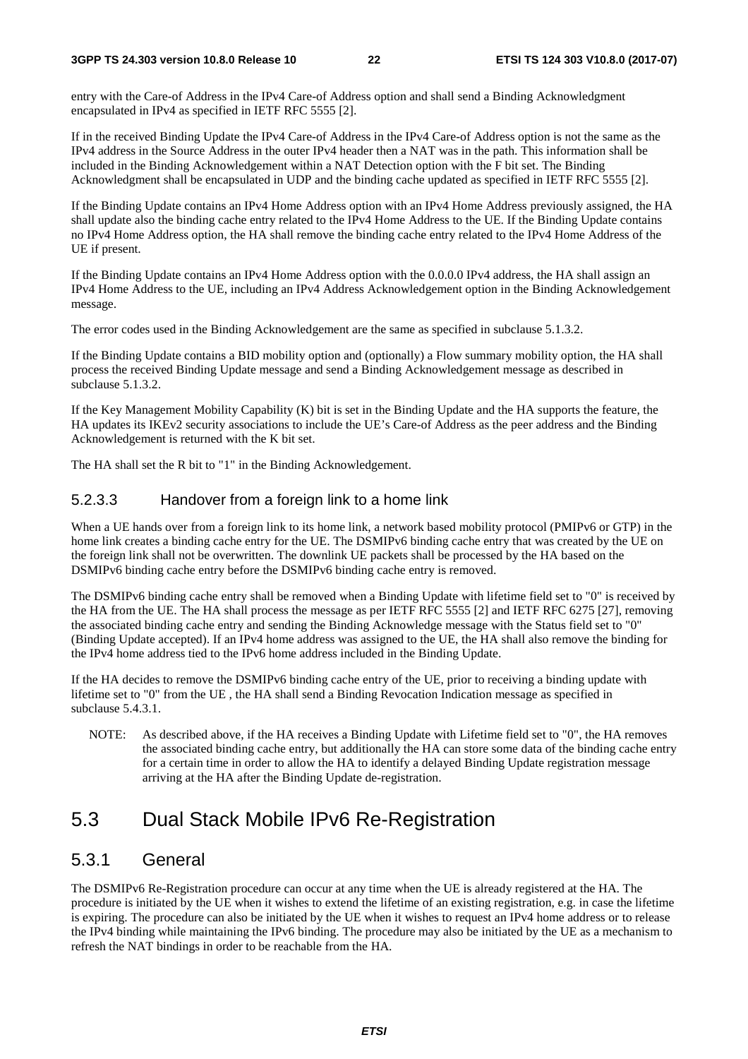entry with the Care-of Address in the IPv4 Care-of Address option and shall send a Binding Acknowledgment encapsulated in IPv4 as specified in IETF RFC 5555 [2].

If in the received Binding Update the IPv4 Care-of Address in the IPv4 Care-of Address option is not the same as the IPv4 address in the Source Address in the outer IPv4 header then a NAT was in the path. This information shall be included in the Binding Acknowledgement within a NAT Detection option with the F bit set. The Binding Acknowledgment shall be encapsulated in UDP and the binding cache updated as specified in IETF RFC 5555 [2].

If the Binding Update contains an IPv4 Home Address option with an IPv4 Home Address previously assigned, the HA shall update also the binding cache entry related to the IPv4 Home Address to the UE. If the Binding Update contains no IPv4 Home Address option, the HA shall remove the binding cache entry related to the IPv4 Home Address of the UE if present.

If the Binding Update contains an IPv4 Home Address option with the 0.0.0.0 IPv4 address, the HA shall assign an IPv4 Home Address to the UE, including an IPv4 Address Acknowledgement option in the Binding Acknowledgement message.

The error codes used in the Binding Acknowledgement are the same as specified in subclause 5.1.3.2.

If the Binding Update contains a BID mobility option and (optionally) a Flow summary mobility option, the HA shall process the received Binding Update message and send a Binding Acknowledgement message as described in subclause 5.1.3.2.

If the Key Management Mobility Capability (K) bit is set in the Binding Update and the HA supports the feature, the HA updates its IKEv2 security associations to include the UE's Care-of Address as the peer address and the Binding Acknowledgement is returned with the K bit set.

The HA shall set the R bit to "1" in the Binding Acknowledgement.

### 5.2.3.3 Handover from a foreign link to a home link

When a UE hands over from a foreign link to its home link, a network based mobility protocol (PMIPv6 or GTP) in the home link creates a binding cache entry for the UE. The DSMIPv6 binding cache entry that was created by the UE on the foreign link shall not be overwritten. The downlink UE packets shall be processed by the HA based on the DSMIPv6 binding cache entry before the DSMIPv6 binding cache entry is removed.

The DSMIPv6 binding cache entry shall be removed when a Binding Update with lifetime field set to "0" is received by the HA from the UE. The HA shall process the message as per IETF RFC 5555 [2] and IETF RFC 6275 [27], removing the associated binding cache entry and sending the Binding Acknowledge message with the Status field set to "0" (Binding Update accepted). If an IPv4 home address was assigned to the UE, the HA shall also remove the binding for the IPv4 home address tied to the IPv6 home address included in the Binding Update.

If the HA decides to remove the DSMIPv6 binding cache entry of the UE, prior to receiving a binding update with lifetime set to "0" from the UE , the HA shall send a Binding Revocation Indication message as specified in subclause 5.4.3.1.

NOTE: As described above, if the HA receives a Binding Update with Lifetime field set to "0", the HA removes the associated binding cache entry, but additionally the HA can store some data of the binding cache entry for a certain time in order to allow the HA to identify a delayed Binding Update registration message arriving at the HA after the Binding Update de-registration.

## 5.3 Dual Stack Mobile IPv6 Re-Registration

### 5.3.1 General

The DSMIPv6 Re-Registration procedure can occur at any time when the UE is already registered at the HA. The procedure is initiated by the UE when it wishes to extend the lifetime of an existing registration, e.g. in case the lifetime is expiring. The procedure can also be initiated by the UE when it wishes to request an IPv4 home address or to release the IPv4 binding while maintaining the IPv6 binding. The procedure may also be initiated by the UE as a mechanism to refresh the NAT bindings in order to be reachable from the HA.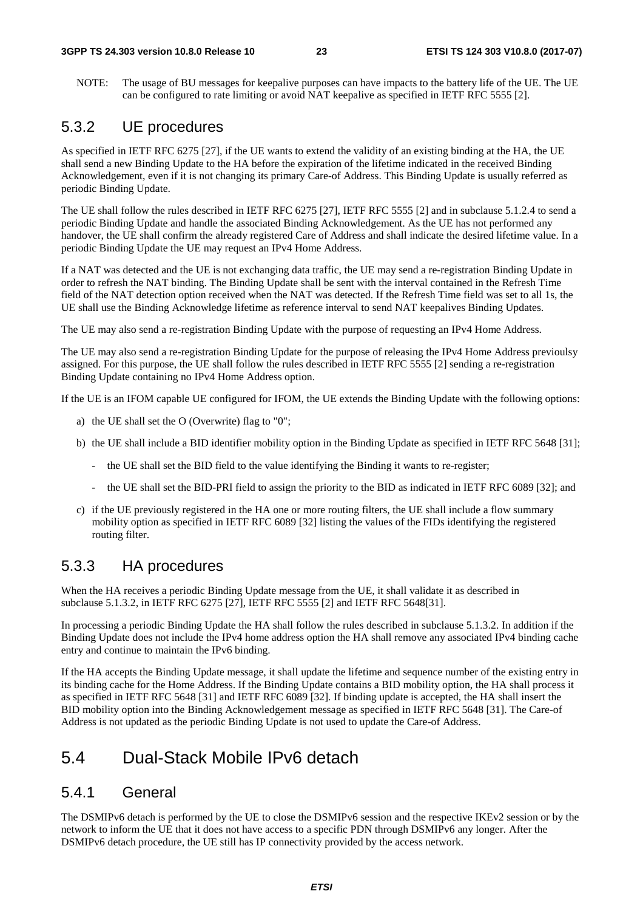NOTE: The usage of BU messages for keepalive purposes can have impacts to the battery life of the UE. The UE can be configured to rate limiting or avoid NAT keepalive as specified in IETF RFC 5555 [2].

### 5.3.2 UE procedures

As specified in IETF RFC 6275 [27], if the UE wants to extend the validity of an existing binding at the HA, the UE shall send a new Binding Update to the HA before the expiration of the lifetime indicated in the received Binding Acknowledgement, even if it is not changing its primary Care-of Address. This Binding Update is usually referred as periodic Binding Update.

The UE shall follow the rules described in IETF RFC 6275 [27], IETF RFC 5555 [2] and in subclause 5.1.2.4 to send a periodic Binding Update and handle the associated Binding Acknowledgement. As the UE has not performed any handover, the UE shall confirm the already registered Care of Address and shall indicate the desired lifetime value. In a periodic Binding Update the UE may request an IPv4 Home Address.

If a NAT was detected and the UE is not exchanging data traffic, the UE may send a re-registration Binding Update in order to refresh the NAT binding. The Binding Update shall be sent with the interval contained in the Refresh Time field of the NAT detection option received when the NAT was detected. If the Refresh Time field was set to all 1s, the UE shall use the Binding Acknowledge lifetime as reference interval to send NAT keepalives Binding Updates.

The UE may also send a re-registration Binding Update with the purpose of requesting an IPv4 Home Address.

The UE may also send a re-registration Binding Update for the purpose of releasing the IPv4 Home Address previoulsy assigned. For this purpose, the UE shall follow the rules described in IETF RFC 5555 [2] sending a re-registration Binding Update containing no IPv4 Home Address option.

If the UE is an IFOM capable UE configured for IFOM, the UE extends the Binding Update with the following options:

a) the UE shall set the O (Overwrite) flag to "0";

b) the UE shall include a BID identifier mobility option in the Binding Update as specified in IETF RFC 5648 [31];

 - the UE shall set the BID field to the value identifying the Binding it wants to re-register;

 - the UE shall set the BID-PRI field to assign the priority to the BID as indicated in IETF RFC 6089 [32]; and

c) if the UE previously registered in the HA one or more routing filters, the UE shall include a flow summary mobility option as specified in IETF RFC 6089 [32] listing the values of the FIDs identifying the registered routing filter.

### 5.3.3 HA procedures

When the HA receives a periodic Binding Update message from the UE, it shall validate it as described in subclause 5.1.3.2, in IETF RFC 6275 [27], IETF RFC 5555 [2] and IETF RFC 5648[31].

In processing a periodic Binding Update the HA shall follow the rules described in subclause 5.1.3.2. In addition if the Binding Update does not include the IPv4 home address option the HA shall remove any associated IPv4 binding cache entry and continue to maintain the IPv6 binding.

If the HA accepts the Binding Update message, it shall update the lifetime and sequence number of the existing entry in its binding cache for the Home Address. If the Binding Update contains a BID mobility option, the HA shall process it as specified in IETF RFC 5648 [31] and IETF RFC 6089 [32]. If binding update is accepted, the HA shall insert the BID mobility option into the Binding Acknowledgement message as specified in IETF RFC 5648 [31]. The Care-of Address is not updated as the periodic Binding Update is not used to update the Care-of Address.

## 5.4 Dual-Stack Mobile IPv6 detach

### 5.4.1 General

The DSMIPv6 detach is performed by the UE to close the DSMIPv6 session and the respective IKEv2 session or by the network to inform the UE that it does not have access to a specific PDN through DSMIPv6 any longer. After the DSMIPv6 detach procedure, the UE still has IP connectivity provided by the access network.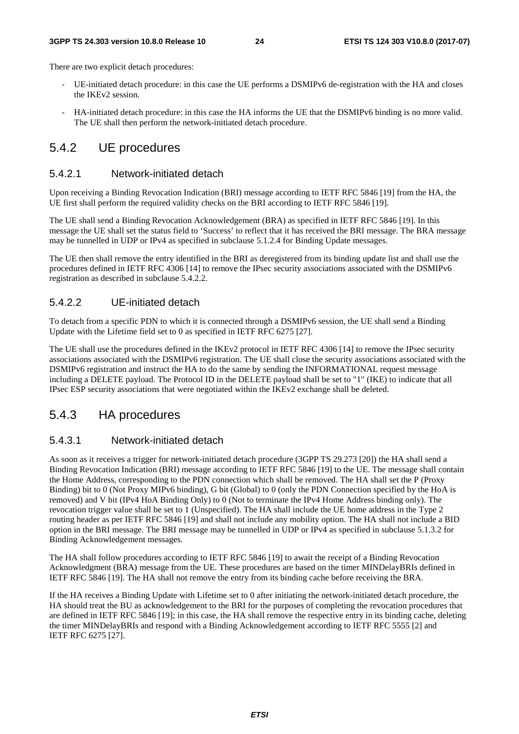There are two explicit detach procedures:

- UE-initiated detach procedure: in this case the UE performs a DSMIPv6 de-registration with the HA and closes the IKEv2 session.
- HA-initiated detach procedure: in this case the HA informs the UE that the DSMIPv6 binding is no more valid. The UE shall then perform the network-initiated detach procedure.

## 5.4.2 UE procedures

### 5.4.2.1 Network-initiated detach

Upon receiving a Binding Revocation Indication (BRI) message according to IETF RFC 5846 [19] from the HA, the UE first shall perform the required validity checks on the BRI according to IETF RFC 5846 [19].

The UE shall send a Binding Revocation Acknowledgement (BRA) as specified in IETF RFC 5846 [19]. In this message the UE shall set the status field to 'Success' to reflect that it has received the BRI message. The BRA message may be tunnelled in UDP or IPv4 as specified in subclause 5.1.2.4 for Binding Update messages.

The UE then shall remove the entry identified in the BRI as deregistered from its binding update list and shall use the procedures defined in IETF RFC 4306 [14] to remove the IPsec security associations associated with the DSMIPv6 registration as described in subclause 5.4.2.2.

### 5.4.2.2 UE-initiated detach

To detach from a specific PDN to which it is connected through a DSMIPv6 session, the UE shall send a Binding Update with the Lifetime field set to 0 as specified in IETF RFC 6275 [27].

The UE shall use the procedures defined in the IKEv2 protocol in IETF RFC 4306 [14] to remove the IPsec security associations associated with the DSMIPv6 registration. The UE shall close the security associations associated with the DSMIPv6 registration and instruct the HA to do the same by sending the INFORMATIONAL request message including a DELETE payload. The Protocol ID in the DELETE payload shall be set to "1" (IKE) to indicate that all IPsec ESP security associations that were negotiated within the IKEv2 exchange shall be deleted.

## 5.4.3 HA procedures

### 5.4.3.1 Network-initiated detach

As soon as it receives a trigger for network-initiated detach procedure (3GPP TS 29.273 [20]) the HA shall send a Binding Revocation Indication (BRI) message according to IETF RFC 5846 [19] to the UE. The message shall contain the Home Address, corresponding to the PDN connection which shall be removed. The HA shall set the P (Proxy Binding) bit to 0 (Not Proxy MIPv6 binding), G bit (Global) to 0 (only the PDN Connection specified by the HoA is removed) and V bit (IPv4 HoA Binding Only) to 0 (Not to terminate the IPv4 Home Address binding only). The revocation trigger value shall be set to 1 (Unspecified). The HA shall include the UE home address in the Type 2 routing header as per IETF RFC 5846 [19] and shall not include any mobility option. The HA shall not include a BID option in the BRI message. The BRI message may be tunnelled in UDP or IPv4 as specified in subclause 5.1.3.2 for Binding Acknowledgement messages.

The HA shall follow procedures according to IETF RFC 5846 [19] to await the receipt of a Binding Revocation Acknowledgment (BRA) message from the UE. These procedures are based on the timer MINDelayBRIs defined in IETF RFC 5846 [19]. The HA shall not remove the entry from its binding cache before receiving the BRA.

If the HA receives a Binding Update with Lifetime set to 0 after initiating the network-initiated detach procedure, the HA should treat the BU as acknowledgement to the BRI for the purposes of completing the revocation procedures that are defined in IETF RFC 5846 [19]; in this case, the HA shall remove the respective entry in its binding cache, deleting the timer MINDelayBRIs and respond with a Binding Acknowledgement according to IETF RFC 5555 [2] and IETF RFC 6275 [27].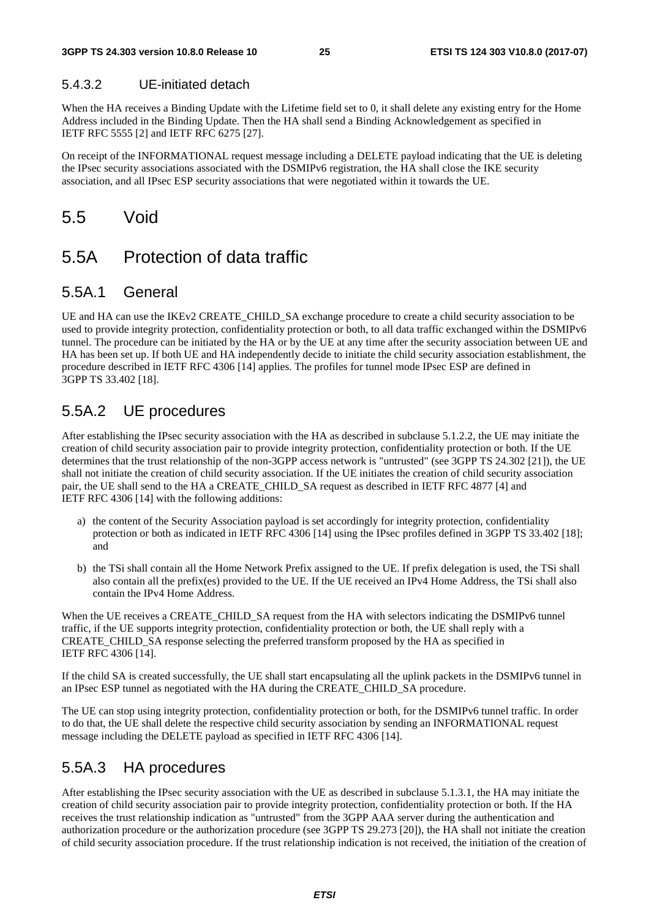#### 5.4.3.2 UE-initiated detach

When the HA receives a Binding Update with the Lifetime field set to 0, it shall delete any existing entry for the Home Address included in the Binding Update. Then the HA shall send a Binding Acknowledgement as specified in IETF RFC 5555 [2] and IETF RFC 6275 [27].

On receipt of the INFORMATIONAL request message including a DELETE payload indicating that the UE is deleting the IPsec security associations associated with the DSMIPv6 registration, the HA shall close the IKE security association, and all IPsec ESP security associations that were negotiated within it towards the UE.

## 5.5 Void

## 5.5A Protection of data traffic

### 5.5A.1 General

UE and HA can use the IKEv2 CREATE_CHILD_SA exchange procedure to create a child security association to be used to provide integrity protection, confidentiality protection or both, to all data traffic exchanged within the DSMIPv6 tunnel. The procedure can be initiated by the HA or by the UE at any time after the security association between UE and HA has been set up. If both UE and HA independently decide to initiate the child security association establishment, the procedure described in IETF RFC 4306 [14] applies. The profiles for tunnel mode IPsec ESP are defined in 3GPP TS 33.402 [18].

### 5.5A.2 UE procedures

After establishing the IPsec security association with the HA as described in subclause 5.1.2.2, the UE may initiate the creation of child security association pair to provide integrity protection, confidentiality protection or both. If the UE determines that the trust relationship of the non-3GPP access network is "untrusted" (see 3GPP TS 24.302 [21]), the UE shall not initiate the creation of child security association. If the UE initiates the creation of child security association pair, the UE shall send to the HA a CREATE_CHILD_SA request as described in IETF RFC 4877 [4] and IETF RFC 4306 [14] with the following additions:

a) the content of the Security Association payload is set accordingly for integrity protection, confidentiality protection or both as indicated in IETF RFC 4306 [14] using the IPsec profiles defined in 3GPP TS 33.402 [18]; and

b) the TSi shall contain all the Home Network Prefix assigned to the UE. If prefix delegation is used, the TSi shall also contain all the prefix(es) provided to the UE. If the UE received an IPv4 Home Address, the TSi shall also contain the IPv4 Home Address.

When the UE receives a CREATE_CHILD_SA request from the HA with selectors indicating the DSMIPv6 tunnel traffic, if the UE supports integrity protection, confidentiality protection or both, the UE shall reply with a CREATE_CHILD_SA response selecting the preferred transform proposed by the HA as specified in IETF RFC 4306 [14].

If the child SA is created successfully, the UE shall start encapsulating all the uplink packets in the DSMIPv6 tunnel in an IPsec ESP tunnel as negotiated with the HA during the CREATE_CHILD_SA procedure.

The UE can stop using integrity protection, confidentiality protection or both, for the DSMIPv6 tunnel traffic. In order to do that, the UE shall delete the respective child security association by sending an INFORMATIONAL request message including the DELETE payload as specified in IETF RFC 4306 [14].

### 5.5A.3 HA procedures

After establishing the IPsec security association with the UE as described in subclause 5.1.3.1, the HA may initiate the creation of child security association pair to provide integrity protection, confidentiality protection or both. If the HA receives the trust relationship indication as "untrusted" from the 3GPP AAA server during the authentication and authorization procedure or the authorization procedure (see 3GPP TS 29.273 [20]), the HA shall not initiate the creation of child security association procedure. If the trust relationship indication is not received, the initiation of the creation of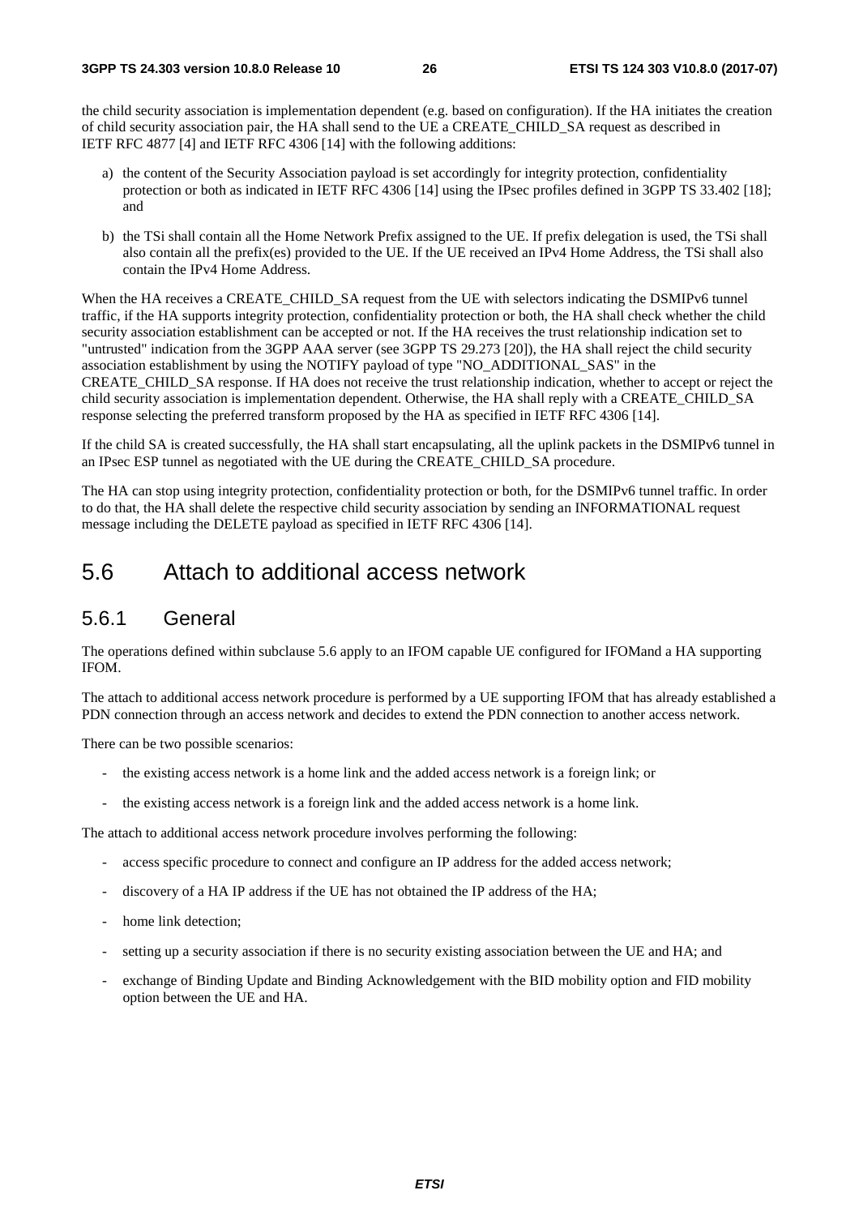the child security association is implementation dependent (e.g. based on configuration). If the HA initiates the creation of child security association pair, the HA shall send to the UE a CREATE_CHILD_SA request as described in IETF RFC 4877 [4] and IETF RFC 4306 [14] with the following additions:

a) the content of the Security Association payload is set accordingly for integrity protection, confidentiality protection or both as indicated in IETF RFC 4306 [14] using the IPsec profiles defined in 3GPP TS 33.402 [18]; and

b) the TSi shall contain all the Home Network Prefix assigned to the UE. If prefix delegation is used, the TSi shall also contain all the prefix(es) provided to the UE. If the UE received an IPv4 Home Address, the TSi shall also contain the IPv4 Home Address.

When the HA receives a CREATE_CHILD_SA request from the UE with selectors indicating the DSMIPv6 tunnel traffic, if the HA supports integrity protection, confidentiality protection or both, the HA shall check whether the child security association establishment can be accepted or not. If the HA receives the trust relationship indication set to "untrusted" indication from the 3GPP AAA server (see 3GPP TS 29.273 [20]), the HA shall reject the child security association establishment by using the NOTIFY payload of type "NO_ADDITIONAL_SAS" in the CREATE_CHILD_SA response. If HA does not receive the trust relationship indication, whether to accept or reject the child security association is implementation dependent. Otherwise, the HA shall reply with a CREATE_CHILD_SA response selecting the preferred transform proposed by the HA as specified in IETF RFC 4306 [14].

If the child SA is created successfully, the HA shall start encapsulating, all the uplink packets in the DSMIPv6 tunnel in an IPsec ESP tunnel as negotiated with the UE during the CREATE_CHILD_SA procedure.

The HA can stop using integrity protection, confidentiality protection or both, for the DSMIPv6 tunnel traffic. In order to do that, the HA shall delete the respective child security association by sending an INFORMATIONAL request message including the DELETE payload as specified in IETF RFC 4306 [14].

# 5.6 Attach to additional access network

## 5.6.1 General

The operations defined within subclause 5.6 apply to an IFOM capable UE configured for IFOMand a HA supporting IFOM.

The attach to additional access network procedure is performed by a UE supporting IFOM that has already established a PDN connection through an access network and decides to extend the PDN connection to another access network.

There can be two possible scenarios:

- the existing access network is a home link and the added access network is a foreign link; or
- the existing access network is a foreign link and the added access network is a home link.

The attach to additional access network procedure involves performing the following:

- access specific procedure to connect and configure an IP address for the added access network;
- discovery of a HA IP address if the UE has not obtained the IP address of the HA;
- home link detection;
- setting up a security association if there is no security existing association between the UE and HA; and
- exchange of Binding Update and Binding Acknowledgement with the BID mobility option and FID mobility option between the UE and HA.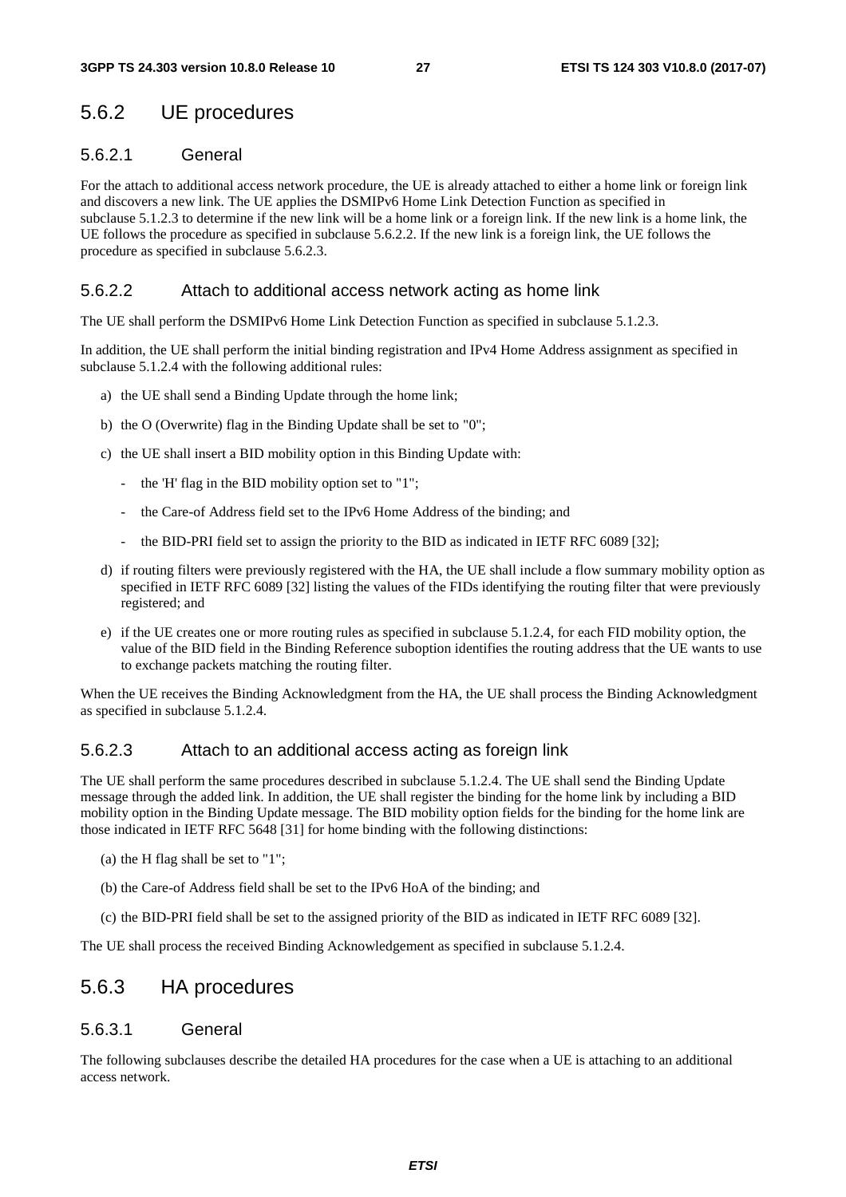## 5.6.2 UE procedures

### 5.6.2.1 General

For the attach to additional access network procedure, the UE is already attached to either a home link or foreign link and discovers a new link. The UE applies the DSMIPv6 Home Link Detection Function as specified in subclause 5.1.2.3 to determine if the new link will be a home link or a foreign link. If the new link is a home link, the UE follows the procedure as specified in subclause 5.6.2.2. If the new link is a foreign link, the UE follows the procedure as specified in subclause 5.6.2.3.

### 5.6.2.2 Attach to additional access network acting as home link

The UE shall perform the DSMIPv6 Home Link Detection Function as specified in subclause 5.1.2.3.

In addition, the UE shall perform the initial binding registration and IPv4 Home Address assignment as specified in subclause 5.1.2.4 with the following additional rules:

a) the UE shall send a Binding Update through the home link;

b) the O (Overwrite) flag in the Binding Update shall be set to "0";

c) the UE shall insert a BID mobility option in this Binding Update with:

   - the 'H' flag in the BID mobility option set to "1";

   - the Care-of Address field set to the IPv6 Home Address of the binding; and

   - the BID-PRI field set to assign the priority to the BID as indicated in IETF RFC 6089 [32];

d) if routing filters were previously registered with the HA, the UE shall include a flow summary mobility option as specified in IETF RFC 6089 [32] listing the values of the FIDs identifying the routing filter that were previously registered; and

e) if the UE creates one or more routing rules as specified in subclause 5.1.2.4, for each FID mobility option, the value of the BID field in the Binding Reference suboption identifies the routing address that the UE wants to use to exchange packets matching the routing filter.

When the UE receives the Binding Acknowledgment from the HA, the UE shall process the Binding Acknowledgment as specified in subclause 5.1.2.4.

### 5.6.2.3 Attach to an additional access acting as foreign link

The UE shall perform the same procedures described in subclause 5.1.2.4. The UE shall send the Binding Update message through the added link. In addition, the UE shall register the binding for the home link by including a BID mobility option in the Binding Update message. The BID mobility option fields for the binding for the home link are those indicated in IETF RFC 5648 [31] for home binding with the following distinctions:

(a) the H flag shall be set to "1";

(b) the Care-of Address field shall be set to the IPv6 HoA of the binding; and

(c) the BID-PRI field shall be set to the assigned priority of the BID as indicated in IETF RFC 6089 [32].

The UE shall process the received Binding Acknowledgement as specified in subclause 5.1.2.4.

## 5.6.3 HA procedures

### 5.6.3.1 General

The following subclauses describe the detailed HA procedures for the case when a UE is attaching to an additional access network.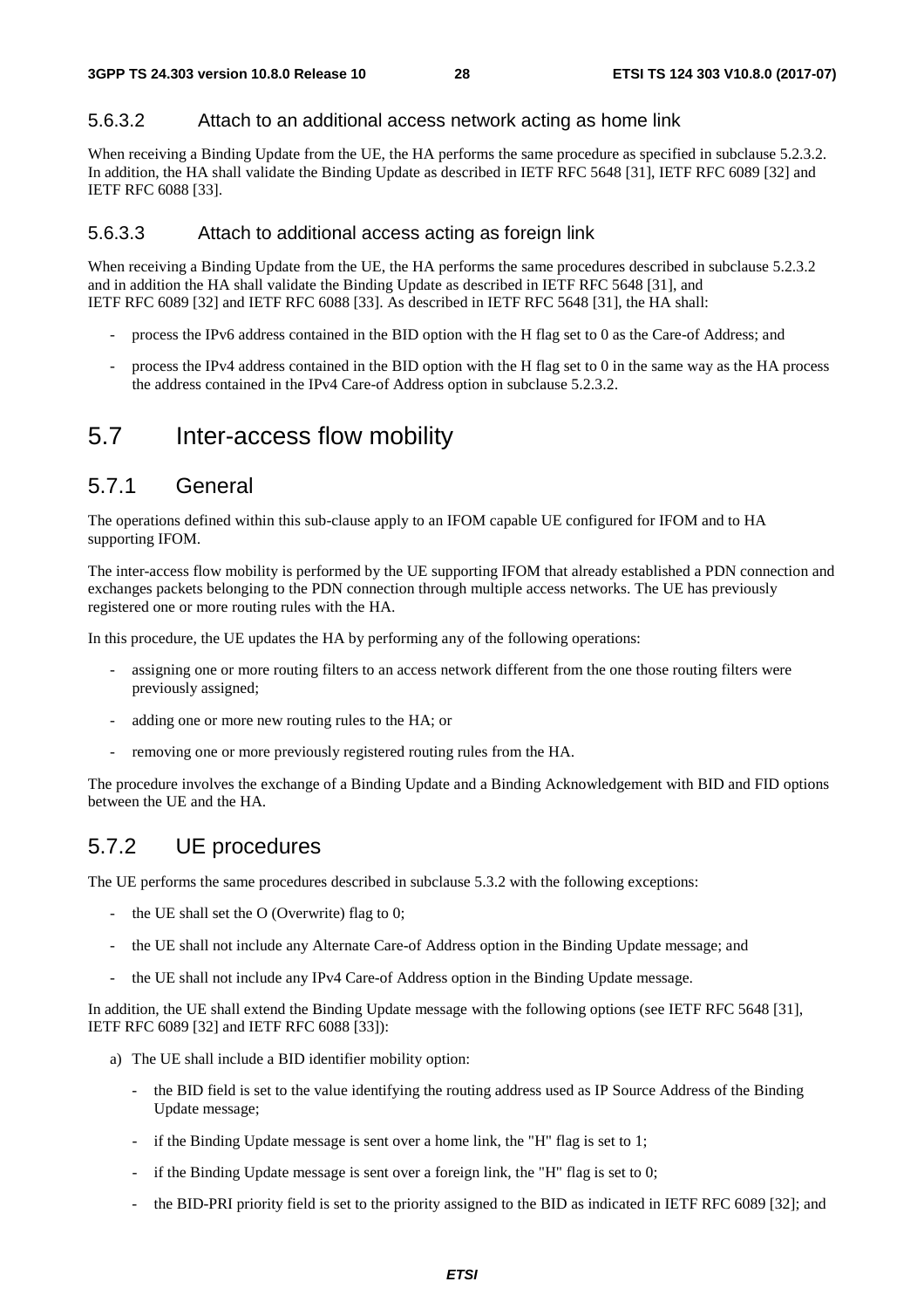#### 5.6.3.2 Attach to an additional access network acting as home link

When receiving a Binding Update from the UE, the HA performs the same procedure as specified in subclause 5.2.3.2. In addition, the HA shall validate the Binding Update as described in IETF RFC 5648 [31], IETF RFC 6089 [32] and IETF RFC 6088 [33].

#### 5.6.3.3 Attach to additional access acting as foreign link

When receiving a Binding Update from the UE, the HA performs the same procedures described in subclause 5.2.3.2 and in addition the HA shall validate the Binding Update as described in IETF RFC 5648 [31], and IETF RFC 6089 [32] and IETF RFC 6088 [33]. As described in IETF RFC 5648 [31], the HA shall:

- process the IPv6 address contained in the BID option with the H flag set to 0 as the Care-of Address; and
- process the IPv4 address contained in the BID option with the H flag set to 0 in the same way as the HA process the address contained in the IPv4 Care-of Address option in subclause 5.2.3.2.

## 5.7 Inter-access flow mobility

### 5.7.1 General

The operations defined within this sub-clause apply to an IFOM capable UE configured for IFOM and to HA supporting IFOM.

The inter-access flow mobility is performed by the UE supporting IFOM that already established a PDN connection and exchanges packets belonging to the PDN connection through multiple access networks. The UE has previously registered one or more routing rules with the HA.

In this procedure, the UE updates the HA by performing any of the following operations:

- assigning one or more routing filters to an access network different from the one those routing filters were previously assigned;
- adding one or more new routing rules to the HA; or
- removing one or more previously registered routing rules from the HA.

The procedure involves the exchange of a Binding Update and a Binding Acknowledgement with BID and FID options between the UE and the HA.

### 5.7.2 UE procedures

The UE performs the same procedures described in subclause 5.3.2 with the following exceptions:

- the UE shall set the O (Overwrite) flag to 0;
- the UE shall not include any Alternate Care-of Address option in the Binding Update message; and
- the UE shall not include any IPv4 Care-of Address option in the Binding Update message.

In addition, the UE shall extend the Binding Update message with the following options (see IETF RFC 5648 [31], IETF RFC 6089 [32] and IETF RFC 6088 [33]):

a) The UE shall include a BID identifier mobility option:
   - the BID field is set to the value identifying the routing address used as IP Source Address of the Binding Update message;
   - if the Binding Update message is sent over a home link, the "H" flag is set to 1;
   - if the Binding Update message is sent over a foreign link, the "H" flag is set to 0;
   - the BID-PRI priority field is set to the priority assigned to the BID as indicated in IETF RFC 6089 [32]; and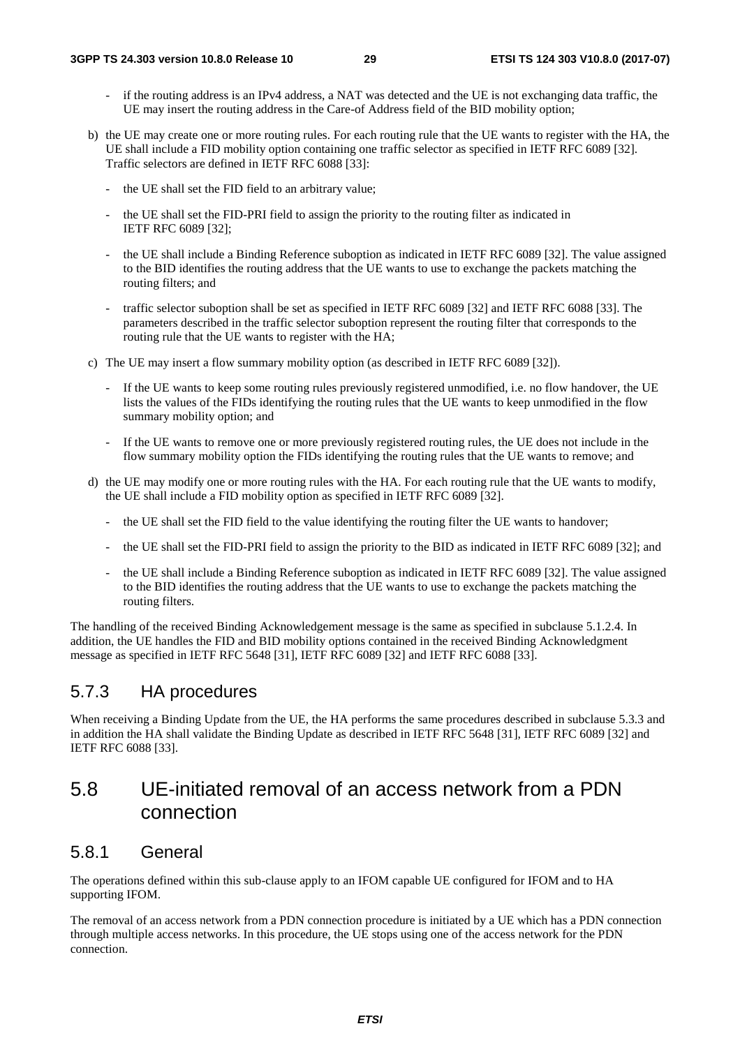- if the routing address is an IPv4 address, a NAT was detected and the UE is not exchanging data traffic, the UE may insert the routing address in the Care-of Address field of the BID mobility option;

b) the UE may create one or more routing rules. For each routing rule that the UE wants to register with the HA, the UE shall include a FID mobility option containing one traffic selector as specified in IETF RFC 6089 [32]. Traffic selectors are defined in IETF RFC 6088 [33]:

  - the UE shall set the FID field to an arbitrary value;
  - the UE shall set the FID-PRI field to assign the priority to the routing filter as indicated in IETF RFC 6089 [32];
  - the UE shall include a Binding Reference suboption as indicated in IETF RFC 6089 [32]. The value assigned to the BID identifies the routing address that the UE wants to use to exchange the packets matching the routing filters; and
  - traffic selector suboption shall be set as specified in IETF RFC 6089 [32] and IETF RFC 6088 [33]. The parameters described in the traffic selector suboption represent the routing filter that corresponds to the routing rule that the UE wants to register with the HA;

c) The UE may insert a flow summary mobility option (as described in IETF RFC 6089 [32]).

  - If the UE wants to keep some routing rules previously registered unmodified, i.e. no flow handover, the UE lists the values of the FIDs identifying the routing rules that the UE wants to keep unmodified in the flow summary mobility option; and
  - If the UE wants to remove one or more previously registered routing rules, the UE does not include in the flow summary mobility option the FIDs identifying the routing rules that the UE wants to remove; and

d) the UE may modify one or more routing rules with the HA. For each routing rule that the UE wants to modify, the UE shall include a FID mobility option as specified in IETF RFC 6089 [32].

  - the UE shall set the FID field to the value identifying the routing filter the UE wants to handover;
  - the UE shall set the FID-PRI field to assign the priority to the BID as indicated in IETF RFC 6089 [32]; and
  - the UE shall include a Binding Reference suboption as indicated in IETF RFC 6089 [32]. The value assigned to the BID identifies the routing address that the UE wants to use to exchange the packets matching the routing filters.

The handling of the received Binding Acknowledgement message is the same as specified in subclause 5.1.2.4. In addition, the UE handles the FID and BID mobility options contained in the received Binding Acknowledgment message as specified in IETF RFC 5648 [31], IETF RFC 6089 [32] and IETF RFC 6088 [33].

### 5.7.3 HA procedures

When receiving a Binding Update from the UE, the HA performs the same procedures described in subclause 5.3.3 and in addition the HA shall validate the Binding Update as described in IETF RFC 5648 [31], IETF RFC 6089 [32] and IETF RFC 6088 [33].

## 5.8 UE-initiated removal of an access network from a PDN connection

### 5.8.1 General

The operations defined within this sub-clause apply to an IFOM capable UE configured for IFOM and to HA supporting IFOM.

The removal of an access network from a PDN connection procedure is initiated by a UE which has a PDN connection through multiple access networks. In this procedure, the UE stops using one of the access network for the PDN connection.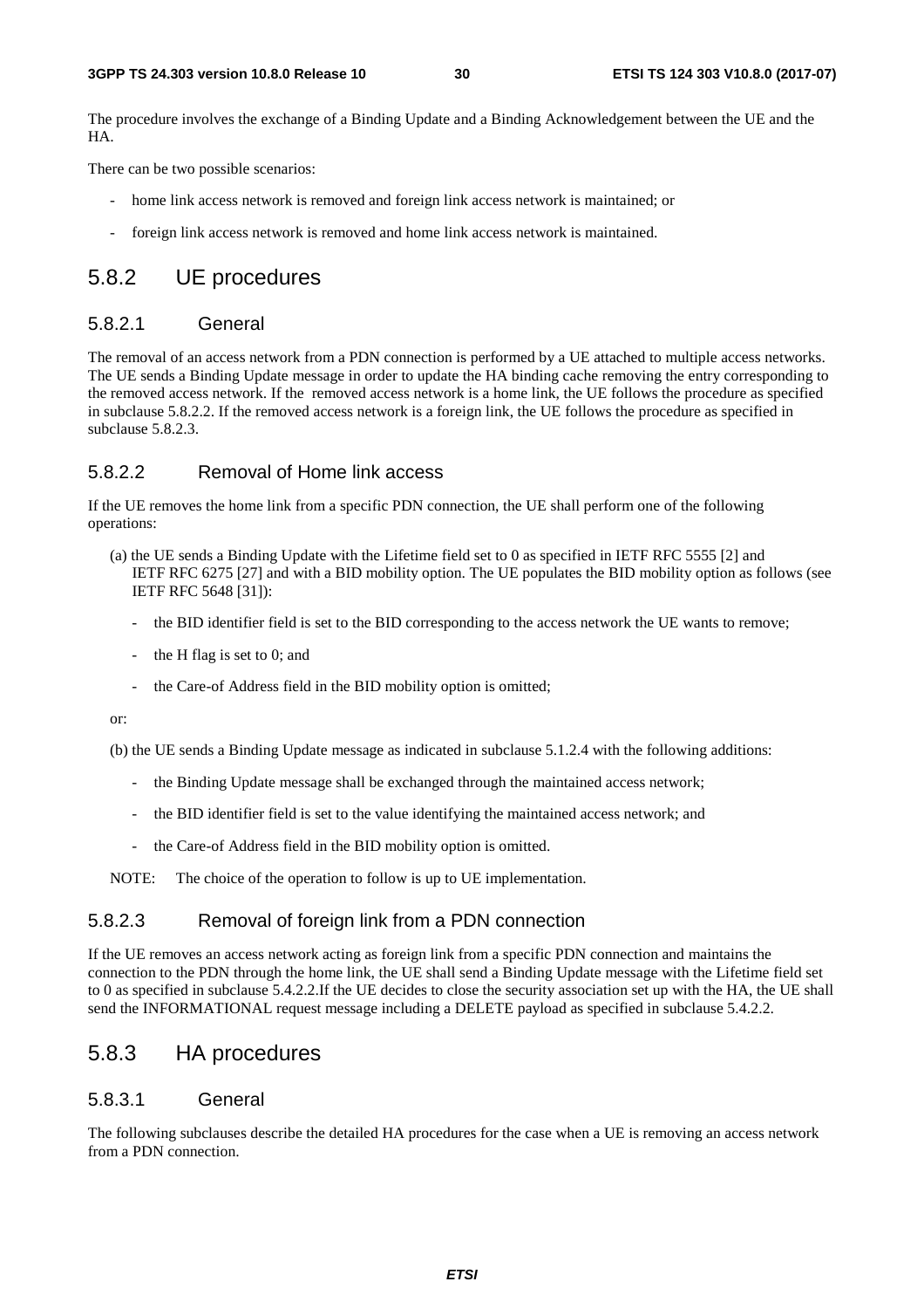The procedure involves the exchange of a Binding Update and a Binding Acknowledgement between the UE and the HA.

There can be two possible scenarios:

- home link access network is removed and foreign link access network is maintained; or
- foreign link access network is removed and home link access network is maintained.

## 5.8.2 UE procedures

### 5.8.2.1 General

The removal of an access network from a PDN connection is performed by a UE attached to multiple access networks. The UE sends a Binding Update message in order to update the HA binding cache removing the entry corresponding to the removed access network. If the removed access network is a home link, the UE follows the procedure as specified in subclause 5.8.2.2. If the removed access network is a foreign link, the UE follows the procedure as specified in subclause 5.8.2.3.

### 5.8.2.2 Removal of Home link access

If the UE removes the home link from a specific PDN connection, the UE shall perform one of the following operations:

(a) the UE sends a Binding Update with the Lifetime field set to 0 as specified in IETF RFC 5555 [2] and IETF RFC 6275 [27] and with a BID mobility option. The UE populates the BID mobility option as follows (see IETF RFC 5648 [31]):

- the BID identifier field is set to the BID corresponding to the access network the UE wants to remove;
- the H flag is set to 0; and
- the Care-of Address field in the BID mobility option is omitted;

or:

(b) the UE sends a Binding Update message as indicated in subclause 5.1.2.4 with the following additions:

- the Binding Update message shall be exchanged through the maintained access network;
- the BID identifier field is set to the value identifying the maintained access network; and
- the Care-of Address field in the BID mobility option is omitted.

NOTE: The choice of the operation to follow is up to UE implementation.

### 5.8.2.3 Removal of foreign link from a PDN connection

If the UE removes an access network acting as foreign link from a specific PDN connection and maintains the connection to the PDN through the home link, the UE shall send a Binding Update message with the Lifetime field set to 0 as specified in subclause 5.4.2.2.If the UE decides to close the security association set up with the HA, the UE shall send the INFORMATIONAL request message including a DELETE payload as specified in subclause 5.4.2.2.

## 5.8.3 HA procedures

### 5.8.3.1 General

The following subclauses describe the detailed HA procedures for the case when a UE is removing an access network from a PDN connection.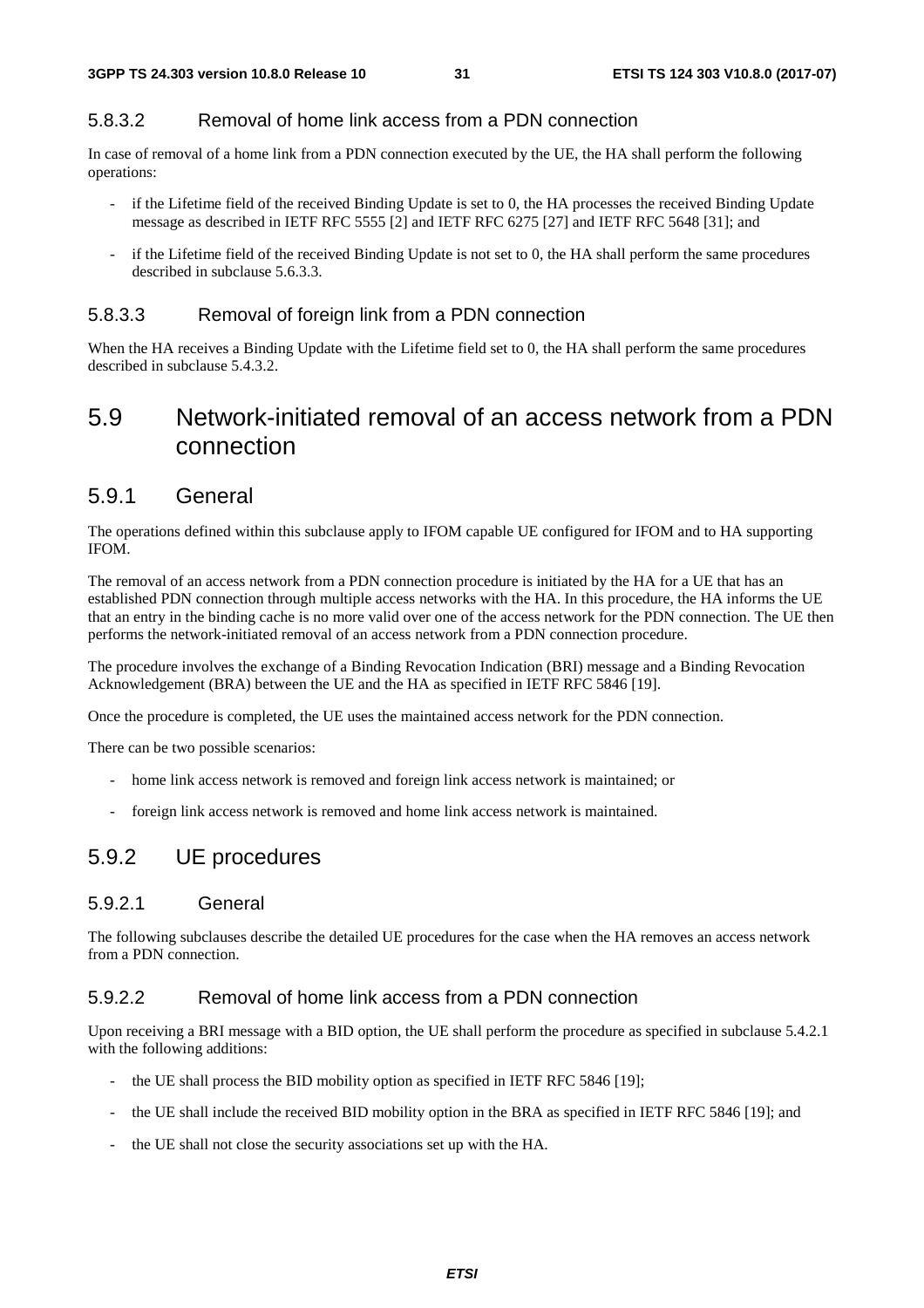#### 5.8.3.2 Removal of home link access from a PDN connection

In case of removal of a home link from a PDN connection executed by the UE, the HA shall perform the following operations:

- if the Lifetime field of the received Binding Update is set to 0, the HA processes the received Binding Update message as described in IETF RFC 5555 [2] and IETF RFC 6275 [27] and IETF RFC 5648 [31]; and
- if the Lifetime field of the received Binding Update is not set to 0, the HA shall perform the same procedures described in subclause 5.6.3.3.

#### 5.8.3.3 Removal of foreign link from a PDN connection

When the HA receives a Binding Update with the Lifetime field set to 0, the HA shall perform the same procedures described in subclause 5.4.3.2.

## 5.9 Network-initiated removal of an access network from a PDN connection

### 5.9.1 General

The operations defined within this subclause apply to IFOM capable UE configured for IFOM and to HA supporting IFOM.

The removal of an access network from a PDN connection procedure is initiated by the HA for a UE that has an established PDN connection through multiple access networks with the HA. In this procedure, the HA informs the UE that an entry in the binding cache is no more valid over one of the access network for the PDN connection. The UE then performs the network-initiated removal of an access network from a PDN connection procedure.

The procedure involves the exchange of a Binding Revocation Indication (BRI) message and a Binding Revocation Acknowledgement (BRA) between the UE and the HA as specified in IETF RFC 5846 [19].

Once the procedure is completed, the UE uses the maintained access network for the PDN connection.

There can be two possible scenarios:

- home link access network is removed and foreign link access network is maintained; or
- foreign link access network is removed and home link access network is maintained.

### 5.9.2 UE procedures

#### 5.9.2.1 General

The following subclauses describe the detailed UE procedures for the case when the HA removes an access network from a PDN connection.

#### 5.9.2.2 Removal of home link access from a PDN connection

Upon receiving a BRI message with a BID option, the UE shall perform the procedure as specified in subclause 5.4.2.1 with the following additions:

- the UE shall process the BID mobility option as specified in IETF RFC 5846 [19];
- the UE shall include the received BID mobility option in the BRA as specified in IETF RFC 5846 [19]; and
- the UE shall not close the security associations set up with the HA.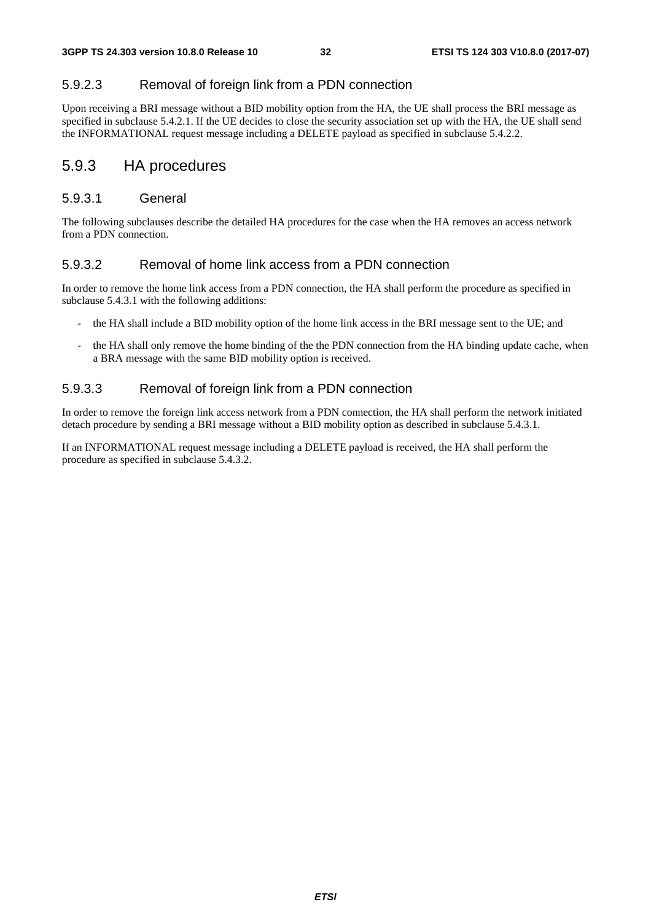#### 5.9.2.3 Removal of foreign link from a PDN connection

Upon receiving a BRI message without a BID mobility option from the HA, the UE shall process the BRI message as specified in subclause 5.4.2.1. If the UE decides to close the security association set up with the HA, the UE shall send the INFORMATIONAL request message including a DELETE payload as specified in subclause 5.4.2.2.

### 5.9.3 HA procedures

#### 5.9.3.1 General

The following subclauses describe the detailed HA procedures for the case when the HA removes an access network from a PDN connection.

#### 5.9.3.2 Removal of home link access from a PDN connection

In order to remove the home link access from a PDN connection, the HA shall perform the procedure as specified in subclause 5.4.3.1 with the following additions:

- the HA shall include a BID mobility option of the home link access in the BRI message sent to the UE; and
- the HA shall only remove the home binding of the the PDN connection from the HA binding update cache, when a BRA message with the same BID mobility option is received.

#### 5.9.3.3 Removal of foreign link from a PDN connection

In order to remove the foreign link access network from a PDN connection, the HA shall perform the network initiated detach procedure by sending a BRI message without a BID mobility option as described in subclause 5.4.3.1.

If an INFORMATIONAL request message including a DELETE payload is received, the HA shall perform the procedure as specified in subclause 5.4.3.2.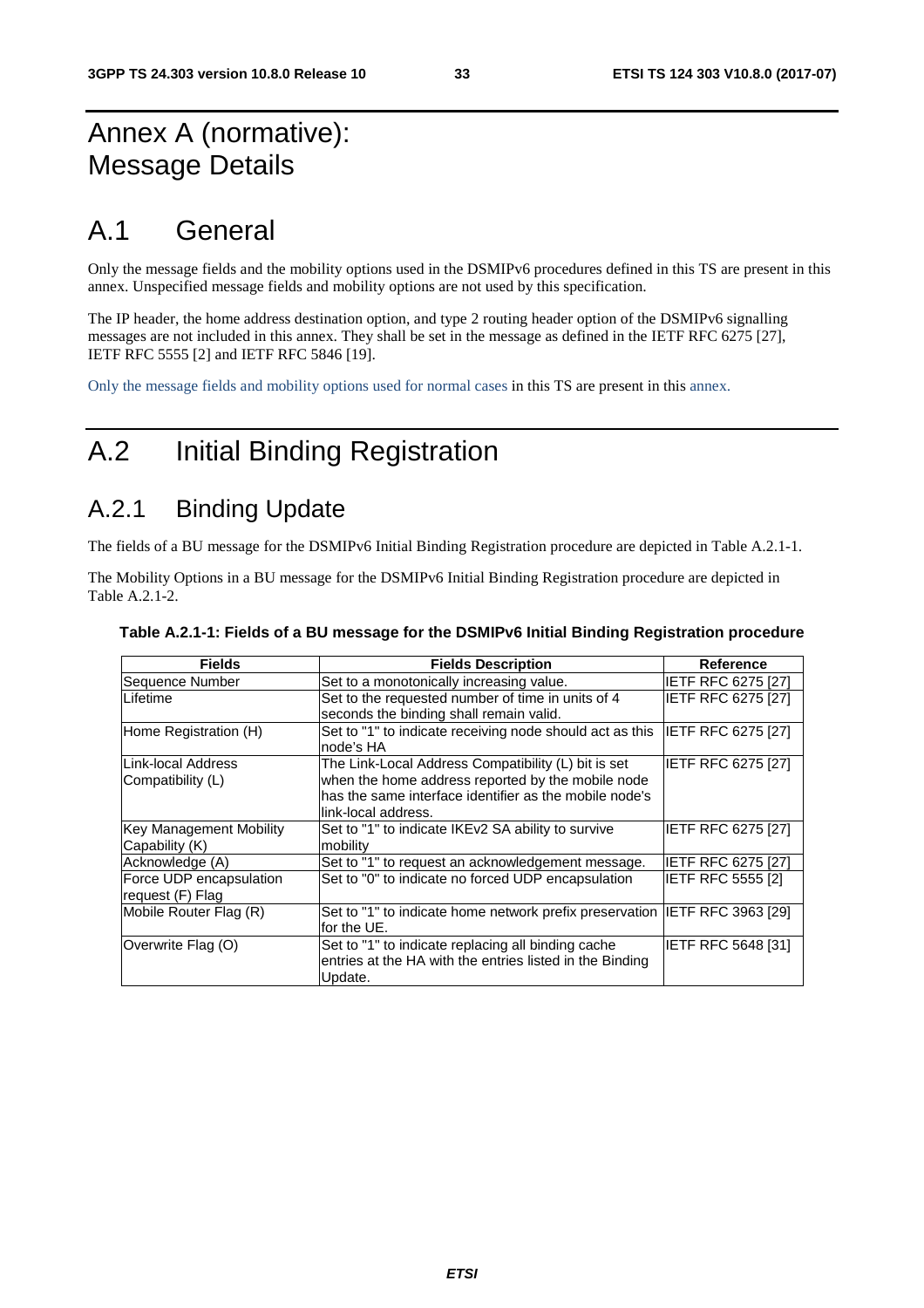# Annex A (normative): Message Details

# A.1 General

Only the message fields and the mobility options used in the DSMIPv6 procedures defined in this TS are present in this annex. Unspecified message fields and mobility options are not used by this specification.

The IP header, the home address destination option, and type 2 routing header option of the DSMIPv6 signalling messages are not included in this annex. They shall be set in the message as defined in the IETF RFC 6275 [27], IETF RFC 5555 [2] and IETF RFC 5846 [19].

Only the message fields and mobility options used for normal cases in this TS are present in this annex.

# A.2 Initial Binding Registration

## A.2.1 Binding Update

The fields of a BU message for the DSMIPv6 Initial Binding Registration procedure are depicted in Table A.2.1-1.

The Mobility Options in a BU message for the DSMIPv6 Initial Binding Registration procedure are depicted in Table A.2.1-2.

**Table A.2.1-1: Fields of a BU message for the DSMIPv6 Initial Binding Registration procedure**

| Fields | Fields Description | Reference |
|---|---|---|
| Sequence Number | Set to a monotonically increasing value. | IETF RFC 6275 [27] |
| Lifetime | Set to the requested number of time in units of 4 seconds the binding shall remain valid. | IETF RFC 6275 [27] |
| Home Registration (H) | Set to "1" to indicate receiving node should act as this node's HA | IETF RFC 6275 [27] |
| Link-local Address Compatibility (L) | The Link-Local Address Compatibility (L) bit is set when the home address reported by the mobile node has the same interface identifier as the mobile node's link-local address. | IETF RFC 6275 [27] |
| Key Management Mobility Capability (K) | Set to "1" to indicate IKEv2 SA ability to survive mobility | IETF RFC 6275 [27] |
| Acknowledge (A) | Set to "1" to request an acknowledgement message. | IETF RFC 6275 [27] |
| Force UDP encapsulation request (F) Flag | Set to "0" to indicate no forced UDP encapsulation | IETF RFC 5555 [2] |
| Mobile Router Flag (R) | Set to "1" to indicate home network prefix preservation for the UE. | IETF RFC 3963 [29] |
| Overwrite Flag (O) | Set to "1" to indicate replacing all binding cache entries at the HA with the entries listed in the Binding Update. | IETF RFC 5648 [31] |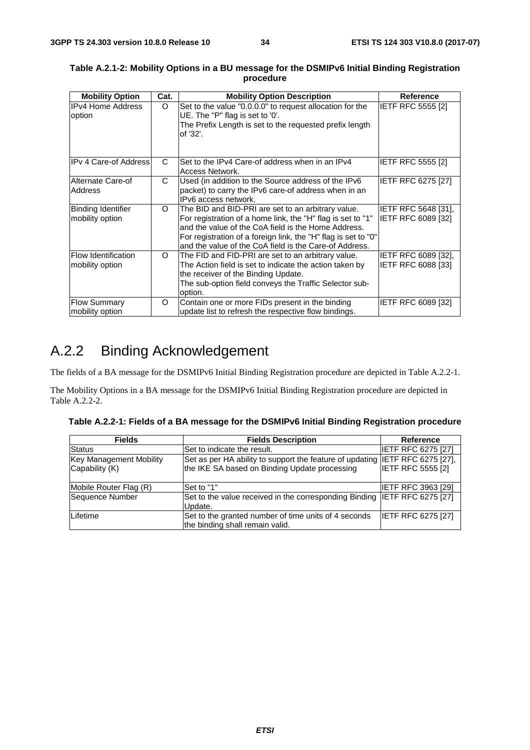**Table A.2.1-2: Mobility Options in a BU message for the DSMIPv6 Initial Binding Registration procedure**

| Mobility Option | Cat. | Mobility Option Description | Reference |
|---|---|---|---|
| IPv4 Home Address option | O | Set to the value "0.0.0.0" to request allocation for the UE. The "P" flag is set to '0'.<br>The Prefix Length is set to the requested prefix length of '32'. | IETF RFC 5555 [2] |
| IPv 4 Care-of Address | C | Set to the IPv4 Care-of address when in an IPv4 Access Network. | IETF RFC 5555 [2] |
| Alternate Care-of Address | C | Used (in addition to the Source address of the IPv6 packet) to carry the IPv6 care-of address when in an IPv6 access network. | IETF RFC 6275 [27] |
| Binding Identifier mobility option | O | The BID and BID-PRI are set to an arbitrary value.<br>For registration of a home link, the "H" flag is set to "1" and the value of the CoA field is the Home Address.<br>For registration of a foreign link, the "H" flag is set to "0" and the value of the CoA field is the Care-of Address. | IETF RFC 5648 [31], IETF RFC 6089 [32] |
| Flow Identification mobility option | O | The FID and FID-PRI are set to an arbitrary value.<br>The Action field is set to indicate the action taken by the receiver of the Binding Update.<br>The sub-option field conveys the Traffic Selector sub-option. | IETF RFC 6089 [32], IETF RFC 6088 [33] |
| Flow Summary mobility option | O | Contain one or more FIDs present in the binding update list to refresh the respective flow bindings. | IETF RFC 6089 [32] |

# A.2.2 Binding Acknowledgement

The fields of a BA message for the DSMIPv6 Initial Binding Registration procedure are depicted in Table A.2.2-1.

The Mobility Options in a BA message for the DSMIPv6 Initial Binding Registration procedure are depicted in Table A.2.2-2.

**Table A.2.2-1: Fields of a BA message for the DSMIPv6 Initial Binding Registration procedure**

| Fields | Fields Description | Reference |
|---|---|---|
| Status | Set to indicate the result. | IETF RFC 6275 [27] |
| Key Management Mobility Capability (K) | Set as per HA ability to support the feature of updating the IKE SA based on Binding Update processing | IETF RFC 6275 [27], IETF RFC 5555 [2] |
| Mobile Router Flag (R) | Set to "1" | IETF RFC 3963 [29] |
| Sequence Number | Set to the value received in the corresponding Binding Update. | IETF RFC 6275 [27] |
| Lifetime | Set to the granted number of time units of 4 seconds the binding shall remain valid. | IETF RFC 6275 [27] |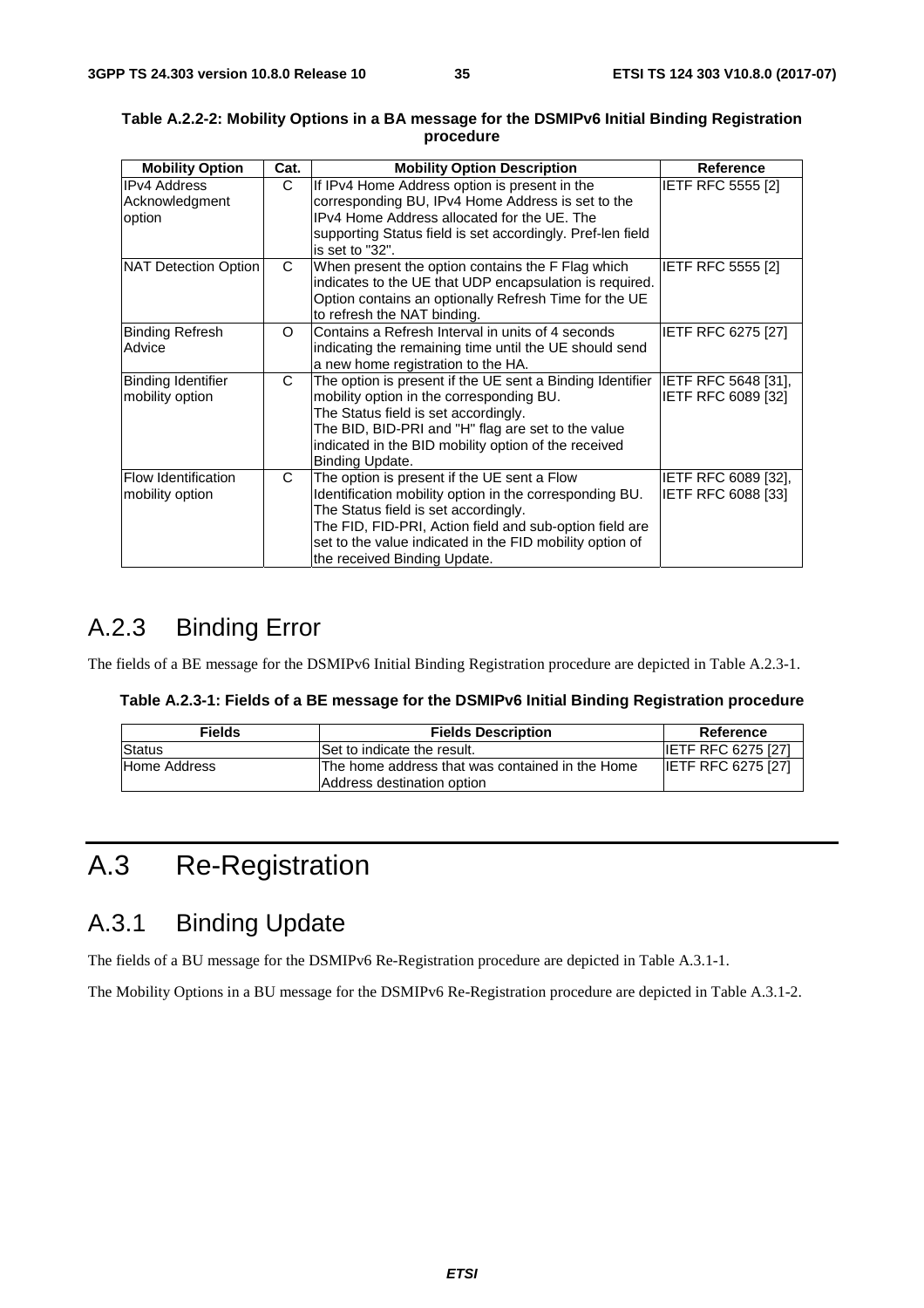**Table A.2.2-2: Mobility Options in a BA message for the DSMIPv6 Initial Binding Registration procedure**

| Mobility Option | Cat. | Mobility Option Description | Reference |
|---|---|---|---|
| IPv4 Address Acknowledgment option | C | If IPv4 Home Address option is present in the corresponding BU, IPv4 Home Address is set to the IPv4 Home Address allocated for the UE. The supporting Status field is set accordingly. Pref-len field is set to "32". | IETF RFC 5555 [2] |
| NAT Detection Option | C | When present the option contains the F Flag which indicates to the UE that UDP encapsulation is required. Option contains an optionally Refresh Time for the UE to refresh the NAT binding. | IETF RFC 5555 [2] |
| Binding Refresh Advice | O | Contains a Refresh Interval in units of 4 seconds indicating the remaining time until the UE should send a new home registration to the HA. | IETF RFC 6275 [27] |
| Binding Identifier mobility option | C | The option is present if the UE sent a Binding Identifier mobility option in the corresponding BU.<br>The Status field is set accordingly.<br>The BID, BID-PRI and "H" flag are set to the value indicated in the BID mobility option of the received Binding Update. | IETF RFC 5648 [31], IETF RFC 6089 [32] |
| Flow Identification mobility option | C | The option is present if the UE sent a Flow Identification mobility option in the corresponding BU.<br>The Status field is set accordingly.<br>The FID, FID-PRI, Action field and sub-option field are set to the value indicated in the FID mobility option of the received Binding Update. | IETF RFC 6089 [32], IETF RFC 6088 [33] |

## A.2.3 Binding Error

The fields of a BE message for the DSMIPv6 Initial Binding Registration procedure are depicted in Table A.2.3-1.

**Table A.2.3-1: Fields of a BE message for the DSMIPv6 Initial Binding Registration procedure**

| Fields | Fields Description | Reference |
|---|---|---|
| Status | Set to indicate the result. | IETF RFC 6275 [27] |
| Home Address | The home address that was contained in the Home Address destination option | IETF RFC 6275 [27] |

# A.3 Re-Registration

## A.3.1 Binding Update

The fields of a BU message for the DSMIPv6 Re-Registration procedure are depicted in Table A.3.1-1.

The Mobility Options in a BU message for the DSMIPv6 Re-Registration procedure are depicted in Table A.3.1-2.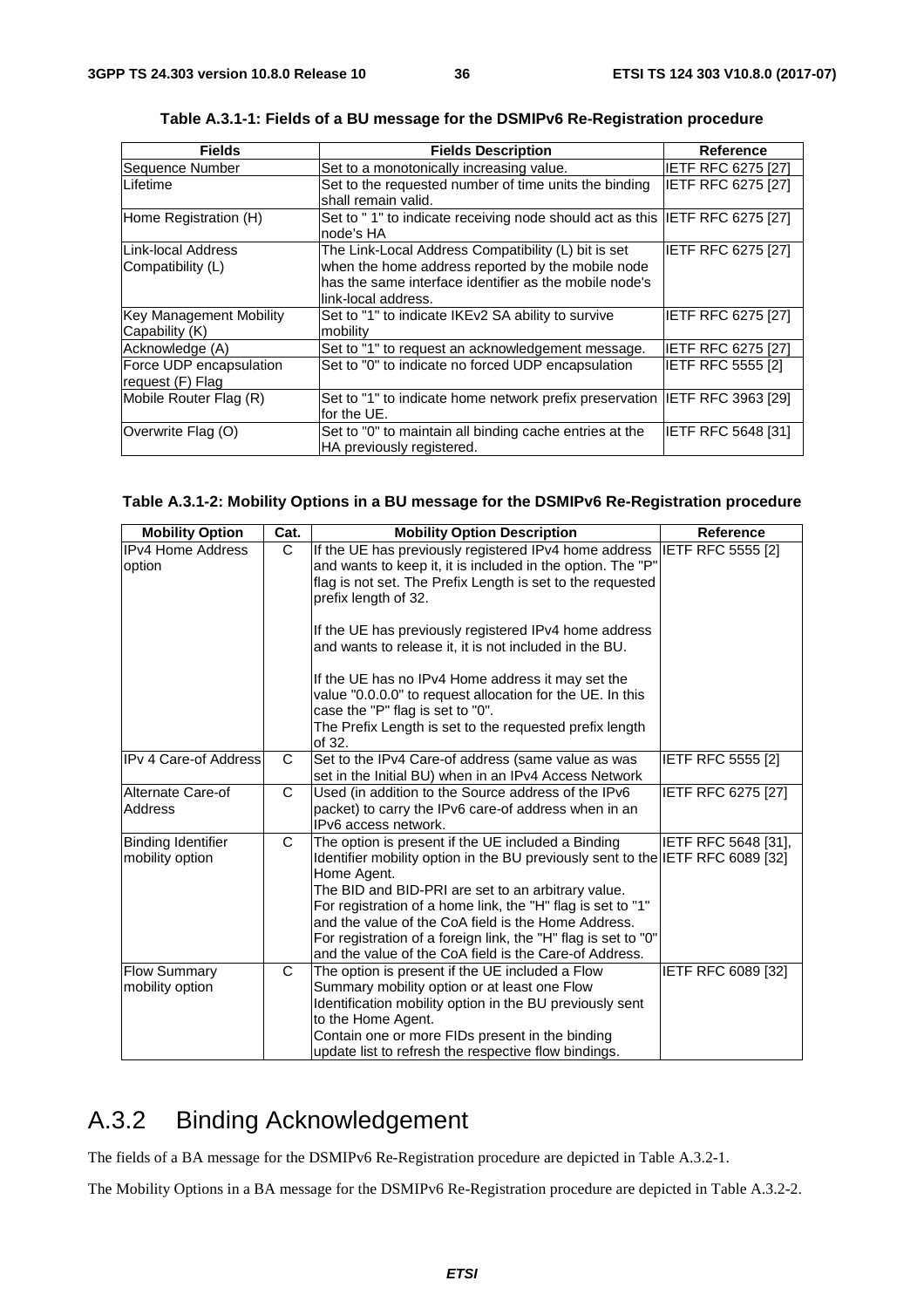**Table A.3.1-1: Fields of a BU message for the DSMIPv6 Re-Registration procedure**

| Fields | Fields Description | Reference |
|---|---|---|
| Sequence Number | Set to a monotonically increasing value. | IETF RFC 6275 [27] |
| Lifetime | Set to the requested number of time units the binding shall remain valid. | IETF RFC 6275 [27] |
| Home Registration (H) | Set to " 1" to indicate receiving node should act as this node's HA | IETF RFC 6275 [27] |
| Link-local Address Compatibility (L) | The Link-Local Address Compatibility (L) bit is set when the home address reported by the mobile node has the same interface identifier as the mobile node's link-local address. | IETF RFC 6275 [27] |
| Key Management Mobility Capability (K) | Set to "1" to indicate IKEv2 SA ability to survive mobility | IETF RFC 6275 [27] |
| Acknowledge (A) | Set to "1" to request an acknowledgement message. | IETF RFC 6275 [27] |
| Force UDP encapsulation request (F) Flag | Set to "0" to indicate no forced UDP encapsulation | IETF RFC 5555 [2] |
| Mobile Router Flag (R) | Set to "1" to indicate home network prefix preservation for the UE. | IETF RFC 3963 [29] |
| Overwrite Flag (O) | Set to "0" to maintain all binding cache entries at the HA previously registered. | IETF RFC 5648 [31] |

**Table A.3.1-2: Mobility Options in a BU message for the DSMIPv6 Re-Registration procedure**

| Mobility Option | Cat. | Mobility Option Description | Reference |
|---|---|---|---|
| IPv4 Home Address option | C | If the UE has previously registered IPv4 home address and wants to keep it, it is included in the option. The "P" flag is not set. The Prefix Length is set to the requested prefix length of 32.<br><br>If the UE has previously registered IPv4 home address and wants to release it, it is not included in the BU.<br><br>If the UE has no IPv4 Home address it may set the value "0.0.0.0" to request allocation for the UE. In this case the "P" flag is set to "0".<br>The Prefix Length is set to the requested prefix length of 32. | IETF RFC 5555 [2] |
| IPv 4 Care-of Address | C | Set to the IPv4 Care-of address (same value as was set in the Initial BU) when in an IPv4 Access Network | IETF RFC 5555 [2] |
| Alternate Care-of Address | C | Used (in addition to the Source address of the IPv6 packet) to carry the IPv6 care-of address when in an IPv6 access network. | IETF RFC 6275 [27] |
| Binding Identifier mobility option | C | The option is present if the UE included a Binding Identifier mobility option in the BU previously sent to the Home Agent.<br>The BID and BID-PRI are set to an arbitrary value.<br>For registration of a home link, the "H" flag is set to "1" and the value of the CoA field is the Home Address.<br>For registration of a foreign link, the "H" flag is set to "0" and the value of the CoA field is the Care-of Address. | IETF RFC 5648 [31], IETF RFC 6089 [32] |
| Flow Summary mobility option | C | The option is present if the UE included a Flow Summary mobility option or at least one Flow Identification mobility option in the BU previously sent to the Home Agent.<br>Contain one or more FIDs present in the binding update list to refresh the respective flow bindings. | IETF RFC 6089 [32] |

## A.3.2 Binding Acknowledgement

The fields of a BA message for the DSMIPv6 Re-Registration procedure are depicted in Table A.3.2-1.

The Mobility Options in a BA message for the DSMIPv6 Re-Registration procedure are depicted in Table A.3.2-2.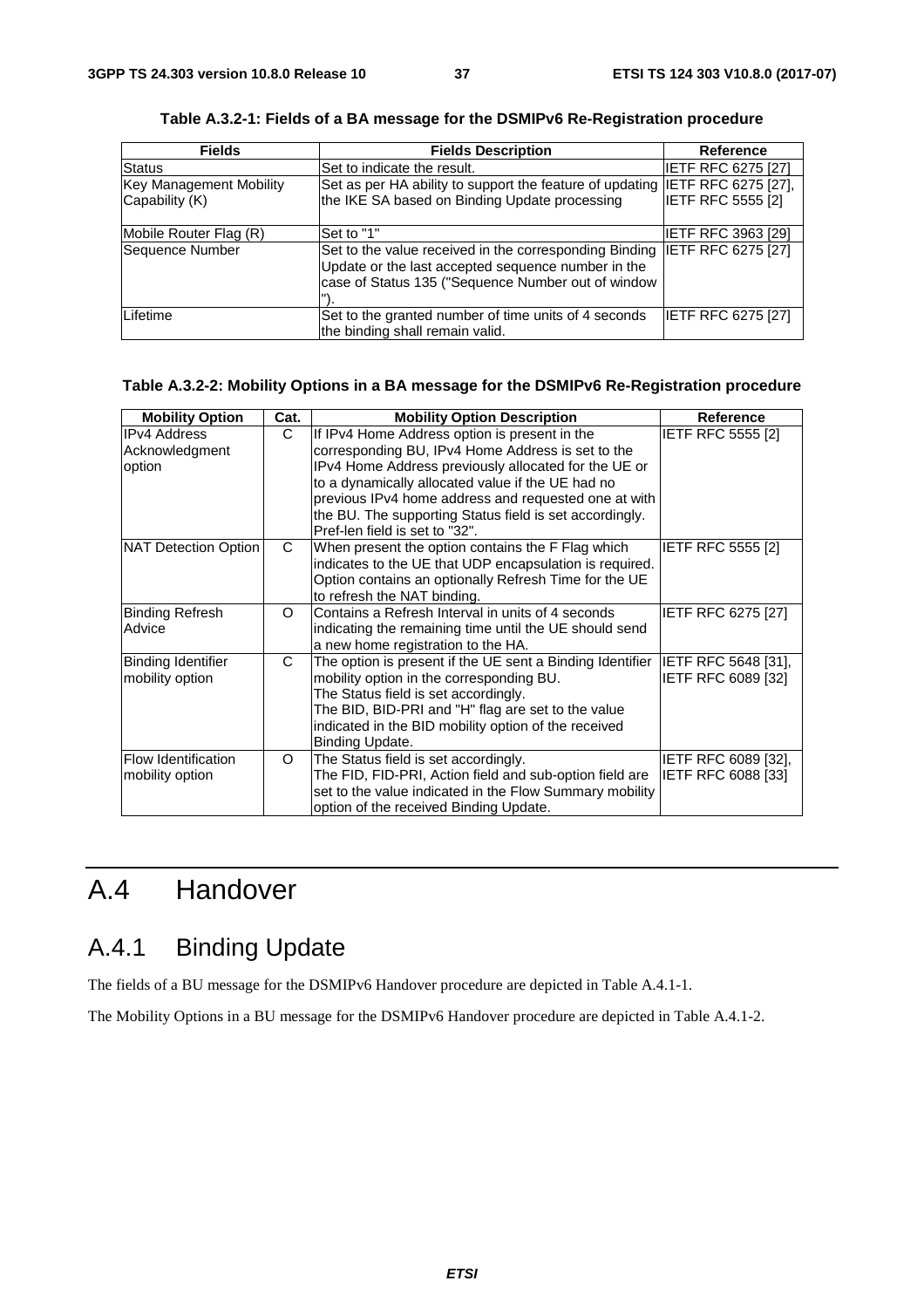**Table A.3.2-1: Fields of a BA message for the DSMIPv6 Re-Registration procedure**

| Fields | Fields Description | Reference |
|---|---|---|
| Status | Set to indicate the result. | IETF RFC 6275 [27] |
| Key Management Mobility Capability (K) | Set as per HA ability to support the feature of updating the IKE SA based on Binding Update processing | IETF RFC 6275 [27], IETF RFC 5555 [2] |
| Mobile Router Flag (R) | Set to "1" | IETF RFC 3963 [29] |
| Sequence Number | Set to the value received in the corresponding Binding Update or the last accepted sequence number in the case of Status 135 ("Sequence Number out of window "). | IETF RFC 6275 [27] |
| Lifetime | Set to the granted number of time units of 4 seconds the binding shall remain valid. | IETF RFC 6275 [27] |

**Table A.3.2-2: Mobility Options in a BA message for the DSMIPv6 Re-Registration procedure**

| Mobility Option | Cat. | Mobility Option Description | Reference |
|---|---|---|---|
| IPv4 Address Acknowledgment option | C | If IPv4 Home Address option is present in the corresponding BU, IPv4 Home Address is set to the IPv4 Home Address previously allocated for the UE or to a dynamically allocated value if the UE had no previous IPv4 home address and requested one at with the BU. The supporting Status field is set accordingly. Pref-len field is set to "32". | IETF RFC 5555 [2] |
| NAT Detection Option | C | When present the option contains the F Flag which indicates to the UE that UDP encapsulation is required. Option contains an optionally Refresh Time for the UE to refresh the NAT binding. | IETF RFC 5555 [2] |
| Binding Refresh Advice | O | Contains a Refresh Interval in units of 4 seconds indicating the remaining time until the UE should send a new home registration to the HA. | IETF RFC 6275 [27] |
| Binding Identifier mobility option | C | The option is present if the UE sent a Binding Identifier mobility option in the corresponding BU.<br>The Status field is set accordingly.<br>The BID, BID-PRI and "H" flag are set to the value indicated in the BID mobility option of the received Binding Update. | IETF RFC 5648 [31], IETF RFC 6089 [32] |
| Flow Identification mobility option | O | The Status field is set accordingly.<br>The FID, FID-PRI, Action field and sub-option field are set to the value indicated in the Flow Summary mobility option of the received Binding Update. | IETF RFC 6089 [32], IETF RFC 6088 [33] |

# A.4 Handover

## A.4.1 Binding Update

The fields of a BU message for the DSMIPv6 Handover procedure are depicted in Table A.4.1-1.

The Mobility Options in a BU message for the DSMIPv6 Handover procedure are depicted in Table A.4.1-2.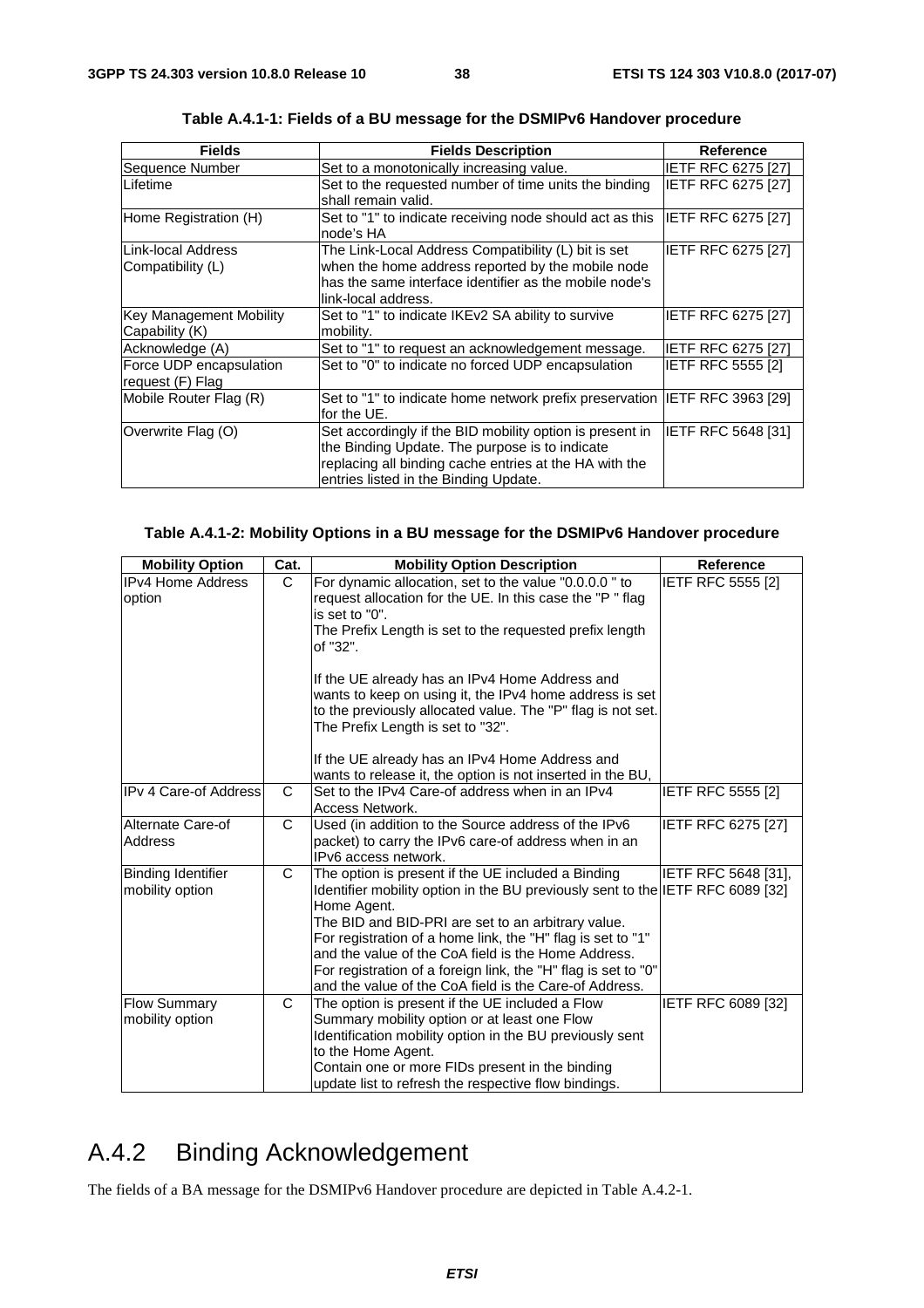**Table A.4.1-1: Fields of a BU message for the DSMIPv6 Handover procedure**

| Fields | Fields Description | Reference |
|---|---|---|
| Sequence Number | Set to a monotonically increasing value. | IETF RFC 6275 [27] |
| Lifetime | Set to the requested number of time units the binding shall remain valid. | IETF RFC 6275 [27] |
| Home Registration (H) | Set to "1" to indicate receiving node should act as this node's HA | IETF RFC 6275 [27] |
| Link-local Address Compatibility (L) | The Link-Local Address Compatibility (L) bit is set when the home address reported by the mobile node has the same interface identifier as the mobile node's link-local address. | IETF RFC 6275 [27] |
| Key Management Mobility Capability (K) | Set to "1" to indicate IKEv2 SA ability to survive mobility. | IETF RFC 6275 [27] |
| Acknowledge (A) | Set to "1" to request an acknowledgement message. | IETF RFC 6275 [27] |
| Force UDP encapsulation request (F) Flag | Set to "0" to indicate no forced UDP encapsulation | IETF RFC 5555 [2] |
| Mobile Router Flag (R) | Set to "1" to indicate home network prefix preservation for the UE. | IETF RFC 3963 [29] |
| Overwrite Flag (O) | Set accordingly if the BID mobility option is present in the Binding Update. The purpose is to indicate replacing all binding cache entries at the HA with the entries listed in the Binding Update. | IETF RFC 5648 [31] |

**Table A.4.1-2: Mobility Options in a BU message for the DSMIPv6 Handover procedure**

| Mobility Option | Cat. | Mobility Option Description | Reference |
|---|---|---|---|
| IPv4 Home Address option | C | For dynamic allocation, set to the value "0.0.0.0 " to request allocation for the UE. In this case the "P " flag is set to "0".<br>The Prefix Length is set to the requested prefix length of "32".<br><br>If the UE already has an IPv4 Home Address and wants to keep on using it, the IPv4 home address is set to the previously allocated value. The "P" flag is not set. The Prefix Length is set to "32".<br><br>If the UE already has an IPv4 Home Address and wants to release it, the option is not inserted in the BU, | IETF RFC 5555 [2] |
| IPv 4 Care-of Address | C | Set to the IPv4 Care-of address when in an IPv4 Access Network. | IETF RFC 5555 [2] |
| Alternate Care-of Address | C | Used (in addition to the Source address of the IPv6 packet) to carry the IPv6 care-of address when in an IPv6 access network. | IETF RFC 6275 [27] |
| Binding Identifier mobility option | C | The option is present if the UE included a Binding Identifier mobility option in the BU previously sent to the Home Agent.<br>The BID and BID-PRI are set to an arbitrary value.<br>For registration of a home link, the "H" flag is set to "1" and the value of the CoA field is the Home Address.<br>For registration of a foreign link, the "H" flag is set to "0" and the value of the CoA field is the Care-of Address. | IETF RFC 5648 [31], IETF RFC 6089 [32] |
| Flow Summary mobility option | C | The option is present if the UE included a Flow Summary mobility option or at least one Flow Identification mobility option in the BU previously sent to the Home Agent.<br>Contain one or more FIDs present in the binding update list to refresh the respective flow bindings. | IETF RFC 6089 [32] |

# A.4.2 Binding Acknowledgement

The fields of a BA message for the DSMIPv6 Handover procedure are depicted in Table A.4.2-1.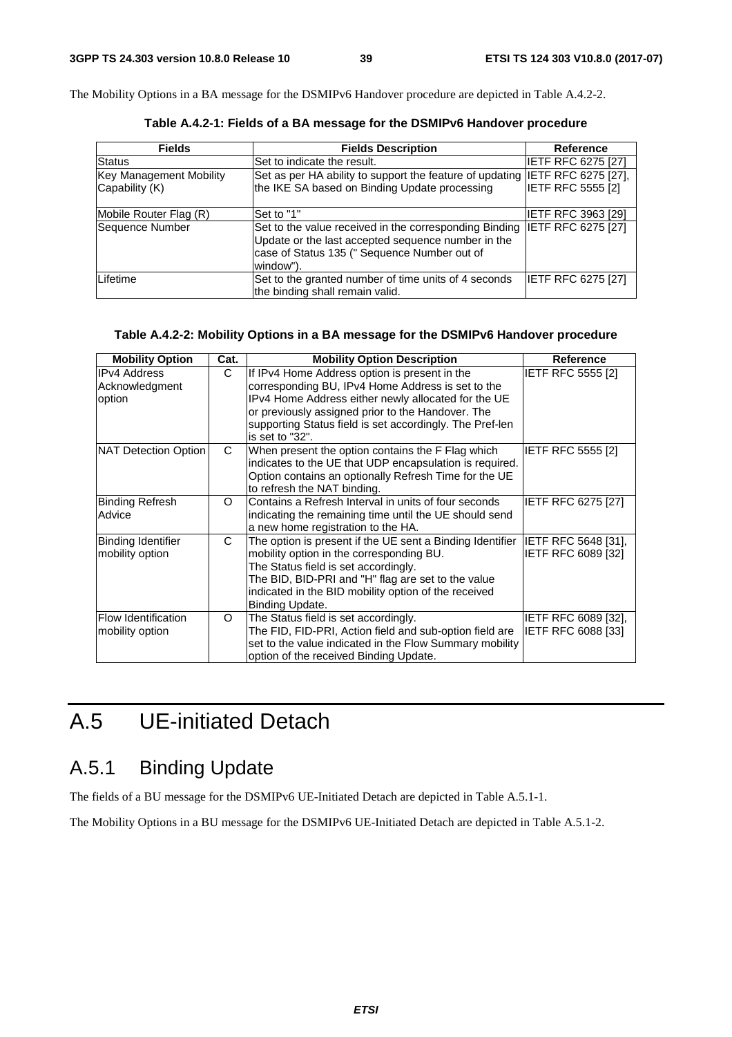The Mobility Options in a BA message for the DSMIPv6 Handover procedure are depicted in Table A.4.2-2.

**Table A.4.2-1: Fields of a BA message for the DSMIPv6 Handover procedure**

| Fields | Fields Description | Reference |
|---|---|---|
| Status | Set to indicate the result. | IETF RFC 6275 [27] |
| Key Management Mobility Capability (K) | Set as per HA ability to support the feature of updating the IKE SA based on Binding Update processing | IETF RFC 6275 [27], IETF RFC 5555 [2] |
| Mobile Router Flag (R) | Set to "1" | IETF RFC 3963 [29] |
| Sequence Number | Set to the value received in the corresponding Binding Update or the last accepted sequence number in the case of Status 135 (" Sequence Number out of window"). | IETF RFC 6275 [27] |
| Lifetime | Set to the granted number of time units of 4 seconds the binding shall remain valid. | IETF RFC 6275 [27] |

**Table A.4.2-2: Mobility Options in a BA message for the DSMIPv6 Handover procedure**

| Mobility Option | Cat. | Mobility Option Description | Reference |
|---|---|---|---|
| IPv4 Address Acknowledgment option | C | If IPv4 Home Address option is present in the corresponding BU, IPv4 Home Address is set to the IPv4 Home Address either newly allocated for the UE or previously assigned prior to the Handover. The supporting Status field is set accordingly. The Pref-len is set to "32". | IETF RFC 5555 [2] |
| NAT Detection Option | C | When present the option contains the F Flag which indicates to the UE that UDP encapsulation is required. Option contains an optionally Refresh Time for the UE to refresh the NAT binding. | IETF RFC 5555 [2] |
| Binding Refresh Advice | O | Contains a Refresh Interval in units of four seconds indicating the remaining time until the UE should send a new home registration to the HA. | IETF RFC 6275 [27] |
| Binding Identifier mobility option | C | The option is present if the UE sent a Binding Identifier mobility option in the corresponding BU.<br>The Status field is set accordingly.<br>The BID, BID-PRI and "H" flag are set to the value indicated in the BID mobility option of the received Binding Update. | IETF RFC 5648 [31], IETF RFC 6089 [32] |
| Flow Identification mobility option | O | The Status field is set accordingly.<br>The FID, FID-PRI, Action field and sub-option field are set to the value indicated in the Flow Summary mobility option of the received Binding Update. | IETF RFC 6089 [32], IETF RFC 6088 [33] |

# A.5 UE-initiated Detach

## A.5.1 Binding Update

The fields of a BU message for the DSMIPv6 UE-Initiated Detach are depicted in Table A.5.1-1.

The Mobility Options in a BU message for the DSMIPv6 UE-Initiated Detach are depicted in Table A.5.1-2.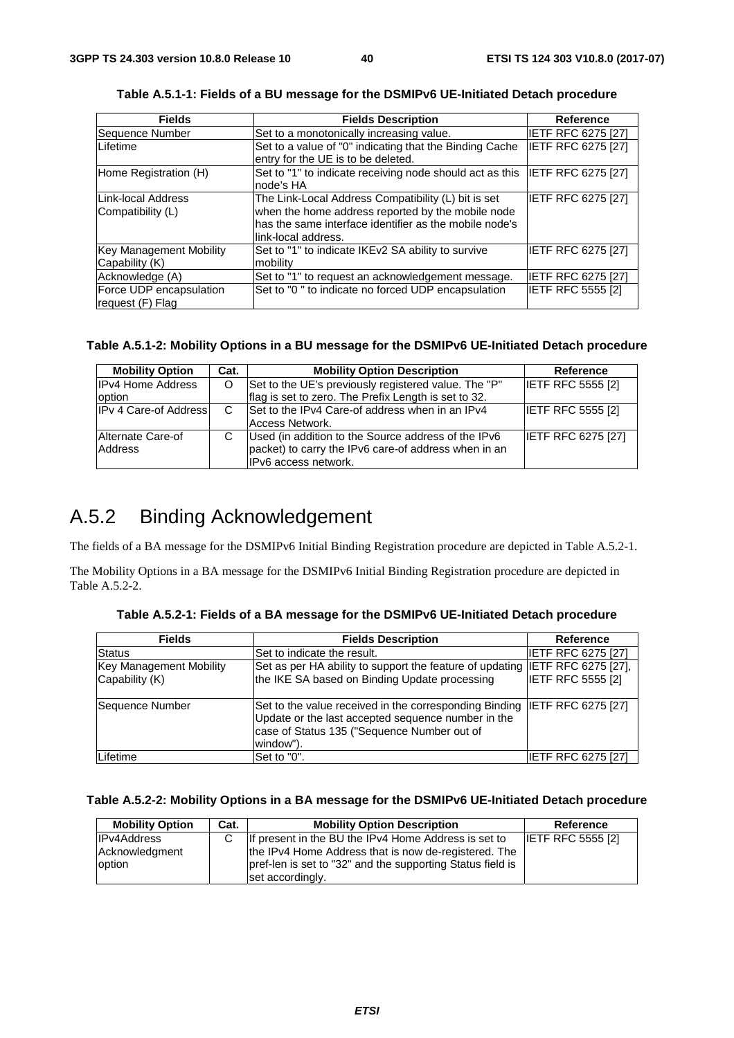**Table A.5.1-1: Fields of a BU message for the DSMIPv6 UE-Initiated Detach procedure**

| Fields | Fields Description | Reference |
|---|---|---|
| Sequence Number | Set to a monotonically increasing value. | IETF RFC 6275 [27] |
| Lifetime | Set to a value of "0" indicating that the Binding Cache entry for the UE is to be deleted. | IETF RFC 6275 [27] |
| Home Registration (H) | Set to "1" to indicate receiving node should act as this node's HA | IETF RFC 6275 [27] |
| Link-local Address Compatibility (L) | The Link-Local Address Compatibility (L) bit is set when the home address reported by the mobile node has the same interface identifier as the mobile node's link-local address. | IETF RFC 6275 [27] |
| Key Management Mobility Capability (K) | Set to "1" to indicate IKEv2 SA ability to survive mobility | IETF RFC 6275 [27] |
| Acknowledge (A) | Set to "1" to request an acknowledgement message. | IETF RFC 6275 [27] |
| Force UDP encapsulation request (F) Flag | Set to "0 " to indicate no forced UDP encapsulation | IETF RFC 5555 [2] |

**Table A.5.1-2: Mobility Options in a BU message for the DSMIPv6 UE-Initiated Detach procedure**

| Mobility Option | Cat. | Mobility Option Description | Reference |
|---|---|---|---|
| IPv4 Home Address option | O | Set to the UE's previously registered value. The "P" flag is set to zero. The Prefix Length is set to 32. | IETF RFC 5555 [2] |
| IPv 4 Care-of Address | C | Set to the IPv4 Care-of address when in an IPv4 Access Network. | IETF RFC 5555 [2] |
| Alternate Care-of Address | C | Used (in addition to the Source address of the IPv6 packet) to carry the IPv6 care-of address when in an IPv6 access network. | IETF RFC 6275 [27] |

## A.5.2 Binding Acknowledgement

The fields of a BA message for the DSMIPv6 Initial Binding Registration procedure are depicted in Table A.5.2-1.

The Mobility Options in a BA message for the DSMIPv6 Initial Binding Registration procedure are depicted in Table A.5.2-2.

**Table A.5.2-1: Fields of a BA message for the DSMIPv6 UE-Initiated Detach procedure**

| Fields | Fields Description | Reference |
|---|---|---|
| Status | Set to indicate the result. | IETF RFC 6275 [27] |
| Key Management Mobility Capability (K) | Set as per HA ability to support the feature of updating the IKE SA based on Binding Update processing | IETF RFC 6275 [27], IETF RFC 5555 [2] |
| Sequence Number | Set to the value received in the corresponding Binding Update or the last accepted sequence number in the case of Status 135 ("Sequence Number out of window"). | IETF RFC 6275 [27] |
| Lifetime | Set to "0". | IETF RFC 6275 [27] |

**Table A.5.2-2: Mobility Options in a BA message for the DSMIPv6 UE-Initiated Detach procedure**

| Mobility Option | Cat. | Mobility Option Description | Reference |
|---|---|---|---|
| IPv4Address Acknowledgment option | C | If present in the BU the IPv4 Home Address is set to the IPv4 Home Address that is now de-registered. The pref-len is set to "32" and the supporting Status field is set accordingly. | IETF RFC 5555 [2] |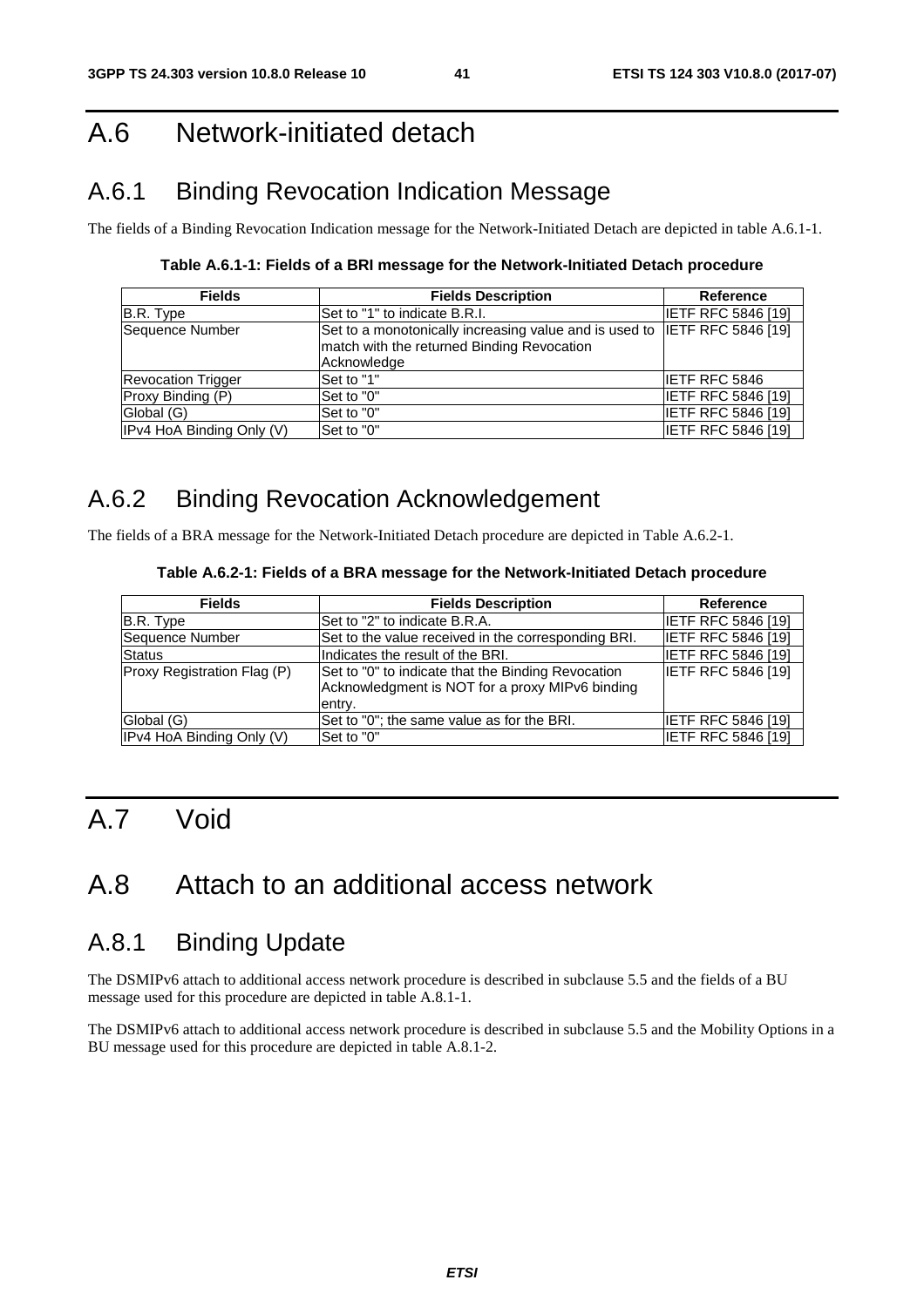# A.6 Network-initiated detach

## A.6.1 Binding Revocation Indication Message

The fields of a Binding Revocation Indication message for the Network-Initiated Detach are depicted in table A.6.1-1.

**Table A.6.1-1: Fields of a BRI message for the Network-Initiated Detach procedure**

| Fields | Fields Description | Reference |
|---|---|---|
| B.R. Type | Set to "1" to indicate B.R.I. | IETF RFC 5846 [19] |
| Sequence Number | Set to a monotonically increasing value and is used to match with the returned Binding Revocation Acknowledge | IETF RFC 5846 [19] |
| Revocation Trigger | Set to "1" | IETF RFC 5846 |
| Proxy Binding (P) | Set to "0" | IETF RFC 5846 [19] |
| Global (G) | Set to "0" | IETF RFC 5846 [19] |
| IPv4 HoA Binding Only (V) | Set to "0" | IETF RFC 5846 [19] |

## A.6.2 Binding Revocation Acknowledgement

The fields of a BRA message for the Network-Initiated Detach procedure are depicted in Table A.6.2-1.

**Table A.6.2-1: Fields of a BRA message for the Network-Initiated Detach procedure**

| Fields | Fields Description | Reference |
|---|---|---|
| B.R. Type | Set to "2" to indicate B.R.A. | IETF RFC 5846 [19] |
| Sequence Number | Set to the value received in the corresponding BRI. | IETF RFC 5846 [19] |
| Status | Indicates the result of the BRI. | IETF RFC 5846 [19] |
| Proxy Registration Flag (P) | Set to "0" to indicate that the Binding Revocation Acknowledgment is NOT for a proxy MIPv6 binding entry. | IETF RFC 5846 [19] |
| Global (G) | Set to "0"; the same value as for the BRI. | IETF RFC 5846 [19] |
| IPv4 HoA Binding Only (V) | Set to "0" | IETF RFC 5846 [19] |

# A.7 Void

# A.8 Attach to an additional access network

## A.8.1 Binding Update

The DSMIPv6 attach to additional access network procedure is described in subclause 5.5 and the fields of a BU message used for this procedure are depicted in table A.8.1-1.

The DSMIPv6 attach to additional access network procedure is described in subclause 5.5 and the Mobility Options in a BU message used for this procedure are depicted in table A.8.1-2.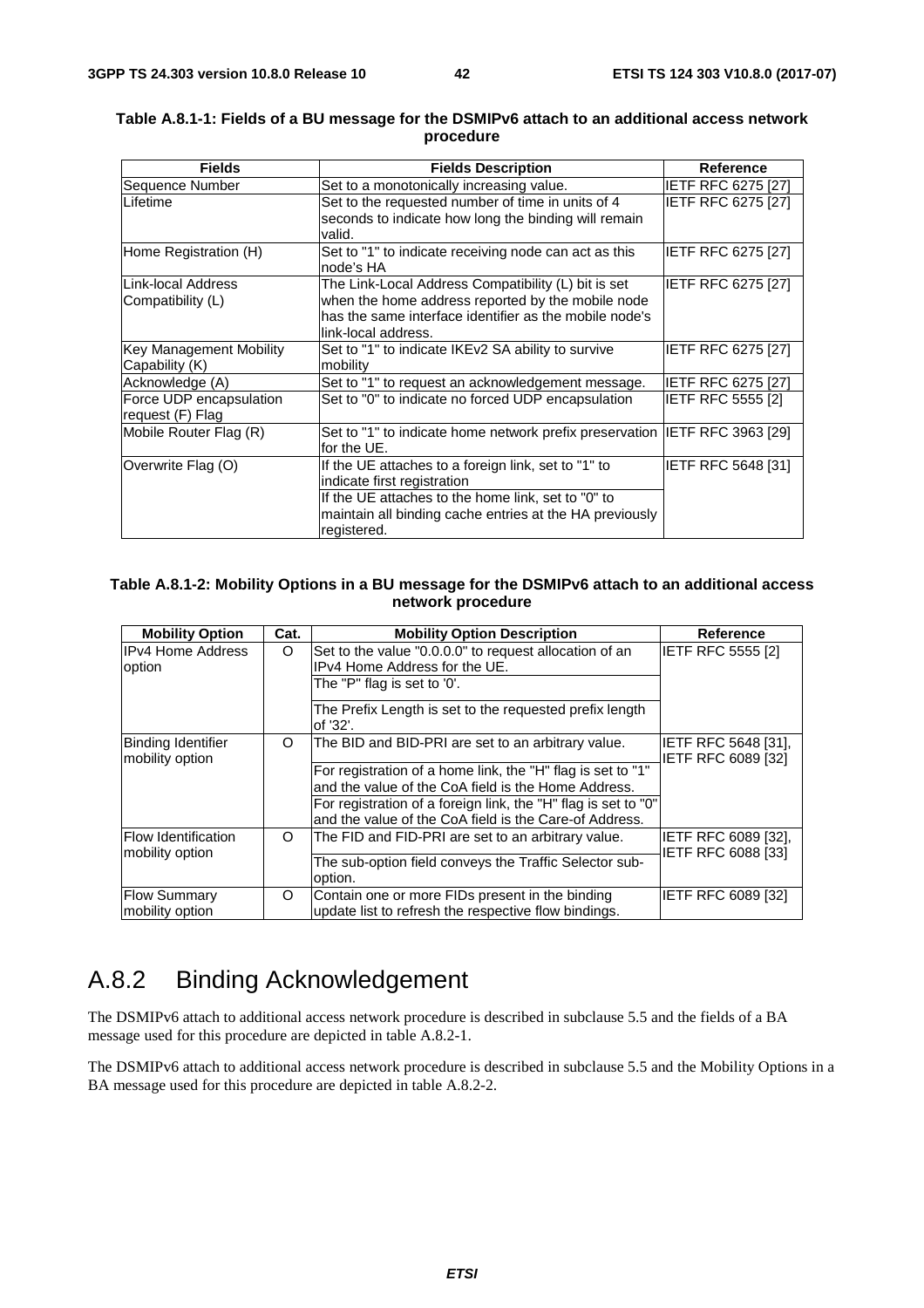**Table A.8.1-1: Fields of a BU message for the DSMIPv6 attach to an additional access network procedure**

| Fields | Fields Description | Reference |
|---|---|---|
| Sequence Number | Set to a monotonically increasing value. | IETF RFC 6275 [27] |
| Lifetime | Set to the requested number of time in units of 4 seconds to indicate how long the binding will remain valid. | IETF RFC 6275 [27] |
| Home Registration (H) | Set to "1" to indicate receiving node can act as this node's HA | IETF RFC 6275 [27] |
| Link-local Address Compatibility (L) | The Link-Local Address Compatibility (L) bit is set when the home address reported by the mobile node has the same interface identifier as the mobile node's link-local address. | IETF RFC 6275 [27] |
| Key Management Mobility Capability (K) | Set to "1" to indicate IKEv2 SA ability to survive mobility | IETF RFC 6275 [27] |
| Acknowledge (A) | Set to "1" to request an acknowledgement message. | IETF RFC 6275 [27] |
| Force UDP encapsulation request (F) Flag | Set to "0" to indicate no forced UDP encapsulation | IETF RFC 5555 [2] |
| Mobile Router Flag (R) | Set to "1" to indicate home network prefix preservation for the UE. | IETF RFC 3963 [29] |
| Overwrite Flag (O) | If the UE attaches to a foreign link, set to "1" to indicate first registration<br>If the UE attaches to the home link, set to "0" to maintain all binding cache entries at the HA previously registered. | IETF RFC 5648 [31] |

**Table A.8.1-2: Mobility Options in a BU message for the DSMIPv6 attach to an additional access network procedure**

| Mobility Option | Cat. | Mobility Option Description | Reference |
|---|---|---|---|
| IPv4 Home Address option | O | Set to the value "0.0.0.0" to request allocation of an IPv4 Home Address for the UE.<br>The "P" flag is set to '0'.<br>The Prefix Length is set to the requested prefix length of '32'. | IETF RFC 5555 [2] |
| Binding Identifier mobility option | O | The BID and BID-PRI are set to an arbitrary value.<br>For registration of a home link, the "H" flag is set to "1" and the value of the CoA field is the Home Address.<br>For registration of a foreign link, the "H" flag is set to "0" and the value of the CoA field is the Care-of Address. | IETF RFC 5648 [31], IETF RFC 6089 [32] |
| Flow Identification mobility option | O | The FID and FID-PRI are set to an arbitrary value.<br>The sub-option field conveys the Traffic Selector sub-option. | IETF RFC 6089 [32], IETF RFC 6088 [33] |
| Flow Summary mobility option | O | Contain one or more FIDs present in the binding update list to refresh the respective flow bindings. | IETF RFC 6089 [32] |

## A.8.2 Binding Acknowledgement

The DSMIPv6 attach to additional access network procedure is described in subclause 5.5 and the fields of a BA message used for this procedure are depicted in table A.8.2-1.

The DSMIPv6 attach to additional access network procedure is described in subclause 5.5 and the Mobility Options in a BA message used for this procedure are depicted in table A.8.2-2.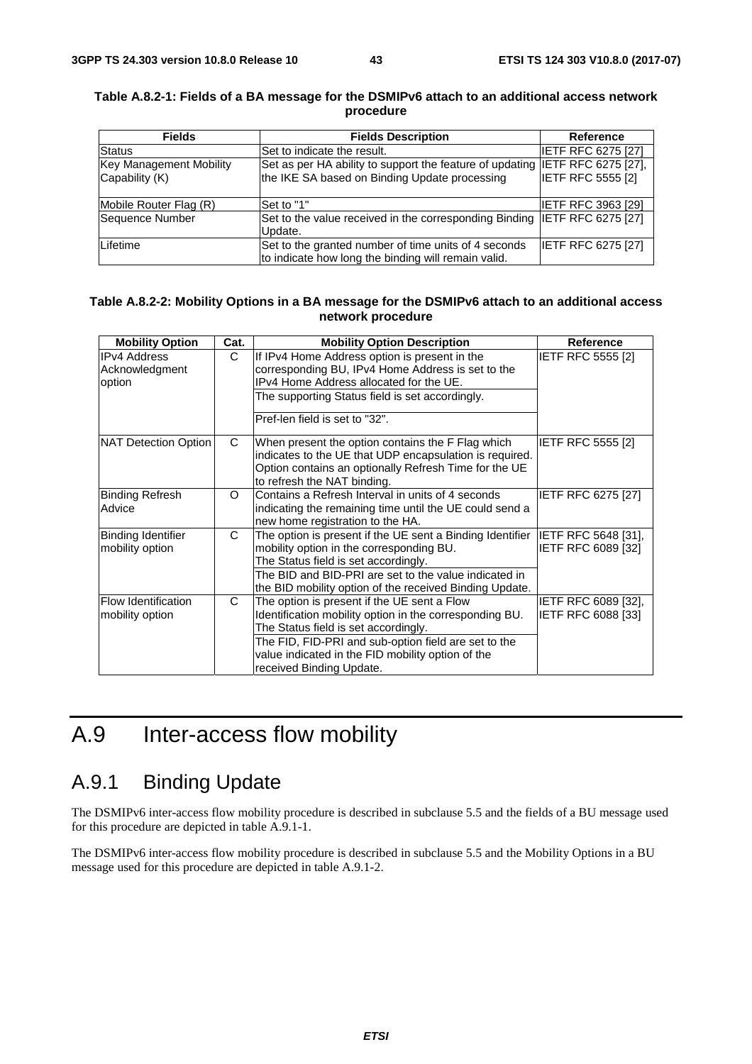**Table A.8.2-1: Fields of a BA message for the DSMIPv6 attach to an additional access network procedure**

| Fields | Fields Description | Reference |
|---|---|---|
| Status | Set to indicate the result. | IETF RFC 6275 [27] |
| Key Management Mobility Capability (K) | Set as per HA ability to support the feature of updating the IKE SA based on Binding Update processing | IETF RFC 6275 [27], IETF RFC 5555 [2] |
| Mobile Router Flag (R) | Set to "1" | IETF RFC 3963 [29] |
| Sequence Number | Set to the value received in the corresponding Binding Update. | IETF RFC 6275 [27] |
| Lifetime | Set to the granted number of time units of 4 seconds to indicate how long the binding will remain valid. | IETF RFC 6275 [27] |

**Table A.8.2-2: Mobility Options in a BA message for the DSMIPv6 attach to an additional access network procedure**

| Mobility Option | Cat. | Mobility Option Description | Reference |
|---|---|---|---|
| IPv4 Address Acknowledgment option | C | If IPv4 Home Address option is present in the corresponding BU, IPv4 Home Address is set to the IPv4 Home Address allocated for the UE. | IETF RFC 5555 [2] |
| | | The supporting Status field is set accordingly. | |
| | | Pref-len field is set to "32". | |
| NAT Detection Option | C | When present the option contains the F Flag which indicates to the UE that UDP encapsulation is required. Option contains an optionally Refresh Time for the UE to refresh the NAT binding. | IETF RFC 5555 [2] |
| Binding Refresh Advice | O | Contains a Refresh Interval in units of 4 seconds indicating the remaining time until the UE could send a new home registration to the HA. | IETF RFC 6275 [27] |
| Binding Identifier mobility option | C | The option is present if the UE sent a Binding Identifier mobility option in the corresponding BU. The Status field is set accordingly. | IETF RFC 5648 [31], IETF RFC 6089 [32] |
| | | The BID and BID-PRI are set to the value indicated in the BID mobility option of the received Binding Update. | |
| Flow Identification mobility option | C | The option is present if the UE sent a Flow Identification mobility option in the corresponding BU. The Status field is set accordingly. | IETF RFC 6089 [32], IETF RFC 6088 [33] |
| | | The FID, FID-PRI and sub-option field are set to the value indicated in the FID mobility option of the received Binding Update. | |

# A.9 Inter-access flow mobility

## A.9.1 Binding Update

The DSMIPv6 inter-access flow mobility procedure is described in subclause 5.5 and the fields of a BU message used for this procedure are depicted in table A.9.1-1.

The DSMIPv6 inter-access flow mobility procedure is described in subclause 5.5 and the Mobility Options in a BU message used for this procedure are depicted in table A.9.1-2.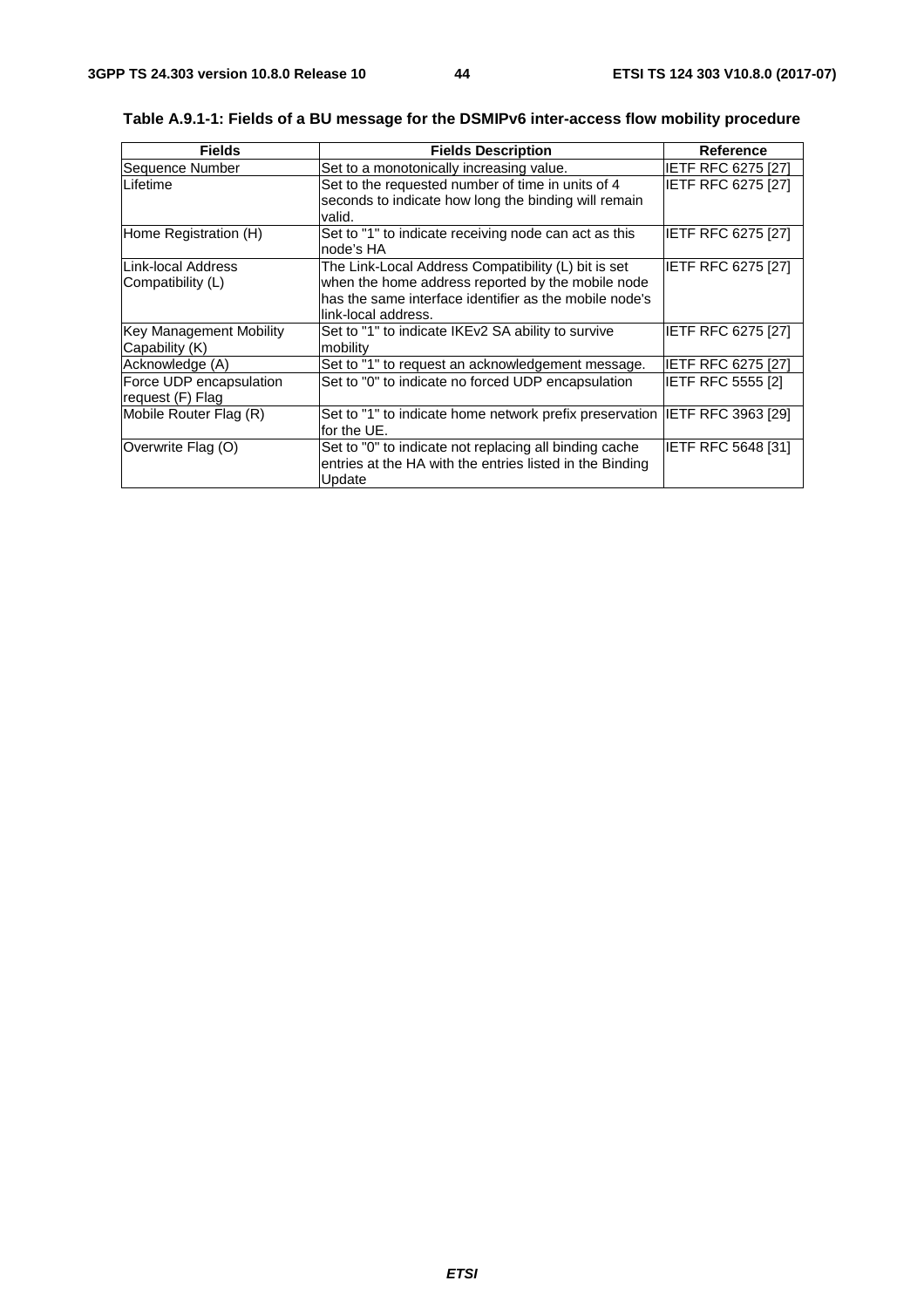**Table A.9.1-1: Fields of a BU message for the DSMIPv6 inter-access flow mobility procedure**

| Fields | Fields Description | Reference |
|---|---|---|
| Sequence Number | Set to a monotonically increasing value. | IETF RFC 6275 [27] |
| Lifetime | Set to the requested number of time in units of 4 seconds to indicate how long the binding will remain valid. | IETF RFC 6275 [27] |
| Home Registration (H) | Set to "1" to indicate receiving node can act as this node's HA | IETF RFC 6275 [27] |
| Link-local Address Compatibility (L) | The Link-Local Address Compatibility (L) bit is set when the home address reported by the mobile node has the same interface identifier as the mobile node's link-local address. | IETF RFC 6275 [27] |
| Key Management Mobility Capability (K) | Set to "1" to indicate IKEv2 SA ability to survive mobility | IETF RFC 6275 [27] |
| Acknowledge (A) | Set to "1" to request an acknowledgement message. | IETF RFC 6275 [27] |
| Force UDP encapsulation request (F) Flag | Set to "0" to indicate no forced UDP encapsulation | IETF RFC 5555 [2] |
| Mobile Router Flag (R) | Set to "1" to indicate home network prefix preservation for the UE. | IETF RFC 3963 [29] |
| Overwrite Flag (O) | Set to "0" to indicate not replacing all binding cache entries at the HA with the entries listed in the Binding Update | IETF RFC 5648 [31] |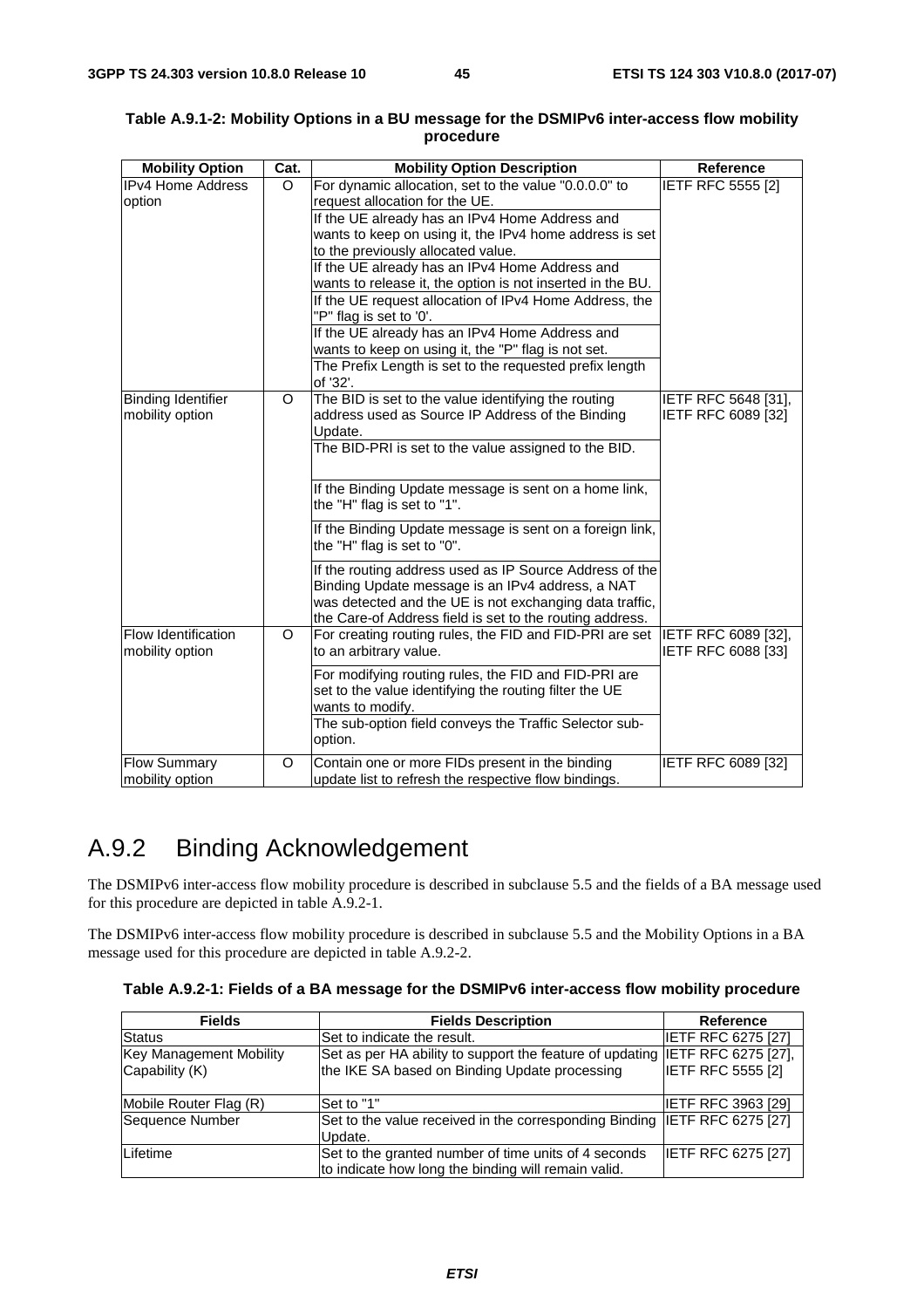**Table A.9.1-2: Mobility Options in a BU message for the DSMIPv6 inter-access flow mobility procedure**

| Mobility Option | Cat. | Mobility Option Description | Reference |
|---|---|---|---|
| IPv4 Home Address option | O | For dynamic allocation, set to the value "0.0.0.0" to request allocation for the UE. | IETF RFC 5555 [2] |
| | | If the UE already has an IPv4 Home Address and wants to keep on using it, the IPv4 home address is set to the previously allocated value. | |
| | | If the UE already has an IPv4 Home Address and wants to release it, the option is not inserted in the BU. | |
| | | If the UE request allocation of IPv4 Home Address, the "P" flag is set to '0'. | |
| | | If the UE already has an IPv4 Home Address and wants to keep on using it, the "P" flag is not set. | |
| | | The Prefix Length is set to the requested prefix length of '32'. | |
| Binding Identifier mobility option | O | The BID is set to the value identifying the routing address used as Source IP Address of the Binding Update. | IETF RFC 5648 [31], IETF RFC 6089 [32] |
| | | The BID-PRI is set to the value assigned to the BID. | |
| | | If the Binding Update message is sent on a home link, the "H" flag is set to "1". | |
| | | If the Binding Update message is sent on a foreign link, the "H" flag is set to "0". | |
| | | If the routing address used as IP Source Address of the Binding Update message is an IPv4 address, a NAT was detected and the UE is not exchanging data traffic, the Care-of Address field is set to the routing address. | |
| Flow Identification mobility option | O | For creating routing rules, the FID and FID-PRI are set to an arbitrary value. | IETF RFC 6089 [32], IETF RFC 6088 [33] |
| | | For modifying routing rules, the FID and FID-PRI are set to the value identifying the routing filter the UE wants to modify. | |
| | | The sub-option field conveys the Traffic Selector sub-option. | |
| Flow Summary mobility option | O | Contain one or more FIDs present in the binding update list to refresh the respective flow bindings. | IETF RFC 6089 [32] |

## A.9.2 Binding Acknowledgement

The DSMIPv6 inter-access flow mobility procedure is described in subclause 5.5 and the fields of a BA message used for this procedure are depicted in table A.9.2-1.

The DSMIPv6 inter-access flow mobility procedure is described in subclause 5.5 and the Mobility Options in a BA message used for this procedure are depicted in table A.9.2-2.

**Table A.9.2-1: Fields of a BA message for the DSMIPv6 inter-access flow mobility procedure**

| Fields | Fields Description | Reference |
|---|---|---|
| Status | Set to indicate the result. | IETF RFC 6275 [27] |
| Key Management Mobility Capability (K) | Set as per HA ability to support the feature of updating the IKE SA based on Binding Update processing | IETF RFC 6275 [27], IETF RFC 5555 [2] |
| Mobile Router Flag (R) | Set to "1" | IETF RFC 3963 [29] |
| Sequence Number | Set to the value received in the corresponding Binding Update. | IETF RFC 6275 [27] |
| Lifetime | Set to the granted number of time units of 4 seconds to indicate how long the binding will remain valid. | IETF RFC 6275 [27] |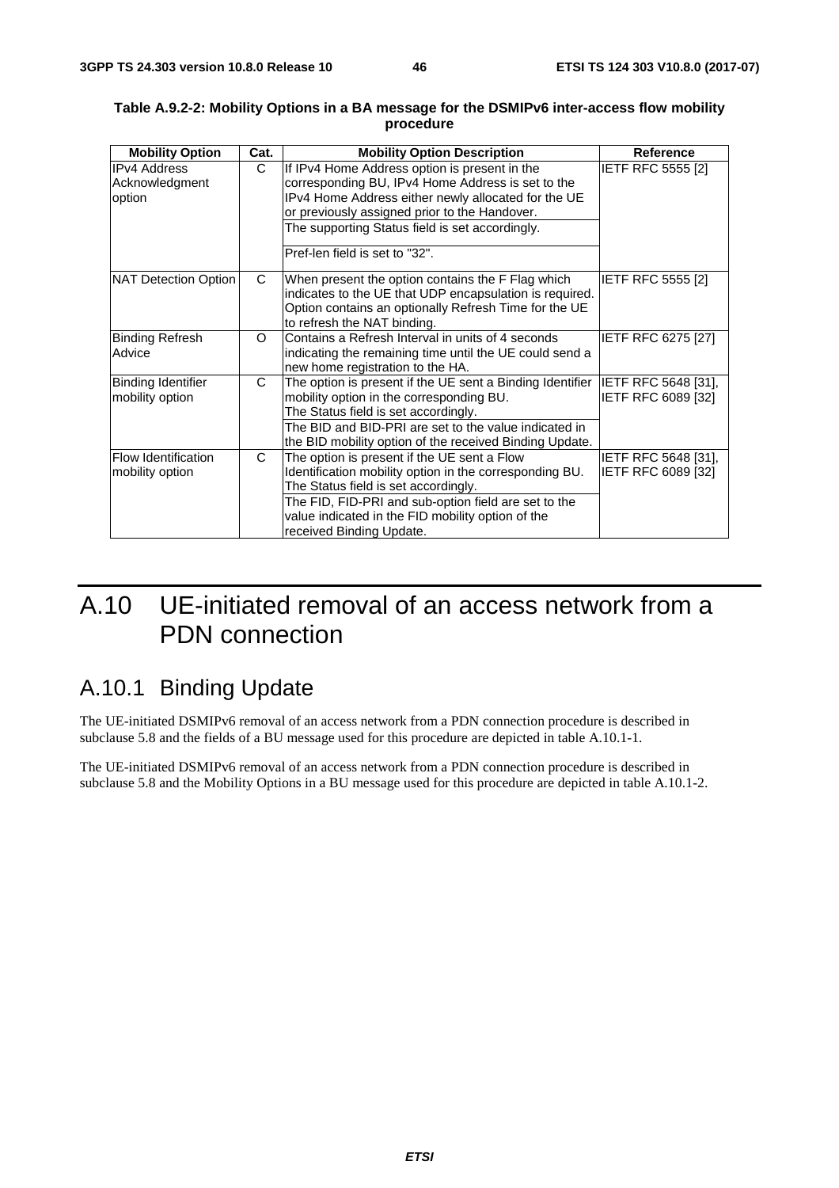**Table A.9.2-2: Mobility Options in a BA message for the DSMIPv6 inter-access flow mobility procedure**

| Mobility Option | Cat. | Mobility Option Description | Reference |
|---|---|---|---|
| IPv4 Address Acknowledgment option | C | If IPv4 Home Address option is present in the corresponding BU, IPv4 Home Address is set to the IPv4 Home Address either newly allocated for the UE or previously assigned prior to the Handover.<br>The supporting Status field is set accordingly.<br>Pref-len field is set to "32". | IETF RFC 5555 [2] |
| NAT Detection Option | C | When present the option contains the F Flag which indicates to the UE that UDP encapsulation is required. Option contains an optionally Refresh Time for the UE to refresh the NAT binding. | IETF RFC 5555 [2] |
| Binding Refresh Advice | O | Contains a Refresh Interval in units of 4 seconds indicating the remaining time until the UE could send a new home registration to the HA. | IETF RFC 6275 [27] |
| Binding Identifier mobility option | C | The option is present if the UE sent a Binding Identifier mobility option in the corresponding BU.<br>The Status field is set accordingly.<br>The BID and BID-PRI are set to the value indicated in the BID mobility option of the received Binding Update. | IETF RFC 5648 [31], IETF RFC 6089 [32] |
| Flow Identification mobility option | C | The option is present if the UE sent a Flow Identification mobility option in the corresponding BU.<br>The Status field is set accordingly.<br>The FID, FID-PRI and sub-option field are set to the value indicated in the FID mobility option of the received Binding Update. | IETF RFC 5648 [31], IETF RFC 6089 [32] |

# A.10 UE-initiated removal of an access network from a PDN connection

## A.10.1 Binding Update

The UE-initiated DSMIPv6 removal of an access network from a PDN connection procedure is described in subclause 5.8 and the fields of a BU message used for this procedure are depicted in table A.10.1-1.

The UE-initiated DSMIPv6 removal of an access network from a PDN connection procedure is described in subclause 5.8 and the Mobility Options in a BU message used for this procedure are depicted in table A.10.1-2.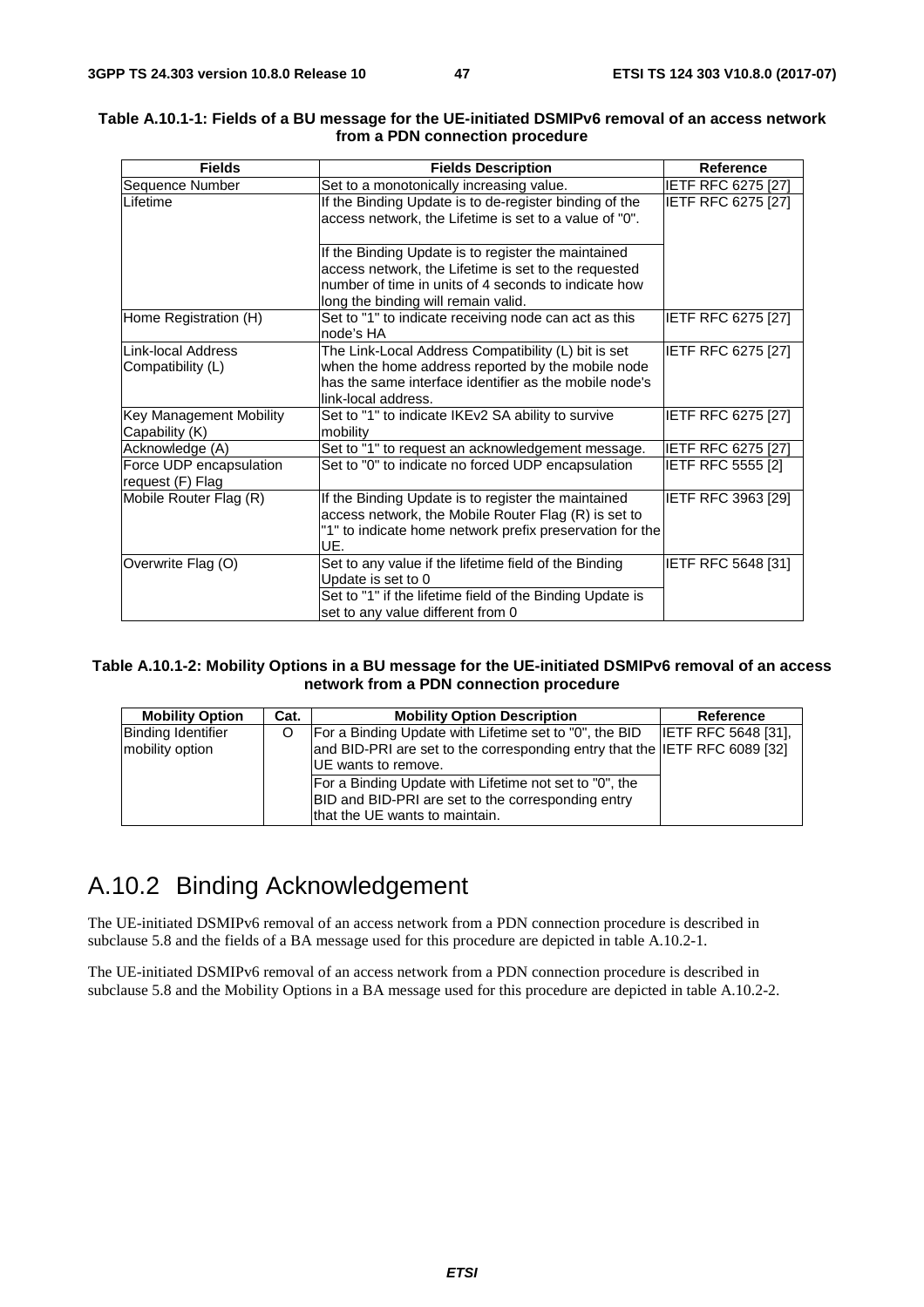**Table A.10.1-1: Fields of a BU message for the UE-initiated DSMIPv6 removal of an access network from a PDN connection procedure**

| Fields | Fields Description | Reference |
|---|---|---|
| Sequence Number | Set to a monotonically increasing value. | IETF RFC 6275 [27] |
| Lifetime | If the Binding Update is to de-register binding of the access network, the Lifetime is set to a value of "0".<br><br>If the Binding Update is to register the maintained access network, the Lifetime is set to the requested number of time in units of 4 seconds to indicate how long the binding will remain valid. | IETF RFC 6275 [27] |
| Home Registration (H) | Set to "1" to indicate receiving node can act as this node's HA | IETF RFC 6275 [27] |
| Link-local Address Compatibility (L) | The Link-Local Address Compatibility (L) bit is set when the home address reported by the mobile node has the same interface identifier as the mobile node's link-local address. | IETF RFC 6275 [27] |
| Key Management Mobility Capability (K) | Set to "1" to indicate IKEv2 SA ability to survive mobility | IETF RFC 6275 [27] |
| Acknowledge (A) | Set to "1" to request an acknowledgement message. | IETF RFC 6275 [27] |
| Force UDP encapsulation request (F) Flag | Set to "0" to indicate no forced UDP encapsulation | IETF RFC 5555 [2] |
| Mobile Router Flag (R) | If the Binding Update is to register the maintained access network, the Mobile Router Flag (R) is set to "1" to indicate home network prefix preservation for the UE. | IETF RFC 3963 [29] |
| Overwrite Flag (O) | Set to any value if the lifetime field of the Binding Update is set to 0<br>Set to "1" if the lifetime field of the Binding Update is set to any value different from 0 | IETF RFC 5648 [31] |

**Table A.10.1-2: Mobility Options in a BU message for the UE-initiated DSMIPv6 removal of an access network from a PDN connection procedure**

| Mobility Option | Cat. | Mobility Option Description | Reference |
|---|---|---|---|
| Binding Identifier mobility option | O | For a Binding Update with Lifetime set to "0", the BID and BID-PRI are set to the corresponding entry that the UE wants to remove.<br>For a Binding Update with Lifetime not set to "0", the BID and BID-PRI are set to the corresponding entry that the UE wants to maintain. | IETF RFC 5648 [31], IETF RFC 6089 [32] |

## A.10.2 Binding Acknowledgement

The UE-initiated DSMIPv6 removal of an access network from a PDN connection procedure is described in subclause 5.8 and the fields of a BA message used for this procedure are depicted in table A.10.2-1.

The UE-initiated DSMIPv6 removal of an access network from a PDN connection procedure is described in subclause 5.8 and the Mobility Options in a BA message used for this procedure are depicted in table A.10.2-2.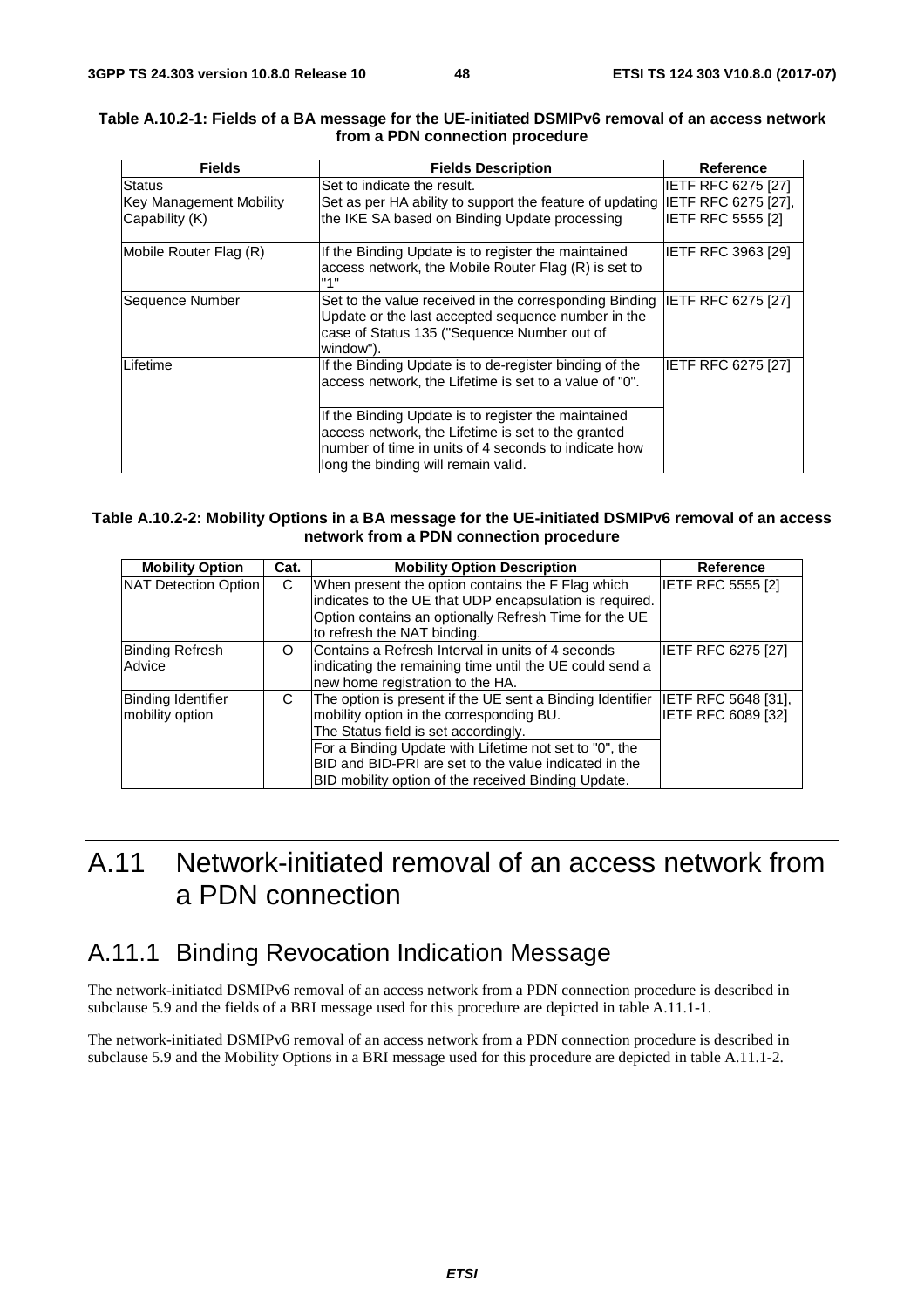**Table A.10.2-1: Fields of a BA message for the UE-initiated DSMIPv6 removal of an access network from a PDN connection procedure**

| Fields | Fields Description | Reference |
|---|---|---|
| Status | Set to indicate the result. | IETF RFC 6275 [27] |
| Key Management Mobility Capability (K) | Set as per HA ability to support the feature of updating the IKE SA based on Binding Update processing | IETF RFC 6275 [27], IETF RFC 5555 [2] |
| Mobile Router Flag (R) | If the Binding Update is to register the maintained access network, the Mobile Router Flag (R) is set to "1" | IETF RFC 3963 [29] |
| Sequence Number | Set to the value received in the corresponding Binding Update or the last accepted sequence number in the case of Status 135 ("Sequence Number out of window"). | IETF RFC 6275 [27] |
| Lifetime | If the Binding Update is to de-register binding of the access network, the Lifetime is set to a value of "0". | IETF RFC 6275 [27] |
| | If the Binding Update is to register the maintained access network, the Lifetime is set to the granted number of time in units of 4 seconds to indicate how long the binding will remain valid. | |

**Table A.10.2-2: Mobility Options in a BA message for the UE-initiated DSMIPv6 removal of an access network from a PDN connection procedure**

| Mobility Option | Cat. | Mobility Option Description | Reference |
|---|---|---|---|
| NAT Detection Option | C | When present the option contains the F Flag which indicates to the UE that UDP encapsulation is required. Option contains an optionally Refresh Time for the UE to refresh the NAT binding. | IETF RFC 5555 [2] |
| Binding Refresh Advice | O | Contains a Refresh Interval in units of 4 seconds indicating the remaining time until the UE could send a new home registration to the HA. | IETF RFC 6275 [27] |
| Binding Identifier mobility option | C | The option is present if the UE sent a Binding Identifier mobility option in the corresponding BU. The Status field is set accordingly. | IETF RFC 5648 [31], IETF RFC 6089 [32] |
| | | For a Binding Update with Lifetime not set to "0", the BID and BID-PRI are set to the value indicated in the BID mobility option of the received Binding Update. | |

# A.11 Network-initiated removal of an access network from a PDN connection

## A.11.1 Binding Revocation Indication Message

The network-initiated DSMIPv6 removal of an access network from a PDN connection procedure is described in subclause 5.9 and the fields of a BRI message used for this procedure are depicted in table A.11.1-1.

The network-initiated DSMIPv6 removal of an access network from a PDN connection procedure is described in subclause 5.9 and the Mobility Options in a BRI message used for this procedure are depicted in table A.11.1-2.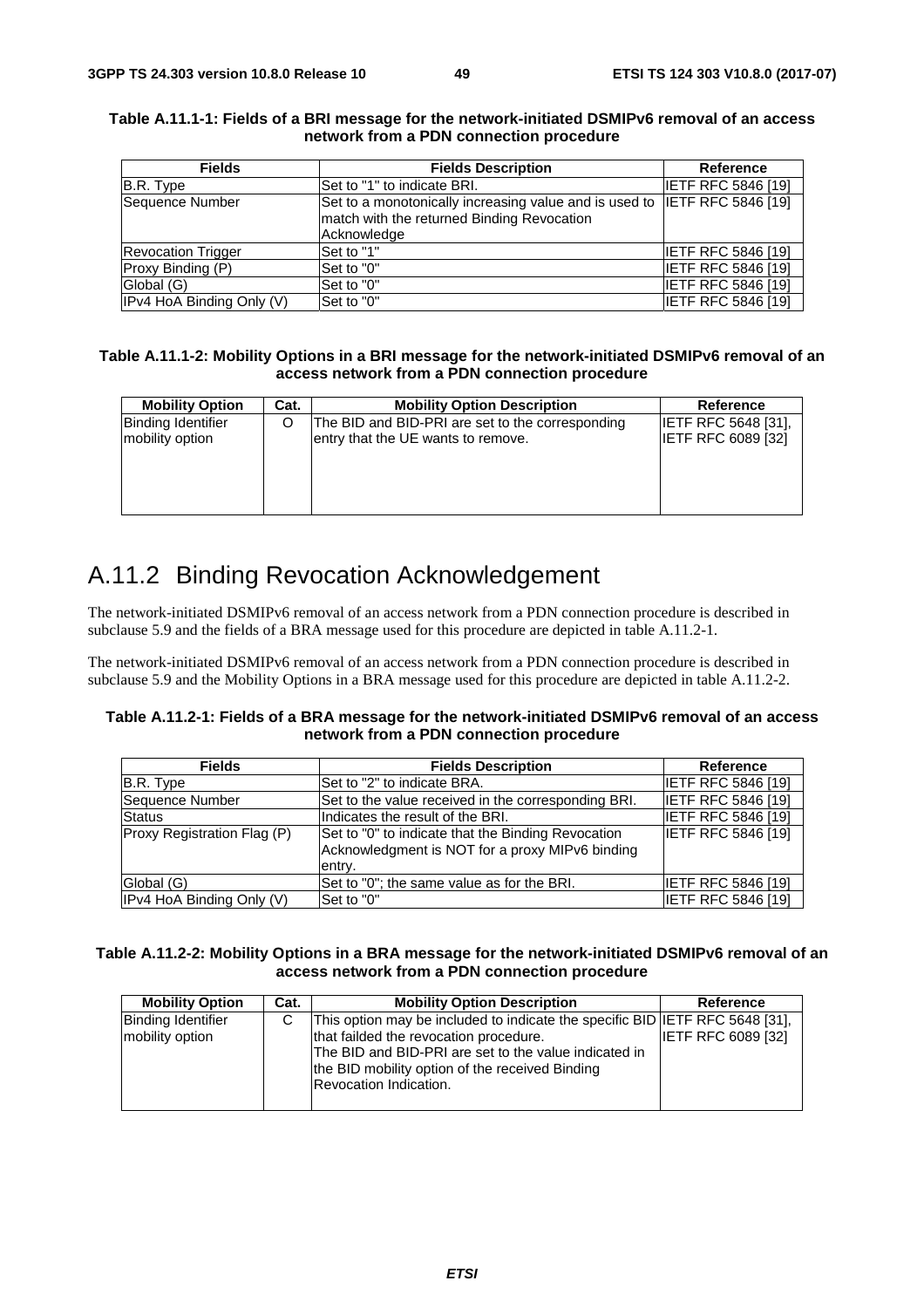**Table A.11.1-1: Fields of a BRI message for the network-initiated DSMIPv6 removal of an access network from a PDN connection procedure**

| Fields | Fields Description | Reference |
|---|---|---|
| B.R. Type | Set to "1" to indicate BRI. | IETF RFC 5846 [19] |
| Sequence Number | Set to a monotonically increasing value and is used to match with the returned Binding Revocation Acknowledge | IETF RFC 5846 [19] |
| Revocation Trigger | Set to "1" | IETF RFC 5846 [19] |
| Proxy Binding (P) | Set to "0" | IETF RFC 5846 [19] |
| Global (G) | Set to "0" | IETF RFC 5846 [19] |
| IPv4 HoA Binding Only (V) | Set to "0" | IETF RFC 5846 [19] |

**Table A.11.1-2: Mobility Options in a BRI message for the network-initiated DSMIPv6 removal of an access network from a PDN connection procedure**

| Mobility Option | Cat. | Mobility Option Description | Reference |
|---|---|---|---|
| Binding Identifier mobility option | O | The BID and BID-PRI are set to the corresponding entry that the UE wants to remove. | IETF RFC 5648 [31], IETF RFC 6089 [32] |

## A.11.2 Binding Revocation Acknowledgement

The network-initiated DSMIPv6 removal of an access network from a PDN connection procedure is described in subclause 5.9 and the fields of a BRA message used for this procedure are depicted in table A.11.2-1.

The network-initiated DSMIPv6 removal of an access network from a PDN connection procedure is described in subclause 5.9 and the Mobility Options in a BRA message used for this procedure are depicted in table A.11.2-2.

**Table A.11.2-1: Fields of a BRA message for the network-initiated DSMIPv6 removal of an access network from a PDN connection procedure**

| Fields | Fields Description | Reference |
|---|---|---|
| B.R. Type | Set to "2" to indicate BRA. | IETF RFC 5846 [19] |
| Sequence Number | Set to the value received in the corresponding BRI. | IETF RFC 5846 [19] |
| Status | Indicates the result of the BRI. | IETF RFC 5846 [19] |
| Proxy Registration Flag (P) | Set to "0" to indicate that the Binding Revocation Acknowledgment is NOT for a proxy MIPv6 binding entry. | IETF RFC 5846 [19] |
| Global (G) | Set to "0"; the same value as for the BRI. | IETF RFC 5846 [19] |
| IPv4 HoA Binding Only (V) | Set to "0" | IETF RFC 5846 [19] |

**Table A.11.2-2: Mobility Options in a BRA message for the network-initiated DSMIPv6 removal of an access network from a PDN connection procedure**

| Mobility Option | Cat. | Mobility Option Description | Reference |
|---|---|---|---|
| Binding Identifier mobility option | C | This option may be included to indicate the specific BID that failded the revocation procedure.<br>The BID and BID-PRI are set to the value indicated in the BID mobility option of the received Binding Revocation Indication. | IETF RFC 5648 [31], IETF RFC 6089 [32] |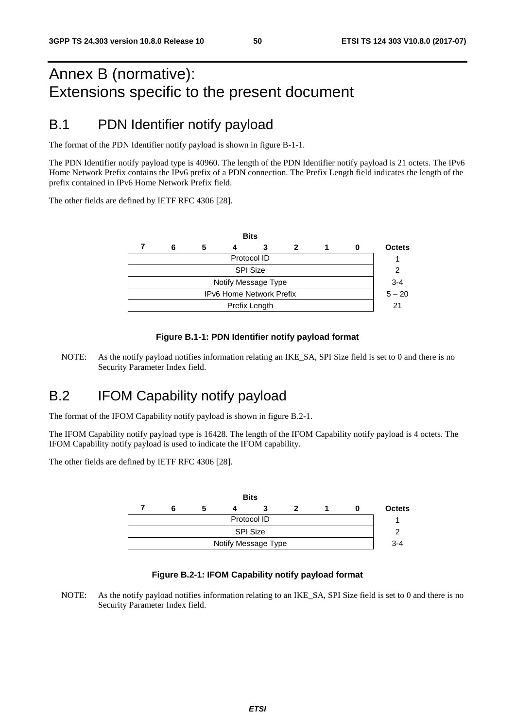# Annex B (normative): Extensions specific to the present document

## B.1 PDN Identifier notify payload

The format of the PDN Identifier notify payload is shown in figure B-1-1.

The PDN Identifier notify payload type is 40960. The length of the PDN Identifier notify payload is 21 octets. The IPv6 Home Network Prefix contains the IPv6 prefix of a PDN connection. The Prefix Length field indicates the length of the prefix contained in IPv6 Home Network Prefix field.

The other fields are defined by IETF RFC 4306 [28].

| Bits 7 6 5 4 3 2 1 0 | Octets |
|---|---|
| Protocol ID | 1 |
| SPI Size | 2 |
| Notify Message Type | 3-4 |
| IPv6 Home Network Prefix | 5 – 20 |
| Prefix Length | 21 |

**Figure B.1-1: PDN Identifier notify payload format**

NOTE: As the notify payload notifies information relating an IKE_SA, SPI Size field is set to 0 and there is no Security Parameter Index field.

## B.2 IFOM Capability notify payload

The format of the IFOM Capability notify payload is shown in figure B.2-1.

The IFOM Capability notify payload type is 16428. The length of the IFOM Capability notify payload is 4 octets. The IFOM Capability notify payload is used to indicate the IFOM capability.

The other fields are defined by IETF RFC 4306 [28].

| Bits 7 6 5 4 3 2 1 0 | Octets |
|---|---|
| Protocol ID | 1 |
| SPI Size | 2 |
| Notify Message Type | 3-4 |

**Figure B.2-1: IFOM Capability notify payload format**

NOTE: As the notify payload notifies information relating to an IKE_SA, SPI Size field is set to 0 and there is no Security Parameter Index field.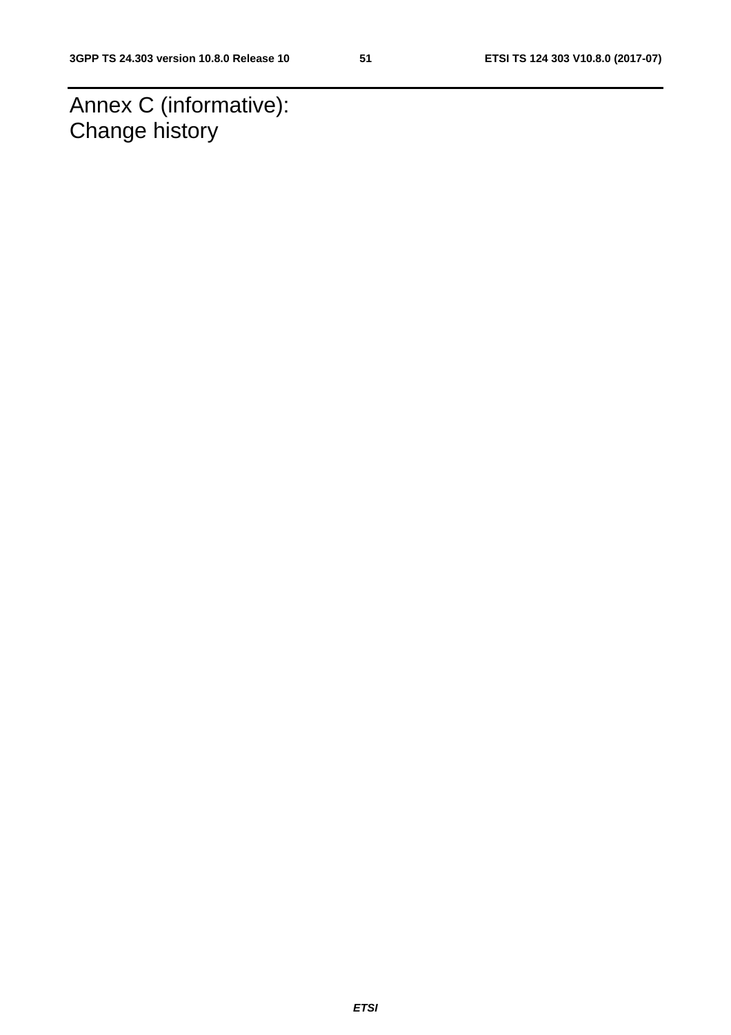# Annex C (informative): Change history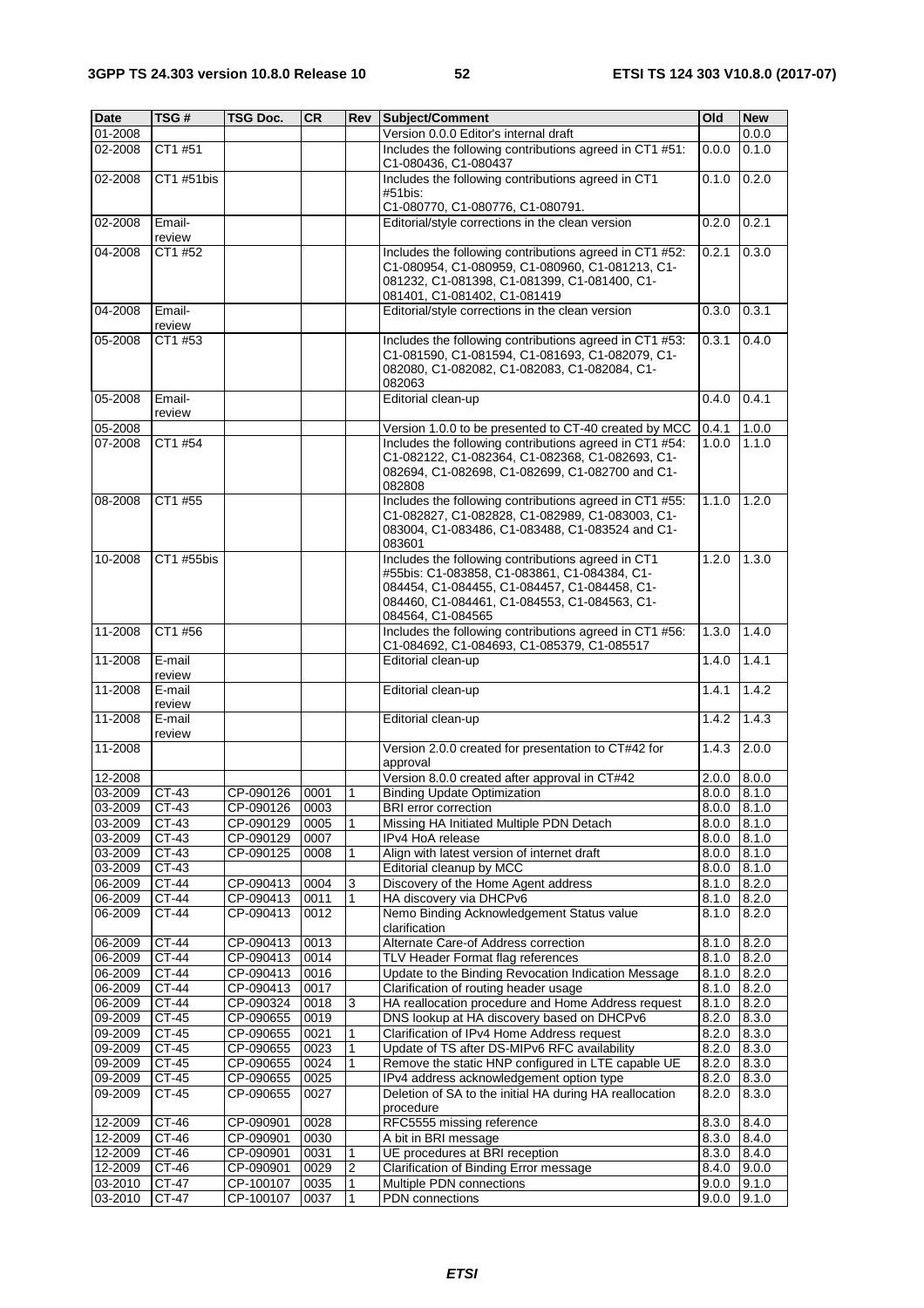| Date | TSG # | TSG Doc. | CR | Rev | Subject/Comment | Old | New |
|---|---|---|---|---|---|---|---|
| 01-2008 | | | | | Version 0.0.0 Editor's internal draft | | 0.0.0 |
| 02-2008 | CT1 #51 | | | | Includes the following contributions agreed in CT1 #51: C1-080436, C1-080437 | 0.0.0 | 0.1.0 |
| 02-2008 | CT1 #51bis | | | | Includes the following contributions agreed in CT1 #51bis: C1-080770, C1-080776, C1-080791. | 0.1.0 | 0.2.0 |
| 02-2008 | Email-review | | | | Editorial/style corrections in the clean version | 0.2.0 | 0.2.1 |
| 04-2008 | CT1 #52 | | | | Includes the following contributions agreed in CT1 #52: C1-080954, C1-080959, C1-080960, C1-081213, C1-081232, C1-081398, C1-081399, C1-081400, C1-081401, C1-081402, C1-081419 | 0.2.1 | 0.3.0 |
| 04-2008 | Email-review | | | | Editorial/style corrections in the clean version | 0.3.0 | 0.3.1 |
| 05-2008 | CT1 #53 | | | | Includes the following contributions agreed in CT1 #53: C1-081590, C1-081594, C1-081693, C1-082079, C1-082080, C1-082082, C1-082083, C1-082084, C1-082063 | 0.3.1 | 0.4.0 |
| 05-2008 | Email-review | | | | Editorial clean-up | 0.4.0 | 0.4.1 |
| 05-2008 | | | | | Version 1.0.0 to be presented to CT-40 created by MCC | 0.4.1 | 1.0.0 |
| 07-2008 | CT1 #54 | | | | Includes the following contributions agreed in CT1 #54: C1-082122, C1-082364, C1-082368, C1-082693, C1-082694, C1-082698, C1-082699, C1-082700 and C1-082808 | 1.0.0 | 1.1.0 |
| 08-2008 | CT1 #55 | | | | Includes the following contributions agreed in CT1 #55: C1-082827, C1-082828, C1-082989, C1-083003, C1-083004, C1-083486, C1-083488, C1-083524 and C1-083601 | 1.1.0 | 1.2.0 |
| 10-2008 | CT1 #55bis | | | | Includes the following contributions agreed in CT1 #55bis: C1-083858, C1-083861, C1-084384, C1-084454, C1-084455, C1-084457, C1-084458, C1-084460, C1-084461, C1-084553, C1-084563, C1-084564, C1-084565 | 1.2.0 | 1.3.0 |
| 11-2008 | CT1 #56 | | | | Includes the following contributions agreed in CT1 #56: C1-084692, C1-084693, C1-085379, C1-085517 | 1.3.0 | 1.4.0 |
| 11-2008 | E-mail review | | | | Editorial clean-up | 1.4.0 | 1.4.1 |
| 11-2008 | E-mail review | | | | Editorial clean-up | 1.4.1 | 1.4.2 |
| 11-2008 | E-mail review | | | | Editorial clean-up | 1.4.2 | 1.4.3 |
| 11-2008 | | | | | Version 2.0.0 created for presentation to CT#42 for approval | 1.4.3 | 2.0.0 |
| 12-2008 | | | | | Version 8.0.0 created after approval in CT#42 | 2.0.0 | 8.0.0 |
| 03-2009 | CT-43 | CP-090126 | 0001 | 1 | Binding Update Optimization | 8.0.0 | 8.1.0 |
| 03-2009 | CT-43 | CP-090126 | 0003 | | BRI error correction | 8.0.0 | 8.1.0 |
| 03-2009 | CT-43 | CP-090129 | 0005 | 1 | Missing HA Initiated Multiple PDN Detach | 8.0.0 | 8.1.0 |
| 03-2009 | CT-43 | CP-090129 | 0007 | | IPv4 HoA release | 8.0.0 | 8.1.0 |
| 03-2009 | CT-43 | CP-090125 | 0008 | 1 | Align with latest version of internet draft | 8.0.0 | 8.1.0 |
| 03-2009 | CT-43 | | | | Editorial cleanup by MCC | 8.0.0 | 8.1.0 |
| 06-2009 | CT-44 | CP-090413 | 0004 | 3 | Discovery of the Home Agent address | 8.1.0 | 8.2.0 |
| 06-2009 | CT-44 | CP-090413 | 0011 | 1 | HA discovery via DHCPv6 | 8.1.0 | 8.2.0 |
| 06-2009 | CT-44 | CP-090413 | 0012 | | Nemo Binding Acknowledgement Status value clarification | 8.1.0 | 8.2.0 |
| 06-2009 | CT-44 | CP-090413 | 0013 | | Alternate Care-of Address correction | 8.1.0 | 8.2.0 |
| 06-2009 | CT-44 | CP-090413 | 0014 | | TLV Header Format flag references | 8.1.0 | 8.2.0 |
| 06-2009 | CT-44 | CP-090413 | 0016 | | Update to the Binding Revocation Indication Message | 8.1.0 | 8.2.0 |
| 06-2009 | CT-44 | CP-090413 | 0017 | | Clarification of routing header usage | 8.1.0 | 8.2.0 |
| 06-2009 | CT-44 | CP-090324 | 0018 | 3 | HA reallocation procedure and Home Address request | 8.1.0 | 8.2.0 |
| 09-2009 | CT-45 | CP-090655 | 0019 | | DNS lookup at HA discovery based on DHCPv6 | 8.2.0 | 8.3.0 |
| 09-2009 | CT-45 | CP-090655 | 0021 | 1 | Clarification of IPv4 Home Address request | 8.2.0 | 8.3.0 |
| 09-2009 | CT-45 | CP-090655 | 0023 | 1 | Update of TS after DS-MIPv6 RFC availability | 8.2.0 | 8.3.0 |
| 09-2009 | CT-45 | CP-090655 | 0024 | 1 | Remove the static HNP configured in LTE capable UE | 8.2.0 | 8.3.0 |
| 09-2009 | CT-45 | CP-090655 | 0025 | | IPv4 address acknowledgement option type | 8.2.0 | 8.3.0 |
| 09-2009 | CT-45 | CP-090655 | 0027 | | Deletion of SA to the initial HA during HA reallocation procedure | 8.2.0 | 8.3.0 |
| 12-2009 | CT-46 | CP-090901 | 0028 | | RFC5555 missing reference | 8.3.0 | 8.4.0 |
| 12-2009 | CT-46 | CP-090901 | 0030 | | A bit in BRI message | 8.3.0 | 8.4.0 |
| 12-2009 | CT-46 | CP-090901 | 0031 | 1 | UE procedures at BRI reception | 8.3.0 | 8.4.0 |
| 12-2009 | CT-46 | CP-090901 | 0029 | 2 | Clarification of Binding Error message | 8.4.0 | 9.0.0 |
| 03-2010 | CT-47 | CP-100107 | 0035 | 1 | Multiple PDN connections | 9.0.0 | 9.1.0 |
| 03-2010 | CT-47 | CP-100107 | 0037 | 1 | PDN connections | 9.0.0 | 9.1.0 |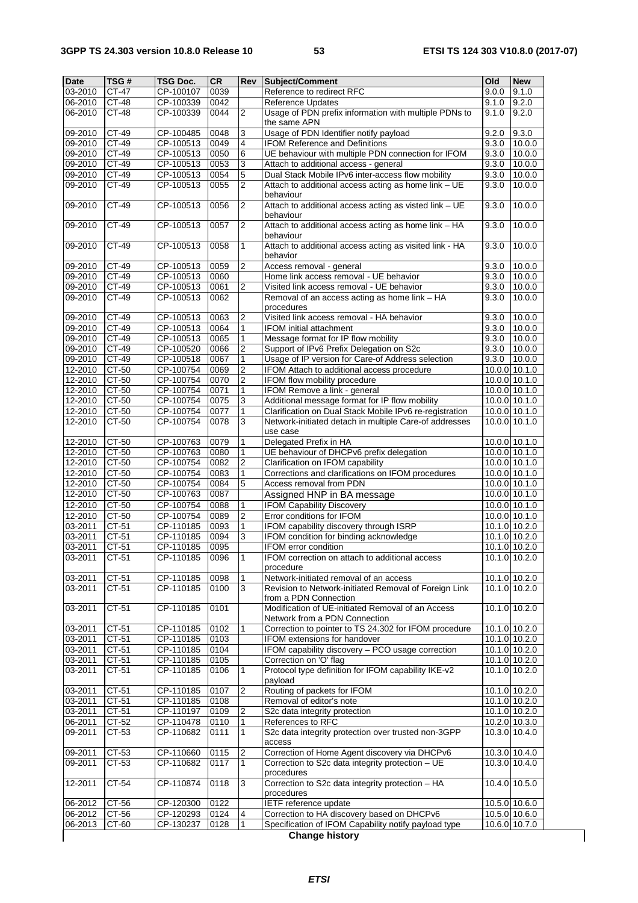| Date | TSG # | TSG Doc. | CR | Rev | Subject/Comment | Old | New |
|---|---|---|---|---|---|---|---|
| 03-2010 | CT-47 | CP-100107 | 0039 | | Reference to redirect RFC | 9.0.0 | 9.1.0 |
| 06-2010 | CT-48 | CP-100339 | 0042 | | Reference Updates | 9.1.0 | 9.2.0 |
| 06-2010 | CT-48 | CP-100339 | 0044 | 2 | Usage of PDN prefix information with multiple PDNs to the same APN | 9.1.0 | 9.2.0 |
| 09-2010 | CT-49 | CP-100485 | 0048 | 3 | Usage of PDN Identifier notify payload | 9.2.0 | 9.3.0 |
| 09-2010 | CT-49 | CP-100513 | 0049 | 4 | IFOM Reference and Definitions | 9.3.0 | 10.0.0 |
| 09-2010 | CT-49 | CP-100513 | 0050 | 6 | UE behaviour with multiple PDN connection for IFOM | 9.3.0 | 10.0.0 |
| 09-2010 | CT-49 | CP-100513 | 0053 | 3 | Attach to additional access - general | 9.3.0 | 10.0.0 |
| 09-2010 | CT-49 | CP-100513 | 0054 | 5 | Dual Stack Mobile IPv6 inter-access flow mobility | 9.3.0 | 10.0.0 |
| 09-2010 | CT-49 | CP-100513 | 0055 | 2 | Attach to additional access acting as home link – UE behaviour | 9.3.0 | 10.0.0 |
| 09-2010 | CT-49 | CP-100513 | 0056 | 2 | Attach to additional access acting as visted link – UE behaviour | 9.3.0 | 10.0.0 |
| 09-2010 | CT-49 | CP-100513 | 0057 | 2 | Attach to additional access acting as home link – HA behaviour | 9.3.0 | 10.0.0 |
| 09-2010 | CT-49 | CP-100513 | 0058 | 1 | Attach to additional access acting as visited link - HA behavior | 9.3.0 | 10.0.0 |
| 09-2010 | CT-49 | CP-100513 | 0059 | 2 | Access removal - general | 9.3.0 | 10.0.0 |
| 09-2010 | CT-49 | CP-100513 | 0060 | | Home link access removal - UE behavior | 9.3.0 | 10.0.0 |
| 09-2010 | CT-49 | CP-100513 | 0061 | 2 | Visited link access removal - UE behavior | 9.3.0 | 10.0.0 |
| 09-2010 | CT-49 | CP-100513 | 0062 | | Removal of an access acting as home link – HA procedures | 9.3.0 | 10.0.0 |
| 09-2010 | CT-49 | CP-100513 | 0063 | 2 | Visited link access removal - HA behavior | 9.3.0 | 10.0.0 |
| 09-2010 | CT-49 | CP-100513 | 0064 | 1 | IFOM initial attachment | 9.3.0 | 10.0.0 |
| 09-2010 | CT-49 | CP-100513 | 0065 | 1 | Message format for IP flow mobility | 9.3.0 | 10.0.0 |
| 09-2010 | CT-49 | CP-100520 | 0066 | 2 | Support of IPv6 Prefix Delegation on S2c | 9.3.0 | 10.0.0 |
| 09-2010 | CT-49 | CP-100518 | 0067 | 1 | Usage of IP version for Care-of Address selection | 9.3.0 | 10.0.0 |
| 12-2010 | CT-50 | CP-100754 | 0069 | 2 | IFOM Attach to additional access procedure | 10.0.0 | 10.1.0 |
| 12-2010 | CT-50 | CP-100754 | 0070 | 2 | IFOM flow mobility procedure | 10.0.0 | 10.1.0 |
| 12-2010 | CT-50 | CP-100754 | 0071 | 1 | IFOM Remove a link - general | 10.0.0 | 10.1.0 |
| 12-2010 | CT-50 | CP-100754 | 0075 | 3 | Additional message format for IP flow mobility | 10.0.0 | 10.1.0 |
| 12-2010 | CT-50 | CP-100754 | 0077 | 1 | Clarification on Dual Stack Mobile IPv6 re-registration | 10.0.0 | 10.1.0 |
| 12-2010 | CT-50 | CP-100754 | 0078 | 3 | Network-initiated detach in multiple Care-of addresses use case | 10.0.0 | 10.1.0 |
| 12-2010 | CT-50 | CP-100763 | 0079 | 1 | Delegated Prefix in HA | 10.0.0 | 10.1.0 |
| 12-2010 | CT-50 | CP-100763 | 0080 | 1 | UE behaviour of DHCPv6 prefix delegation | 10.0.0 | 10.1.0 |
| 12-2010 | CT-50 | CP-100754 | 0082 | 2 | Clarification on IFOM capability | 10.0.0 | 10.1.0 |
| 12-2010 | CT-50 | CP-100754 | 0083 | 1 | Corrections and clarifications on IFOM procedures | 10.0.0 | 10.1.0 |
| 12-2010 | CT-50 | CP-100754 | 0084 | 5 | Access removal from PDN | 10.0.0 | 10.1.0 |
| 12-2010 | CT-50 | CP-100763 | 0087 | | Assigned HNP in BA message | 10.0.0 | 10.1.0 |
| 12-2010 | CT-50 | CP-100754 | 0088 | 1 | IFOM Capability Discovery | 10.0.0 | 10.1.0 |
| 12-2010 | CT-50 | CP-100754 | 0089 | 2 | Error conditions for IFOM | 10.0.0 | 10.1.0 |
| 03-2011 | CT-51 | CP-110185 | 0093 | 1 | IFOM capability discovery through ISRP | 10.1.0 | 10.2.0 |
| 03-2011 | CT-51 | CP-110185 | 0094 | 3 | IFOM condition for binding acknowledge | 10.1.0 | 10.2.0 |
| 03-2011 | CT-51 | CP-110185 | 0095 | | IFOM error condition | 10.1.0 | 10.2.0 |
| 03-2011 | CT-51 | CP-110185 | 0096 | 1 | IFOM correction on attach to additional access procedure | 10.1.0 | 10.2.0 |
| 03-2011 | CT-51 | CP-110185 | 0098 | 1 | Network-initiated removal of an access | 10.1.0 | 10.2.0 |
| 03-2011 | CT-51 | CP-110185 | 0100 | 3 | Revision to Network-initiated Removal of Foreign Link from a PDN Connection | 10.1.0 | 10.2.0 |
| 03-2011 | CT-51 | CP-110185 | 0101 | | Modification of UE-initiated Removal of an Access Network from a PDN Connection | 10.1.0 | 10.2.0 |
| 03-2011 | CT-51 | CP-110185 | 0102 | 1 | Correction to pointer to TS 24.302 for IFOM procedure | 10.1.0 | 10.2.0 |
| 03-2011 | CT-51 | CP-110185 | 0103 | | IFOM extensions for handover | 10.1.0 | 10.2.0 |
| 03-2011 | CT-51 | CP-110185 | 0104 | | IFOM capability discovery – PCO usage correction | 10.1.0 | 10.2.0 |
| 03-2011 | CT-51 | CP-110185 | 0105 | | Correction on 'O' flag | 10.1.0 | 10.2.0 |
| 03-2011 | CT-51 | CP-110185 | 0106 | 1 | Protocol type definition for IFOM capability IKE-v2 payload | 10.1.0 | 10.2.0 |
| 03-2011 | CT-51 | CP-110185 | 0107 | 2 | Routing of packets for IFOM | 10.1.0 | 10.2.0 |
| 03-2011 | CT-51 | CP-110185 | 0108 | | Removal of editor's note | 10.1.0 | 10.2.0 |
| 03-2011 | CT-51 | CP-110197 | 0109 | 2 | S2c data integrity protection | 10.1.0 | 10.2.0 |
| 06-2011 | CT-52 | CP-110478 | 0110 | 1 | References to RFC | 10.2.0 | 10.3.0 |
| 09-2011 | CT-53 | CP-110682 | 0111 | 1 | S2c data integrity protection over trusted non-3GPP access | 10.3.0 | 10.4.0 |
| 09-2011 | CT-53 | CP-110660 | 0115 | 2 | Correction of Home Agent discovery via DHCPv6 | 10.3.0 | 10.4.0 |
| 09-2011 | CT-53 | CP-110682 | 0117 | 1 | Correction to S2c data integrity protection – UE procedures | 10.3.0 | 10.4.0 |
| 12-2011 | CT-54 | CP-110874 | 0118 | 3 | Correction to S2c data integrity protection – HA procedures | 10.4.0 | 10.5.0 |
| 06-2012 | CT-56 | CP-120300 | 0122 | | IETF reference update | 10.5.0 | 10.6.0 |
| 06-2012 | CT-56 | CP-120293 | 0124 | 4 | Correction to HA discovery based on DHCPv6 | 10.5.0 | 10.6.0 |
| 06-2013 | CT-60 | CP-130237 | 0128 | 1 | Specification of IFOM Capability notify payload type | 10.6.0 | 10.7.0 |

**Change history**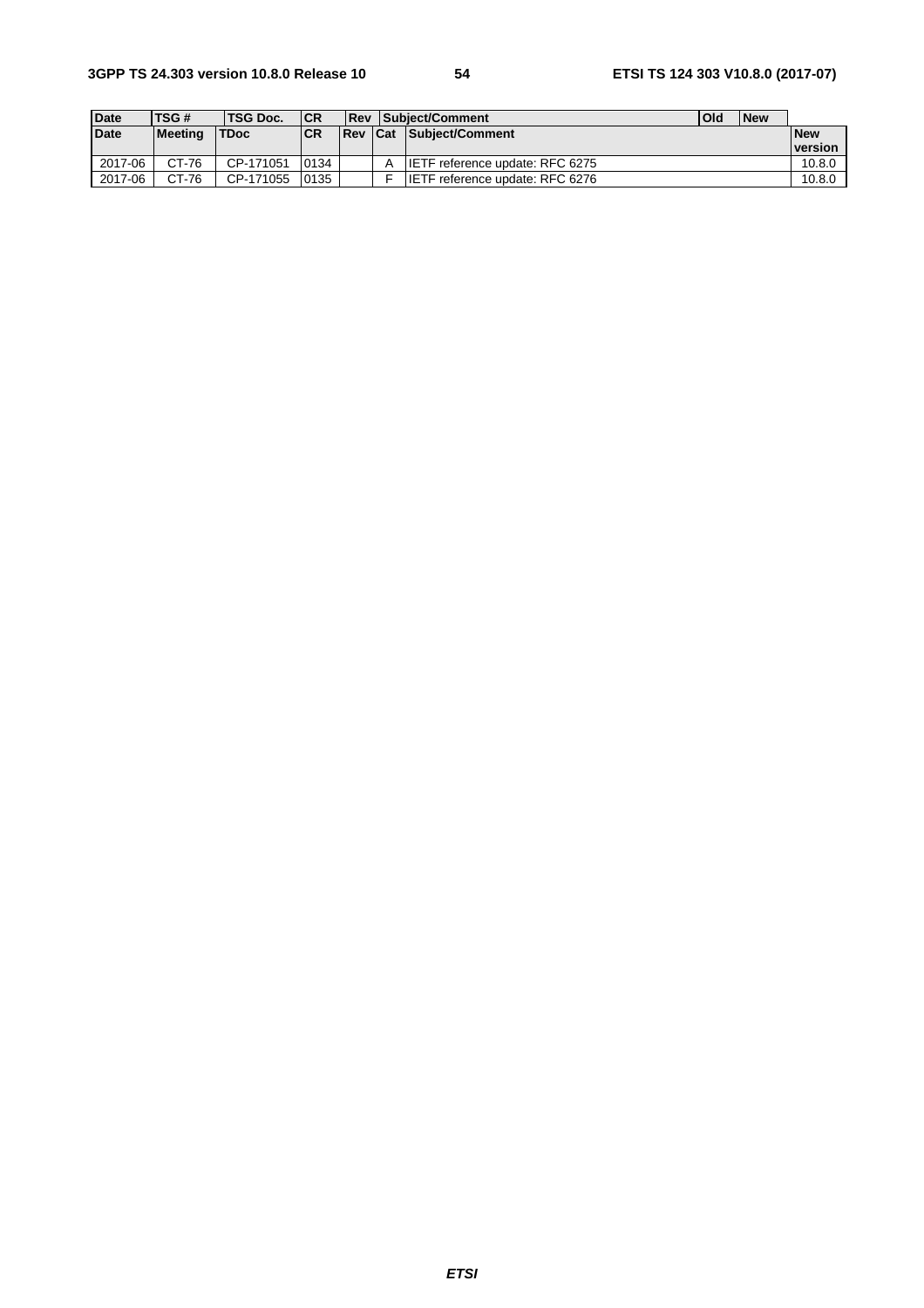| Date | TSG # | TSG Doc. | CR | Rev | | Subject/Comment | Old | New |
|---|---|---|---|---|---|---|---|---|
| Date | Meeting | TDoc | CR | Rev | Cat | Subject/Comment | | New version |
| 2017-06 | CT-76 | CP-171051 | 0134 | | A | IETF reference update: RFC 6275 | | 10.8.0 |
| 2017-06 | CT-76 | CP-171055 | 0135 | | F | IETF reference update: RFC 6276 | | 10.8.0 |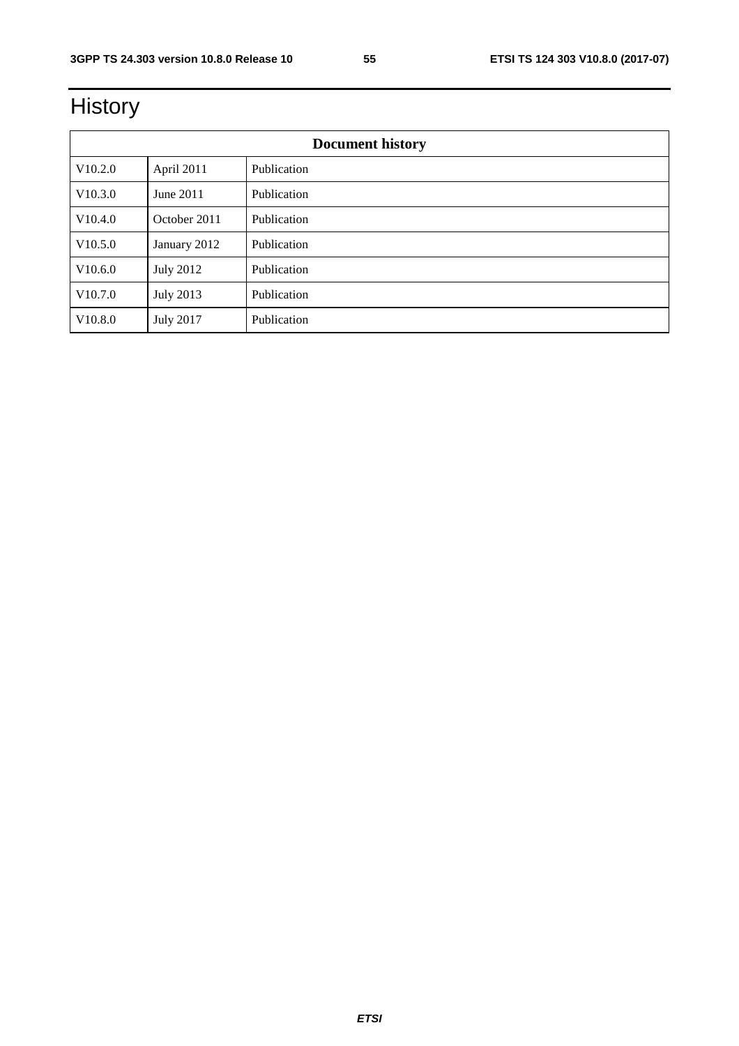# History

| Document history | | |
|---|---|---|
| V10.2.0 | April 2011 | Publication |
| V10.3.0 | June 2011 | Publication |
| V10.4.0 | October 2011 | Publication |
| V10.5.0 | January 2012 | Publication |
| V10.6.0 | July 2012 | Publication |
| V10.7.0 | July 2013 | Publication |
| V10.8.0 | July 2017 | Publication |